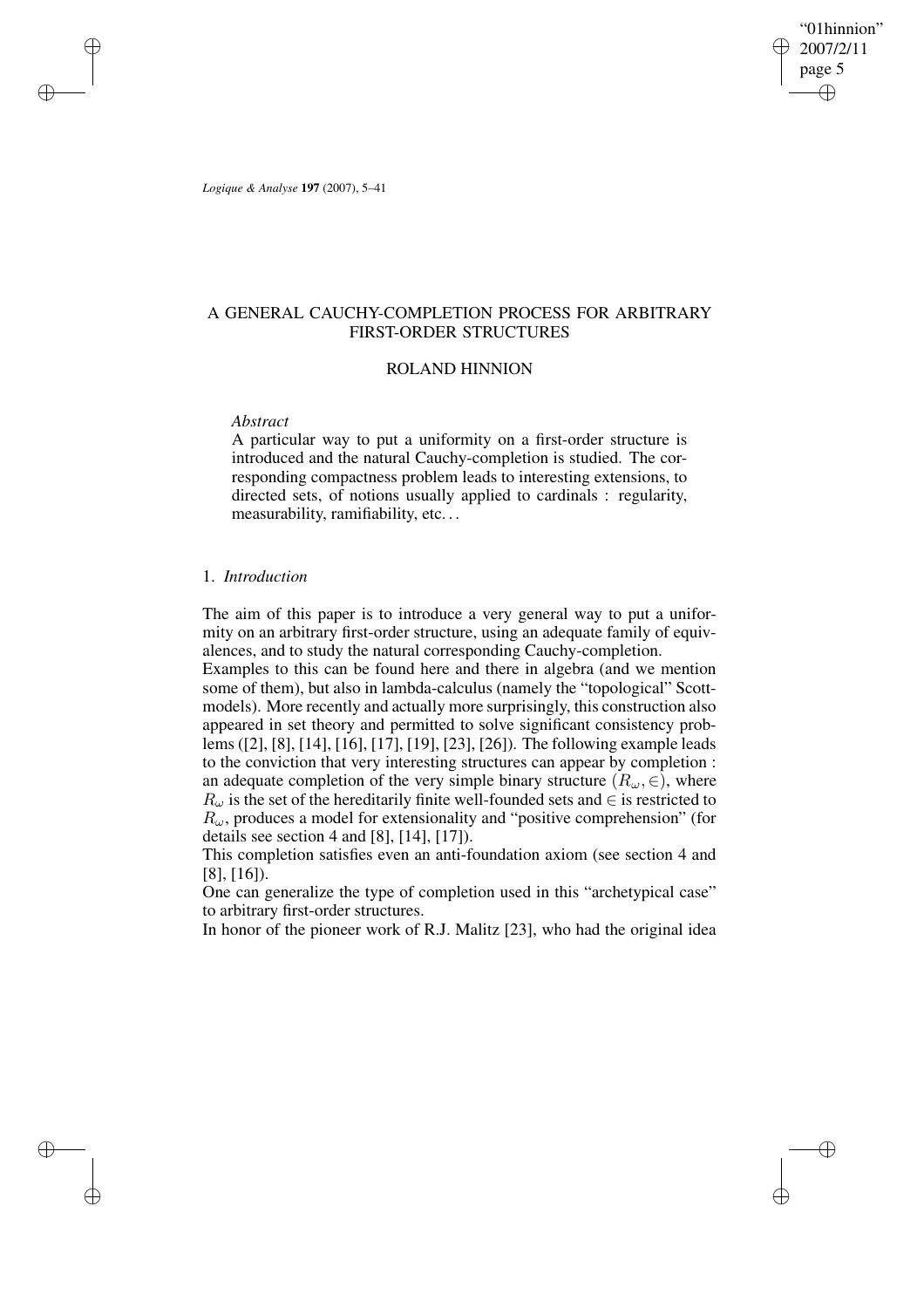# A GENERAL CAUCHY-COMPLETION PROCESS FOR ARBITRARY FIRST-ORDER STRUCTURES

## ROLAND HINNION

*Abstract*

A particular way to put a uniformity on a first-order structure is introduced and the natural Cauchy-completion is studied. The corresponding compactness problem leads to interesting extensions, to directed sets, of notions usually applied to cardinals : regularity, measurability, ramifiability, etc. . .

## 1. *Introduction*

The aim of this paper is to introduce a very general way to put a uniformity on an arbitrary first-order structure, using an adequate family of equivalences, and to study the natural corresponding Cauchy-completion.

Examples to this can be found here and there in algebra (and we mention some of them), but also in lambda-calculus (namely the "topological" Scott-models). More recently and actually more surprisingly, this construction also appeared in set theory and permitted to solve significant consistency problems ([2], [8], [14], [16], [17], [19], [23], [26]). The following example leads to the conviction that very interesting structures can appear by completion : an adequate completion of the very simple binary structure $(R_\omega, \in)$, where $R_\omega$ is the set of the hereditarily finite well-founded sets and $\in$ is restricted to $R_\omega$, produces a model for extensionality and "positive comprehension" (for details see section 4 and [8], [14], [17]).

This completion satisfies even an anti-foundation axiom (see section 4 and [8], [16]).

One can generalize the type of completion used in this "archetypical case" to arbitrary first-order structures.

In honor of the pioneer work of R.J. Malitz [23], who had the original idea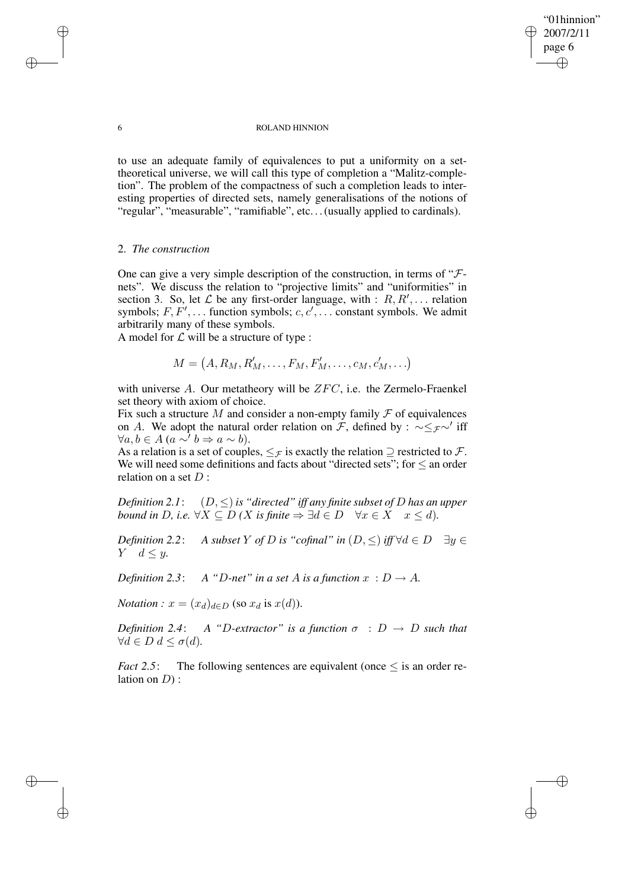to use an adequate family of equivalences to put a uniformity on a set-theoretical universe, we will call this type of completion a "Malitz-completion". The problem of the compactness of such a completion leads to interesting properties of directed sets, namely generalisations of the notions of "regular", "measurable", "ramifiable", etc... (usually applied to cardinals).

## 2. *The construction*

One can give a very simple description of the construction, in terms of "$\mathcal{F}$-nets". We discuss the relation to "projective limits" and "uniformities" in section 3. So, let $\mathcal{L}$ be any first-order language, with : $R, R', \dots$ relation symbols; $F, F', \dots$ function symbols; $c, c', \dots$ constant symbols. We admit arbitrarily many of these symbols.

A model for $\mathcal{L}$ will be a structure of type :

$$M = \big(A, R_M, R'_M, \dots, F_M, F'_M, \dots, c_M, c'_M, \dots\big)$$

with universe $A$. Our metatheory will be $ZFC$, i.e. the Zermelo-Fraenkel set theory with axiom of choice.

Fix such a structure $M$ and consider a non-empty family $\mathcal{F}$ of equivalences on $A$. We adopt the natural order relation on $\mathcal{F}$, defined by : $\sim \leq_{\mathcal{F}} \sim'$ iff $\forall a, b \in A\ (a \sim' b \Rightarrow a \sim b)$.

As a relation is a set of couples, $\leq_{\mathcal{F}}$ is exactly the relation $\supseteq$ restricted to $\mathcal{F}$. We will need some definitions and facts about "directed sets"; for $\leq$ an order relation on a set $D$ :

*Definition 2.1*: $(D, \leq)$ *is "directed" iff any finite subset of $D$ has an upper bound in $D$, i.e.* $\forall X \subseteq D$ *($X$ is finite* $\Rightarrow \exists d \in D \quad \forall x \in X \quad x \leq d$).

*Definition 2.2*: *A subset $Y$ of $D$ is "cofinal" in $(D, \leq)$ iff* $\forall d \in D \quad \exists y \in Y \quad d \leq y$.

*Definition 2.3*: *A "$D$-net" in a set $A$ is a function $x\ : D \to A$.*

*Notation :* $x = (x_d)_{d \in D}$ (so $x_d$ is $x(d)$).

*Definition 2.4*: *A "$D$-extractor" is a function $\sigma\ : D \to D$ such that* $\forall d \in D\ d \leq \sigma(d)$.

*Fact 2.5*: The following sentences are equivalent (once $\leq$ is an order relation on $D$) :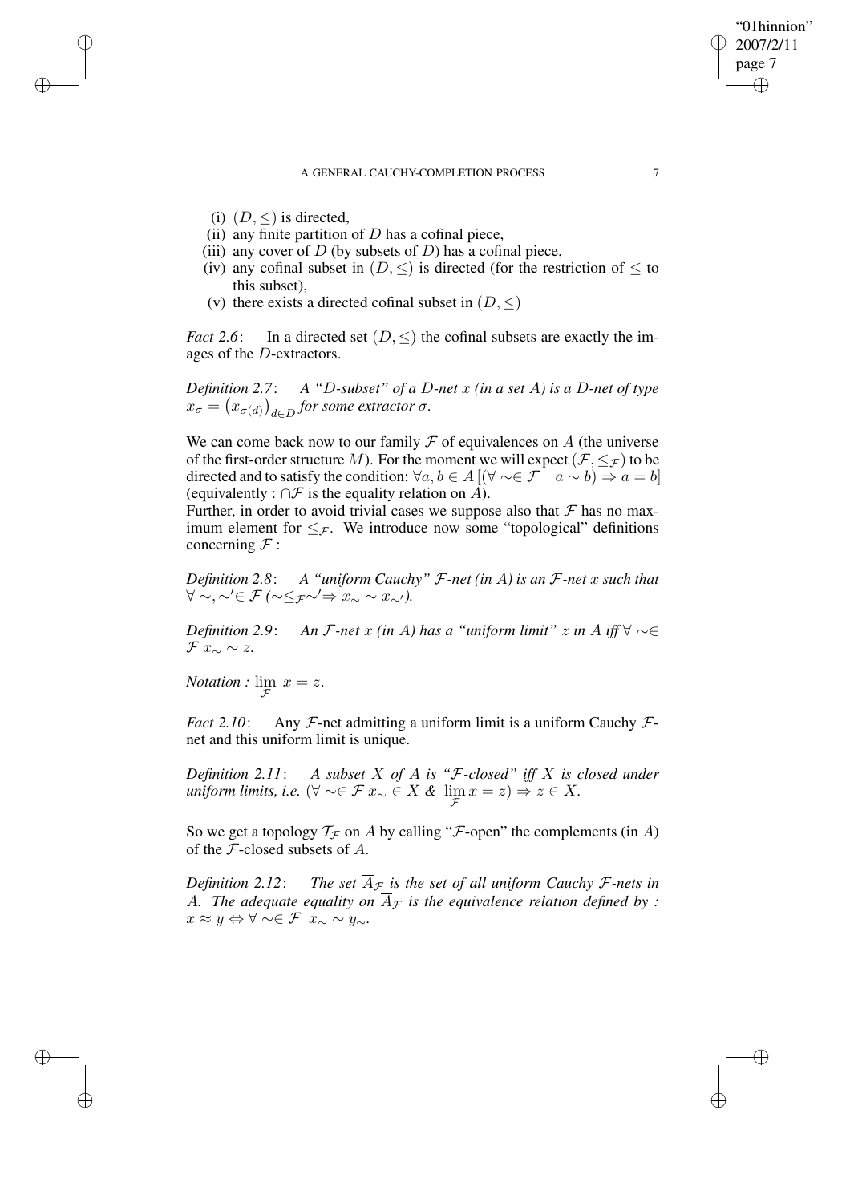(i) $(D, \leq)$ is directed,
(ii) any finite partition of $D$ has a cofinal piece,
(iii) any cover of $D$ (by subsets of $D$) has a cofinal piece,
(iv) any cofinal subset in $(D, \leq)$ is directed (for the restriction of $\leq$ to this subset),
(v) there exists a directed cofinal subset in $(D, \leq)$

*Fact 2.6*: In a directed set $(D, \leq)$ the cofinal subsets are exactly the images of the $D$-extractors.

*Definition 2.7*: *A "$D$-subset" of a $D$-net $x$ (in a set $A$) is a $D$-net of type $x_\sigma = \left(x_{\sigma(d)}\right)_{d \in D}$ for some extractor $\sigma$.*

We can come back now to our family $\mathcal{F}$ of equivalences on $A$ (the universe of the first-order structure $M$). For the moment we will expect $(\mathcal{F}, \leq_{\mathcal{F}})$ to be directed and to satisfy the condition: $\forall a, b \in A\,[(\forall \sim \in \mathcal{F} \quad a \sim b) \Rightarrow a = b]$ (equivalently : $\cap \mathcal{F}$ is the equality relation on $A$).
Further, in order to avoid trivial cases we suppose also that $\mathcal{F}$ has no maximum element for $\leq_{\mathcal{F}}$. We introduce now some "topological" definitions concerning $\mathcal{F}$ :

*Definition 2.8*: *A "uniform Cauchy" $\mathcal{F}$-net (in $A$) is an $\mathcal{F}$-net $x$ such that $\forall \sim, \sim' \in \mathcal{F}$ ($\sim \leq_{\mathcal{F}} \sim' \Rightarrow x_\sim \sim x_{\sim'}$).*

*Definition 2.9*: *An $\mathcal{F}$-net $x$ (in $A$) has a "uniform limit" $z$ in $A$ iff $\forall \sim \in \mathcal{F}$ $x_\sim \sim z$.*

*Notation :* $\lim\limits_{\mathcal{F}} x = z$.

*Fact 2.10*: Any $\mathcal{F}$-net admitting a uniform limit is a uniform Cauchy $\mathcal{F}$-net and this uniform limit is unique.

*Definition 2.11*: *A subset $X$ of $A$ is "$\mathcal{F}$-closed" iff $X$ is closed under uniform limits, i.e.* $(\forall \sim \in \mathcal{F}\ x_\sim \in X \;\&\; \lim\limits_{\mathcal{F}} x = z) \Rightarrow z \in X$.

So we get a topology $\mathcal{T}_{\mathcal{F}}$ on $A$ by calling "$\mathcal{F}$-open" the complements (in $A$) of the $\mathcal{F}$-closed subsets of $A$.

*Definition 2.12*: *The set $\overline{A}_{\mathcal{F}}$ is the set of all uniform Cauchy $\mathcal{F}$-nets in $A$. The adequate equality on $\overline{A}_{\mathcal{F}}$ is the equivalence relation defined by :* $x \approx y \Leftrightarrow \forall \sim \in \mathcal{F}\ \ x_\sim \sim y_\sim$.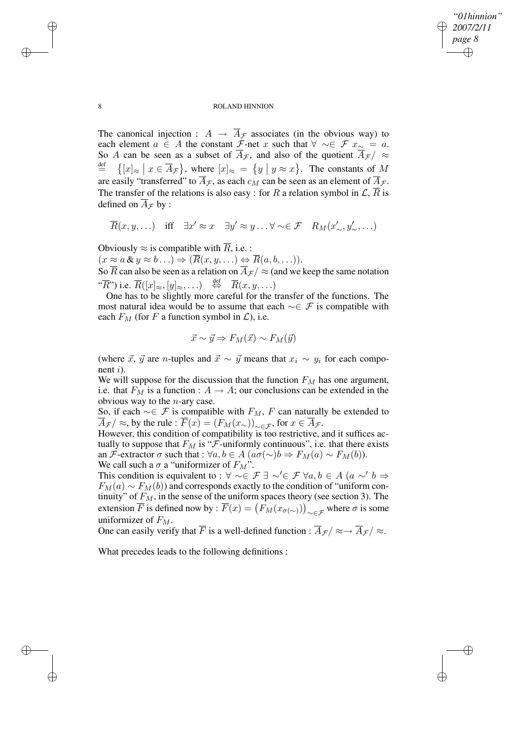The canonical injection : $A \to \overline{A}_{\mathcal{F}}$ associates (in the obvious way) to each element $a \in A$ the constant $\mathcal{F}$-net $x$ such that $\forall \sim \in \mathcal{F}\ x_{\sim} = a$. So $A$ can be seen as a subset of $\overline{A}_{\mathcal{F}}$, and also of the quotient $\overline{A}_{\mathcal{F}}/\approx \overset{\text{def}}{=} \{[x]_{\approx} \mid x \in \overline{A}_{\mathcal{F}}\}$, where $[x]_{\approx} = \{y \mid y \approx x\}$. The constants of $M$ are easily "transferred" to $\overline{A}_{\mathcal{F}}$, as each $c_M$ can be seen as an element of $\overline{A}_{\mathcal{F}}$. The transfer of the relations is also easy : for $R$ a relation symbol in $\mathcal{L}$, $\overline{R}$ is defined on $\overline{A}_{\mathcal{F}}$ by :

$$\overline{R}(x, y, \ldots) \quad \text{iff} \quad \exists x' \approx x \quad \exists y' \approx y \ldots \forall \sim \in \mathcal{F} \quad R_M(x'_{\sim}, y'_{\sim}, \ldots)$$

Obviously $\approx$ is compatible with $\overline{R}$, i.e. :
$(x \approx a \,\&\, y \approx b \ldots) \Rightarrow (\overline{R}(x, y, \ldots) \Leftrightarrow \overline{R}(a, b, \ldots))$.
So $\overline{R}$ can also be seen as a relation on $\overline{A}_{\mathcal{F}}/\approx$ (and we keep the same notation "$\overline{R}$") i.e. $\overline{R}([x]_{\approx}, [y]_{\approx}, \ldots) \overset{\text{def}}{\Leftrightarrow} \overline{R}(x, y, \ldots)$

One has to be slightly more careful for the transfer of the functions. The most natural idea would be to assume that each $\sim \in \mathcal{F}$ is compatible with each $F_M$ (for $F$ a function symbol in $\mathcal{L}$), i.e.

$$\vec{x} \sim \vec{y} \Rightarrow F_M(\vec{x}) \sim F_M(\vec{y})$$

(where $\vec{x}$, $\vec{y}$ are $n$-tuples and $\vec{x} \sim \vec{y}$ means that $x_i \sim y_i$ for each component $i$).

We will suppose for the discussion that the function $F_M$ has one argument, i.e. that $F_M$ is a function : $A \to A$; our conclusions can be extended in the obvious way to the $n$-ary case.

So, if each $\sim \in \mathcal{F}$ is compatible with $F_M$, $F$ can naturally be extended to $\overline{A}_{\mathcal{F}}/\approx$, by the rule : $\overline{F}(x) = (F_M(x_{\sim}))_{\sim \in \mathcal{F}}$, for $x \in \overline{A}_{\mathcal{F}}$.

However, this condition of compatibility is too restrictive, and it suffices actually to suppose that $F_M$ is "$\mathcal{F}$-uniformly continuous", i.e. that there exists an $\mathcal{F}$-extractor $\sigma$ such that : $\forall a, b \in A\ (a\sigma(\sim)b \Rightarrow F_M(a) \sim F_M(b))$.

We call such a $\sigma$ a "uniformizer of $F_M$".

This condition is equivalent to : $\forall \sim \in \mathcal{F}\ \exists \sim' \in \mathcal{F}\ \forall a, b \in A\ (a \sim' b \Rightarrow F_M(a) \sim F_M(b))$ and corresponds exactly to the condition of "uniform continuity" of $F_M$, in the sense of the uniform spaces theory (see section 3). The extension $\overline{F}$ is defined now by : $\overline{F}(x) = \big(F_M(x_{\sigma(\sim)})\big)_{\sim \in \mathcal{F}}$ where $\sigma$ is some uniformizer of $F_M$.

One can easily verify that $\overline{F}$ is a well-defined function : $\overline{A}_{\mathcal{F}}/\approx \to \overline{A}_{\mathcal{F}}/\approx$.

What precedes leads to the following definitions :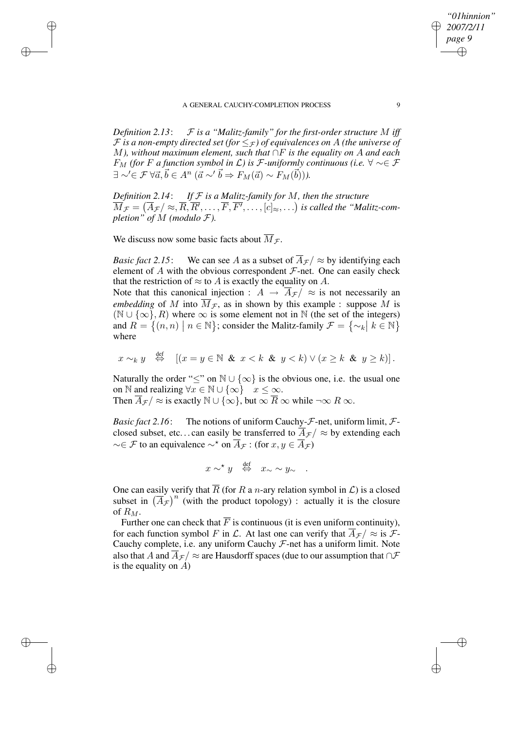*Definition 2.13*: $\mathcal{F}$ *is a "Malitz-family" for the first-order structure* $M$ *iff* $\mathcal{F}$ *is a non-empty directed set (for* $\leq_{\mathcal{F}}$*) of equivalences on* $A$ *(the universe of* $M$*), without maximum element, such that* $\cap F$ *is the equality on* $A$ *and each* $F_M$ *(for* $F$ *a function symbol in* $\mathcal{L}$*) is* $\mathcal{F}$*-uniformly continuous (i.e.* $\forall \sim \in \mathcal{F}$ $\exists \sim' \in \mathcal{F}\ \forall \vec{a}, \vec{b} \in A^n\ (\vec{a} \sim' \vec{b} \Rightarrow F_M(\vec{a}) \sim F_M(\vec{b}))$*).*

*Definition 2.14*: *If* $\mathcal{F}$ *is a Malitz-family for* $M$*, then the structure* $\overline{M}_{\mathcal{F}} = \left(\overline{A}_{\mathcal{F}}/\approx, \overline{R}, \overline{R'}, \ldots, \overline{F}, \overline{F'}, \ldots, [c]_{\approx}, \ldots\right)$ *is called the "Malitz-completion" of* $M$ *(modulo* $\mathcal{F}$*).*

We discuss now some basic facts about $\overline{M}_{\mathcal{F}}$.

*Basic fact 2.15*: We can see $A$ as a subset of $\overline{A}_{\mathcal{F}}/\approx$ by identifying each element of $A$ with the obvious correspondent $\mathcal{F}$-net. One can easily check that the restriction of $\approx$ to $A$ is exactly the equality on $A$.
Note that this canonical injection : $A \rightarrow \overline{A}_{\mathcal{F}}/\approx$ is not necessarily an *embedding* of $M$ into $\overline{M}_{\mathcal{F}}$, as in shown by this example : suppose $M$ is $(\mathbb{N} \cup \{\infty\}, R)$ where $\infty$ is some element not in $\mathbb{N}$ (the set of the integers) and $R = \{(n, n) \mid n \in \mathbb{N}\}$; consider the Malitz-family $\mathcal{F} = \{\sim_k \mid k \in \mathbb{N}\}$ where

$$x \sim_k y \quad \overset{\text{def}}{\Leftrightarrow} \quad [(x = y \in \mathbb{N}\ \&\ x < k\ \&\ y < k) \vee (x \geq k\ \&\ y \geq k)].$$

Naturally the order "$\leq$" on $\mathbb{N} \cup \{\infty\}$ is the obvious one, i.e. the usual one on $\mathbb{N}$ and realizing $\forall x \in \mathbb{N} \cup \{\infty\} \quad x \leq \infty$.
Then $\overline{A}_{\mathcal{F}}/\approx$ is exactly $\mathbb{N} \cup \{\infty\}$, but $\infty\ \overline{R}\ \infty$ while $\neg \infty\ R\ \infty$.

*Basic fact 2.16*: The notions of uniform Cauchy-$\mathcal{F}$-net, uniform limit, $\mathcal{F}$-closed subset, etc... can easily be transferred to $\overline{A}_{\mathcal{F}}/\approx$ by extending each $\sim \in \mathcal{F}$ to an equivalence $\sim^\star$ on $\overline{A}_{\mathcal{F}}$ : (for $x, y \in \overline{A}_{\mathcal{F}}$)

$$x \sim^\star y \quad \overset{\text{def}}{\Leftrightarrow} \quad x_\sim \sim y_\sim \quad .$$

One can easily verify that $\overline{R}$ (for $R$ a $n$-ary relation symbol in $\mathcal{L}$) is a closed subset in $\left(\overline{A}_{\mathcal{F}}\right)^n$ (with the product topology) : actually it is the closure of $R_M$.

Further one can check that $\overline{F}$ is continuous (it is even uniform continuity), for each function symbol $F$ in $\mathcal{L}$. At last one can verify that $\overline{A}_{\mathcal{F}}/\approx$ is $\mathcal{F}$-Cauchy complete, i.e. any uniform Cauchy $\mathcal{F}$-net has a uniform limit. Note also that $A$ and $\overline{A}_{\mathcal{F}}/\approx$ are Hausdorff spaces (due to our assumption that $\cap\mathcal{F}$ is the equality on $A$)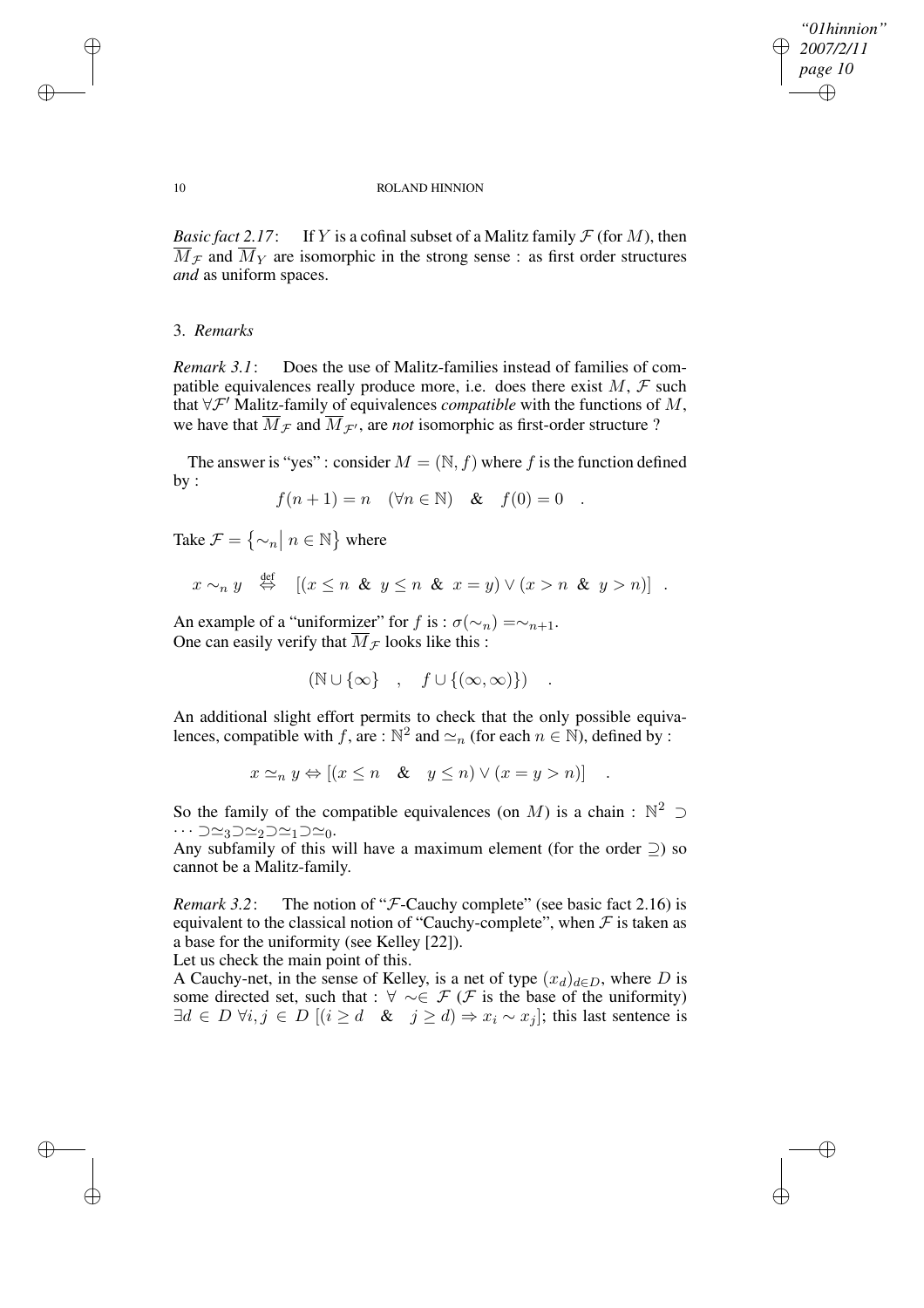*Basic fact 2.17*: If $Y$ is a cofinal subset of a Malitz family $\mathcal{F}$ (for $M$), then $\overline{M}_{\mathcal{F}}$ and $\overline{M}_Y$ are isomorphic in the strong sense : as first order structures *and* as uniform spaces.

## 3. *Remarks*

*Remark 3.1*: Does the use of Malitz-families instead of families of compatible equivalences really produce more, i.e. does there exist $M$, $\mathcal{F}$ such that $\forall \mathcal{F}'$ Malitz-family of equivalences *compatible* with the functions of $M$, we have that $\overline{M}_{\mathcal{F}}$ and $\overline{M}_{\mathcal{F}'}$, are *not* isomorphic as first-order structure ?

The answer is "yes" : consider $M = (\mathbb{N}, f)$ where $f$ is the function defined by :

$$f(n+1) = n \quad (\forall n \in \mathbb{N}) \quad \& \quad f(0) = 0 \quad .$$

Take $\mathcal{F} = \{\sim_n \mid n \in \mathbb{N}\}$ where

$$x \sim_n y \quad \overset{\text{def}}{\Leftrightarrow} \quad [(x \leq n \ \& \ y \leq n \ \& \ x = y) \vee (x > n \ \& \ y > n)] \quad .$$

An example of a "uniformizer" for $f$ is : $\sigma(\sim_n) = \sim_{n+1}$.
One can easily verify that $\overline{M}_{\mathcal{F}}$ looks like this :

$$(\mathbb{N} \cup \{\infty\} \quad , \quad f \cup \{(\infty, \infty)\}) \quad .$$

An additional slight effort permits to check that the only possible equivalences, compatible with $f$, are : $\mathbb{N}^2$ and $\simeq_n$ (for each $n \in \mathbb{N}$), defined by :

$$x \simeq_n y \Leftrightarrow [(x \leq n \quad \& \quad y \leq n) \vee (x = y > n)] \quad .$$

So the family of the compatible equivalences (on $M$) is a chain : $\mathbb{N}^2 \supset \cdots \supset \simeq_3 \supset \simeq_2 \supset \simeq_1 \supset \simeq_0$.
Any subfamily of this will have a maximum element (for the order $\supseteq$) so cannot be a Malitz-family.

*Remark 3.2*: The notion of "$\mathcal{F}$-Cauchy complete" (see basic fact 2.16) is equivalent to the classical notion of "Cauchy-complete", when $\mathcal{F}$ is taken as a base for the uniformity (see Kelley [22]).
Let us check the main point of this.
A Cauchy-net, in the sense of Kelley, is a net of type $(x_d)_{d \in D}$, where $D$ is some directed set, such that : $\forall \sim \in \mathcal{F}$ ($\mathcal{F}$ is the base of the uniformity) $\exists d \in D \ \forall i, j \in D \ [(i \geq d \quad \& \quad j \geq d) \Rightarrow x_i \sim x_j]$; this last sentence is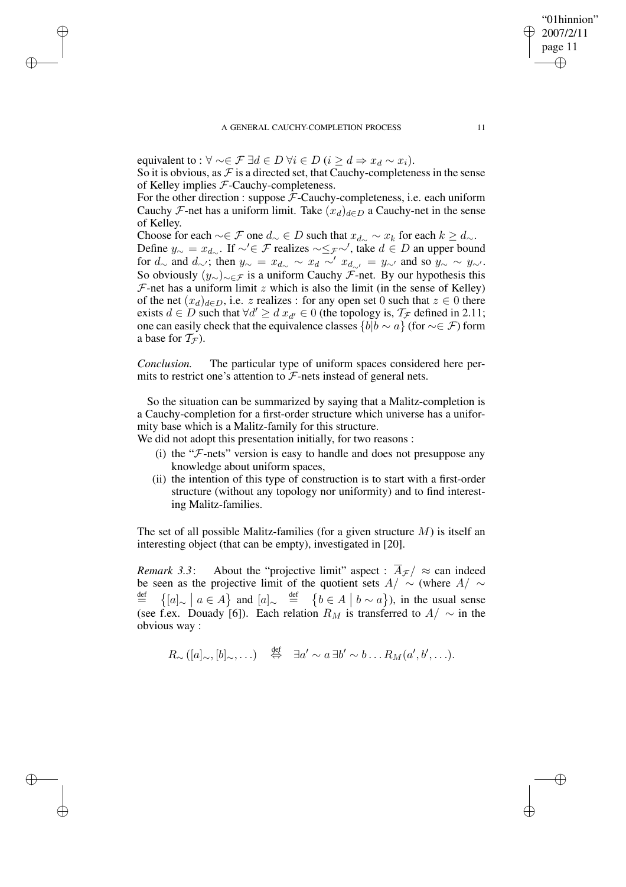equivalent to : $\forall \sim \in \mathcal{F}\ \exists d \in D\ \forall i \in D\ (i \geq d \Rightarrow x_d \sim x_i)$.
So it is obvious, as $\mathcal{F}$ is a directed set, that Cauchy-completeness in the sense of Kelley implies $\mathcal{F}$-Cauchy-completeness.
For the other direction : suppose $\mathcal{F}$-Cauchy-completeness, i.e. each uniform Cauchy $\mathcal{F}$-net has a uniform limit. Take $(x_d)_{d \in D}$ a Cauchy-net in the sense of Kelley.
Choose for each $\sim \in \mathcal{F}$ one $d_\sim \in D$ such that $x_{d_\sim} \sim x_k$ for each $k \geq d_\sim$.
Define $y_\sim = x_{d_\sim}$. If $\sim' \in \mathcal{F}$ realizes $\sim \leq_{\mathcal{F}} \sim'$, take $d \in D$ an upper bound for $d_\sim$ and $d_{\sim'}$; then $y_\sim = x_{d_\sim} \sim x_d \sim' x_{d_{\sim'}} = y_{\sim'}$ and so $y_\sim \sim y_{\sim'}$. So obviously $(y_\sim)_{\sim \in \mathcal{F}}$ is a uniform Cauchy $\mathcal{F}$-net. By our hypothesis this $\mathcal{F}$-net has a uniform limit $z$ which is also the limit (in the sense of Kelley) of the net $(x_d)_{d \in D}$, i.e. $z$ realizes : for any open set $0$ such that $z \in 0$ there exists $d \in D$ such that $\forall d' \geq d\ x_{d'} \in 0$ (the topology is, $\mathcal{T}_{\mathcal{F}}$ defined in 2.11; one can easily check that the equivalence classes $\{b | b \sim a\}$ (for $\sim \in \mathcal{F}$) form a base for $\mathcal{T}_{\mathcal{F}}$).

*Conclusion.* The particular type of uniform spaces considered here permits to restrict one's attention to $\mathcal{F}$-nets instead of general nets.

So the situation can be summarized by saying that a Malitz-completion is a Cauchy-completion for a first-order structure which universe has a uniformity base which is a Malitz-family for this structure.
We did not adopt this presentation initially, for two reasons :

(i) the "$\mathcal{F}$-nets" version is easy to handle and does not presuppose any knowledge about uniform spaces,
(ii) the intention of this type of construction is to start with a first-order structure (without any topology nor uniformity) and to find interesting Malitz-families.

The set of all possible Malitz-families (for a given structure $M$) is itself an interesting object (that can be empty), investigated in [20].

*Remark 3.3*: About the "projective limit" aspect : $\overline{A}_{\mathcal{F}} / \approx$ can indeed be seen as the projective limit of the quotient sets $A/\sim$ (where $A/\sim \stackrel{\text{def}}{=} \{[a]_\sim \mid a \in A\}$ and $[a]_\sim \stackrel{\text{def}}{=} \{b \in A \mid b \sim a\}$), in the usual sense (see f.ex. Douady [6]). Each relation $R_M$ is transferred to $A/\sim$ in the obvious way :

$$R_\sim([a]_\sim, [b]_\sim, \ldots) \quad \stackrel{\text{def}}{\Leftrightarrow} \quad \exists a' \sim a\, \exists b' \sim b \ldots R_M(a', b', \ldots).$$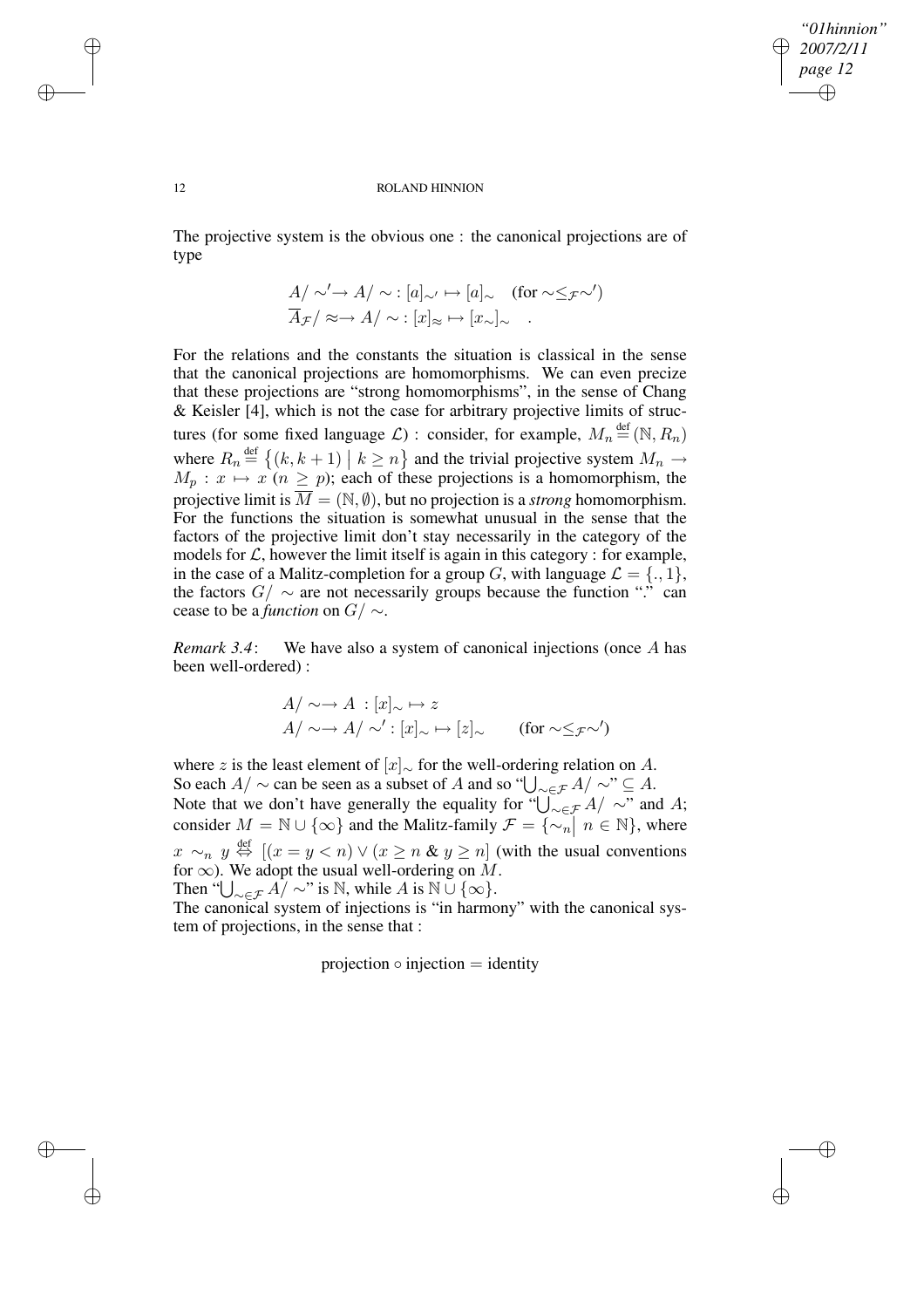The projective system is the obvious one : the canonical projections are of type

$$A/\sim' \to A/\sim \, : [a]_{\sim'} \mapsto [a]_{\sim} \quad (\text{for } \sim \leq_{\mathcal{F}} \sim')$$
$$\overline{A}_{\mathcal{F}}/\approx \to A/\sim \, : [x]_{\approx} \mapsto [x_{\sim}]_{\sim} \quad .$$

For the relations and the constants the situation is classical in the sense that the canonical projections are homomorphisms. We can even precize that these projections are "strong homomorphisms", in the sense of Chang & Keisler [4], which is not the case for arbitrary projective limits of structures (for some fixed language $\mathcal{L}$) : consider, for example, $M_n \stackrel{\text{def}}{=} (\mathbb{N}, R_n)$ where $R_n \stackrel{\text{def}}{=} \{(k, k+1) \mid k \geq n\}$ and the trivial projective system $M_n \to M_p : x \mapsto x$ ($n \geq p$); each of these projections is a homomorphism, the projective limit is $\overline{M} = (\mathbb{N}, \emptyset)$, but no projection is a *strong* homomorphism. For the functions the situation is somewhat unusual in the sense that the factors of the projective limit don't stay necessarily in the category of the models for $\mathcal{L}$, however the limit itself is again in this category : for example, in the case of a Malitz-completion for a group $G$, with language $\mathcal{L} = \{., 1\}$, the factors $G/\sim$ are not necessarily groups because the function "." can cease to be a *function* on $G/\sim$.

*Remark 3.4*: We have also a system of canonical injections (once $A$ has been well-ordered) :

$$A/\sim \to A \; : [x]_{\sim} \mapsto z$$
$$A/\sim \to A/\sim' : [x]_{\sim} \mapsto [z]_{\sim} \qquad (\text{for } \sim \leq_{\mathcal{F}} \sim')$$

where $z$ is the least element of $[x]_{\sim}$ for the well-ordering relation on $A$.
So each $A/\sim$ can be seen as a subset of $A$ and so "$\bigcup_{\sim \in \mathcal{F}} A/\sim$" $\subseteq A$.
Note that we don't have generally the equality for "$\bigcup_{\sim \in \mathcal{F}} A/\sim$" and $A$; consider $M = \mathbb{N} \cup \{\infty\}$ and the Malitz-family $\mathcal{F} = \{\sim_n \mid n \in \mathbb{N}\}$, where $x \sim_n y \stackrel{\text{def}}{\Leftrightarrow} [(x = y < n) \vee (x \geq n \;\&\; y \geq n]$ (with the usual conventions for $\infty$). We adopt the usual well-ordering on $M$.
Then "$\bigcup_{\sim \in \mathcal{F}} A/\sim$" is $\mathbb{N}$, while $A$ is $\mathbb{N} \cup \{\infty\}$.
The canonical system of injections is "in harmony" with the canonical system of projections, in the sense that :

$$\text{projection} \circ \text{injection} = \text{identity}$$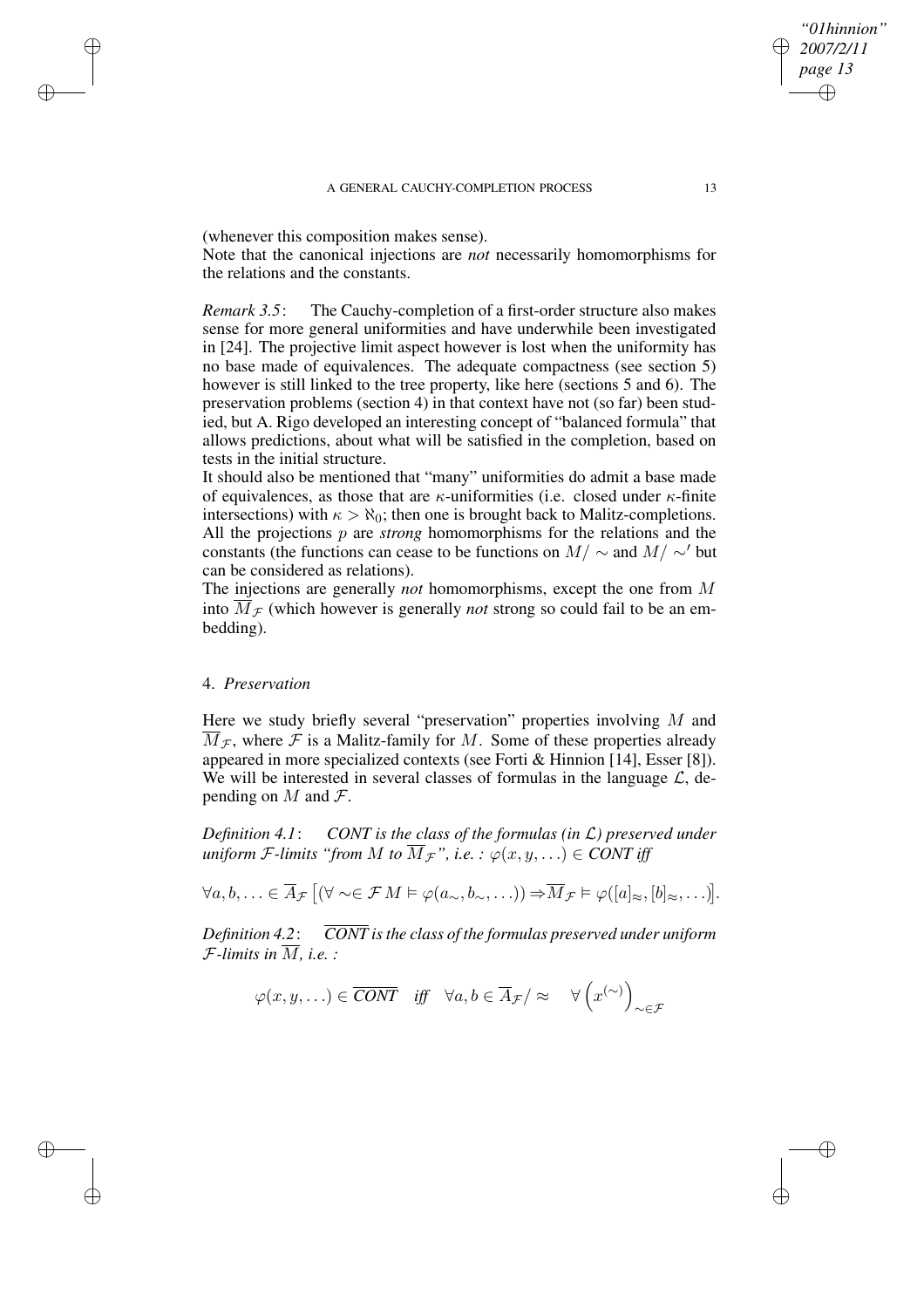(whenever this composition makes sense).
Note that the canonical injections are *not* necessarily homomorphisms for the relations and the constants.

*Remark 3.5*: The Cauchy-completion of a first-order structure also makes sense for more general uniformities and have underwhile been investigated in [24]. The projective limit aspect however is lost when the uniformity has no base made of equivalences. The adequate compactness (see section 5) however is still linked to the tree property, like here (sections 5 and 6). The preservation problems (section 4) in that context have not (so far) been studied, but A. Rigo developed an interesting concept of "balanced formula" that allows predictions, about what will be satisfied in the completion, based on tests in the initial structure.
It should also be mentioned that "many" uniformities do admit a base made of equivalences, as those that are $\kappa$-uniformities (i.e. closed under $\kappa$-finite intersections) with $\kappa > \aleph_0$; then one is brought back to Malitz-completions.
All the projections $p$ are *strong* homomorphisms for the relations and the constants (the functions can cease to be functions on $M/\sim$ and $M/\sim'$ but can be considered as relations).
The injections are generally *not* homomorphisms, except the one from $M$ into $\overline{M}_{\mathcal{F}}$ (which however is generally *not* strong so could fail to be an embedding).

## 4. *Preservation*

Here we study briefly several "preservation" properties involving $M$ and $\overline{M}_{\mathcal{F}}$, where $\mathcal{F}$ is a Malitz-family for $M$. Some of these properties already appeared in more specialized contexts (see Forti & Hinnion [14], Esser [8]). We will be interested in several classes of formulas in the language $\mathcal{L}$, depending on $M$ and $\mathcal{F}$.

*Definition 4.1*: *CONT is the class of the formulas (in $\mathcal{L}$) preserved under uniform $\mathcal{F}$-limits "from $M$ to $\overline{M}_{\mathcal{F}}$", i.e. : $\varphi(x, y, \ldots) \in$ CONT iff*

$$\forall a, b, \ldots \in \overline{A}_{\mathcal{F}} \left[ (\forall \sim \in \mathcal{F}\, M \vDash \varphi(a_\sim, b_\sim, \ldots)) \Rightarrow \overline{M}_{\mathcal{F}} \vDash \varphi([a]_\approx, [b]_\approx, \ldots) \right].$$

*Definition 4.2*: *$\overline{CONT}$ is the class of the formulas preserved under uniform $\mathcal{F}$-limits in $\overline{M}$, i.e. :*

$$\varphi(x, y, \ldots) \in \overline{CONT} \quad \textit{iff} \quad \forall a, b \in \overline{A}_{\mathcal{F}}/\approx \quad \forall \left( x^{(\sim)} \right)_{\sim \in \mathcal{F}}$$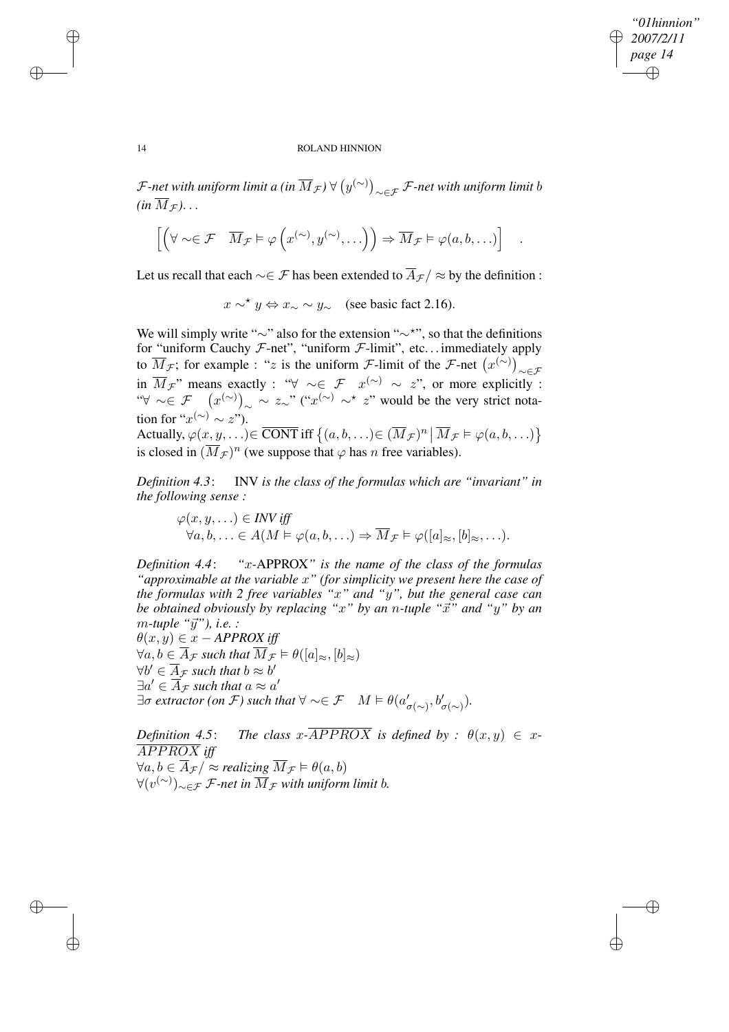*$\mathcal{F}$-net with uniform limit a (in $\overline{M}_{\mathcal{F}}$) $\forall \left(y^{(\sim)}\right)_{\sim\in\mathcal{F}}$ $\mathcal{F}$-net with uniform limit b (in $\overline{M}_{\mathcal{F}}$)...*

$$\left[\left(\forall \sim\in \mathcal{F} \quad \overline{M}_{\mathcal{F}} \vDash \varphi\left(x^{(\sim)}, y^{(\sim)}, \ldots\right)\right) \Rightarrow \overline{M}_{\mathcal{F}} \vDash \varphi(a, b, \ldots)\right] \quad .$$

Let us recall that each $\sim\in \mathcal{F}$ has been extended to $\overline{A}_{\mathcal{F}}/\approx$ by the definition :

$$x \sim^{\star} y \Leftrightarrow x_{\sim} \sim y_{\sim} \quad \text{(see basic fact 2.16).}$$

We will simply write "$\sim$" also for the extension "$\sim^{\star}$", so that the definitions for "uniform Cauchy $\mathcal{F}$-net", "uniform $\mathcal{F}$-limit", etc... immediately apply to $\overline{M}_{\mathcal{F}}$; for example : "$z$ is the uniform $\mathcal{F}$-limit of the $\mathcal{F}$-net $\left(x^{(\sim)}\right)_{\sim\in\mathcal{F}}$ in $\overline{M}_{\mathcal{F}}$" means exactly : "$\forall \sim\in \mathcal{F} \quad x^{(\sim)} \sim z$", or more explicitly : "$\forall \sim\in \mathcal{F} \quad \left(x^{(\sim)}\right)_{\sim} \sim z_{\sim}$" ("$x^{(\sim)} \sim^{\star} z$" would be the very strict notation for "$x^{(\sim)} \sim z$").

Actually, $\varphi(x, y, \ldots)\in \overline{\text{CONT}}$ iff $\left\{(a, b, \ldots)\in (\overline{M}_{\mathcal{F}})^n \,\middle|\, \overline{M}_{\mathcal{F}} \vDash \varphi(a, b, \ldots)\right\}$ is closed in $(\overline{M}_{\mathcal{F}})^n$ (we suppose that $\varphi$ has $n$ free variables).

*Definition 4.3*: INV *is the class of the formulas which are "invariant" in the following sense :*

$\varphi(x, y, \ldots) \in$ *INV iff*
$\forall a, b, \ldots \in A(M \vDash \varphi(a, b, \ldots) \Rightarrow \overline{M}_{\mathcal{F}} \vDash \varphi([a]_{\approx}, [b]_{\approx}, \ldots).$

*Definition 4.4*: *"$x$-*APPROX*" is the name of the class of the formulas "approximable at the variable $x$" (for simplicity we present here the case of the formulas with 2 free variables "$x$" and "$y$", but the general case can be obtained obviously by replacing "$x$" by an $n$-tuple "$\vec{x}$" and "$y$" by an $m$-tuple "$\vec{y}$"), i.e. :*

$\theta(x, y) \in x-$*APPROX iff*
$\forall a, b \in \overline{A}_{\mathcal{F}}$ *such that* $\overline{M}_{\mathcal{F}} \vDash \theta([a]_{\approx}, [b]_{\approx})$
$\forall b' \in \overline{A}_{\mathcal{F}}$ *such that* $b \approx b'$
$\exists a' \in \overline{A}_{\mathcal{F}}$ *such that* $a \approx a'$
$\exists \sigma$ *extractor (on $\mathcal{F}$) such that* $\forall \sim\in \mathcal{F} \quad M \vDash \theta(a'_{\sigma(\sim)}, b'_{\sigma(\sim)})$.

*Definition 4.5*: *The class $x$-$\overline{APPROX}$ is defined by : $\theta(x, y) \in x$-$\overline{APPROX}$ iff*
$\forall a, b \in \overline{A}_{\mathcal{F}}/\approx$ *realizing* $\overline{M}_{\mathcal{F}} \vDash \theta(a, b)$
$\forall (v^{(\sim)})_{\sim\in\mathcal{F}}$ *$\mathcal{F}$-net in $\overline{M}_{\mathcal{F}}$ with uniform limit b.*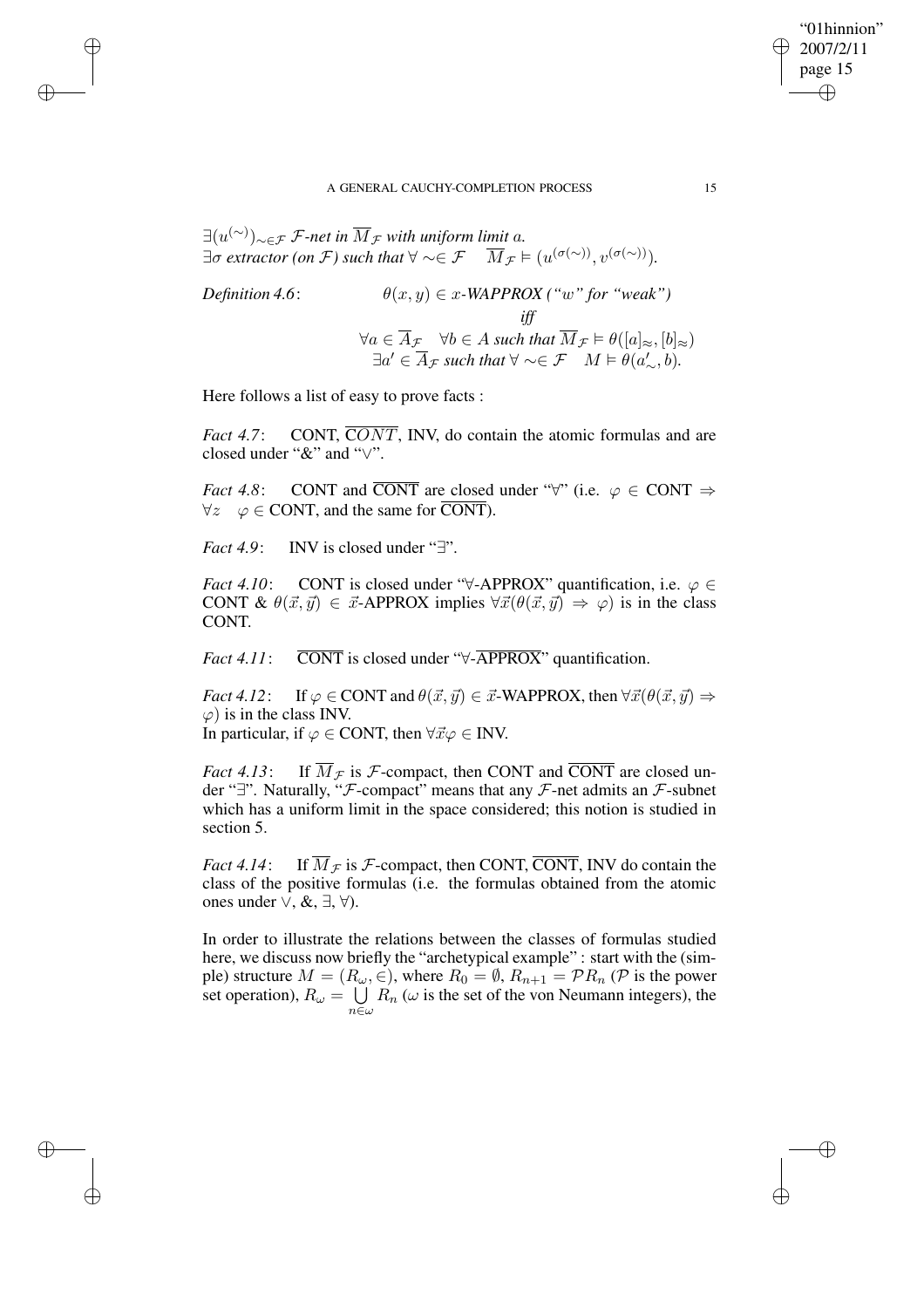$\exists (u^{(\sim)})_{\sim \in \mathcal{F}}$ *$\mathcal{F}$-net in $\overline{M}_{\mathcal{F}}$ with uniform limit $a$.*
$\exists \sigma$ *extractor (on $\mathcal{F}$) such that* $\forall \sim \in \mathcal{F} \quad \overline{M}_{\mathcal{F}} \vDash (u^{(\sigma(\sim))}, v^{(\sigma(\sim))})$.

*Definition 4.6*: $\theta(x,y) \in x$*-WAPPROX ("$w$" for "weak")*

*iff*

$\forall a \in \overline{A}_{\mathcal{F}} \quad \forall b \in A$ *such that* $\overline{M}_{\mathcal{F}} \vDash \theta([a]_{\approx}, [b]_{\approx})$
$\exists a' \in \overline{A}_{\mathcal{F}}$ *such that* $\forall \sim \in \mathcal{F} \quad M \vDash \theta(a'_{\sim}, b)$.

Here follows a list of easy to prove facts :

*Fact 4.7*: CONT, $\overline{CONT}$, INV, do contain the atomic formulas and are closed under "&" and "$\vee$".

*Fact 4.8*: CONT and $\overline{\text{CONT}}$ are closed under "$\forall$" (i.e. $\varphi \in$ CONT $\Rightarrow$ $\forall z \quad \varphi \in$ CONT, and the same for $\overline{\text{CONT}}$).

*Fact 4.9*: INV is closed under "$\exists$".

*Fact 4.10*: CONT is closed under "$\forall$-APPROX" quantification, i.e. $\varphi \in$ CONT & $\theta(\vec{x}, \vec{y}) \in \vec{x}$-APPROX implies $\forall \vec{x}(\theta(\vec{x}, \vec{y}) \Rightarrow \varphi)$ is in the class CONT.

*Fact 4.11*: $\overline{\text{CONT}}$ is closed under "$\forall$-$\overline{\text{APPROX}}$" quantification.

*Fact 4.12*: If $\varphi \in$ CONT and $\theta(\vec{x}, \vec{y}) \in \vec{x}$-WAPPROX, then $\forall \vec{x}(\theta(\vec{x}, \vec{y}) \Rightarrow \varphi)$ is in the class INV.
In particular, if $\varphi \in$ CONT, then $\forall \vec{x} \varphi \in$ INV.

*Fact 4.13*: If $\overline{M}_{\mathcal{F}}$ is $\mathcal{F}$-compact, then CONT and $\overline{\text{CONT}}$ are closed under "$\exists$". Naturally, "$\mathcal{F}$-compact" means that any $\mathcal{F}$-net admits an $\mathcal{F}$-subnet which has a uniform limit in the space considered; this notion is studied in section 5.

*Fact 4.14*: If $\overline{M}_{\mathcal{F}}$ is $\mathcal{F}$-compact, then CONT, $\overline{\text{CONT}}$, INV do contain the class of the positive formulas (i.e. the formulas obtained from the atomic ones under $\vee$, &, $\exists$, $\forall$).

In order to illustrate the relations between the classes of formulas studied here, we discuss now briefly the "archetypical example" : start with the (simple) structure $M = (R_\omega, \in)$, where $R_0 = \emptyset$, $R_{n+1} = \mathcal{P}R_n$ ($\mathcal{P}$ is the power set operation), $R_\omega = \bigcup_{n \in \omega} R_n$ ($\omega$ is the set of the von Neumann integers), the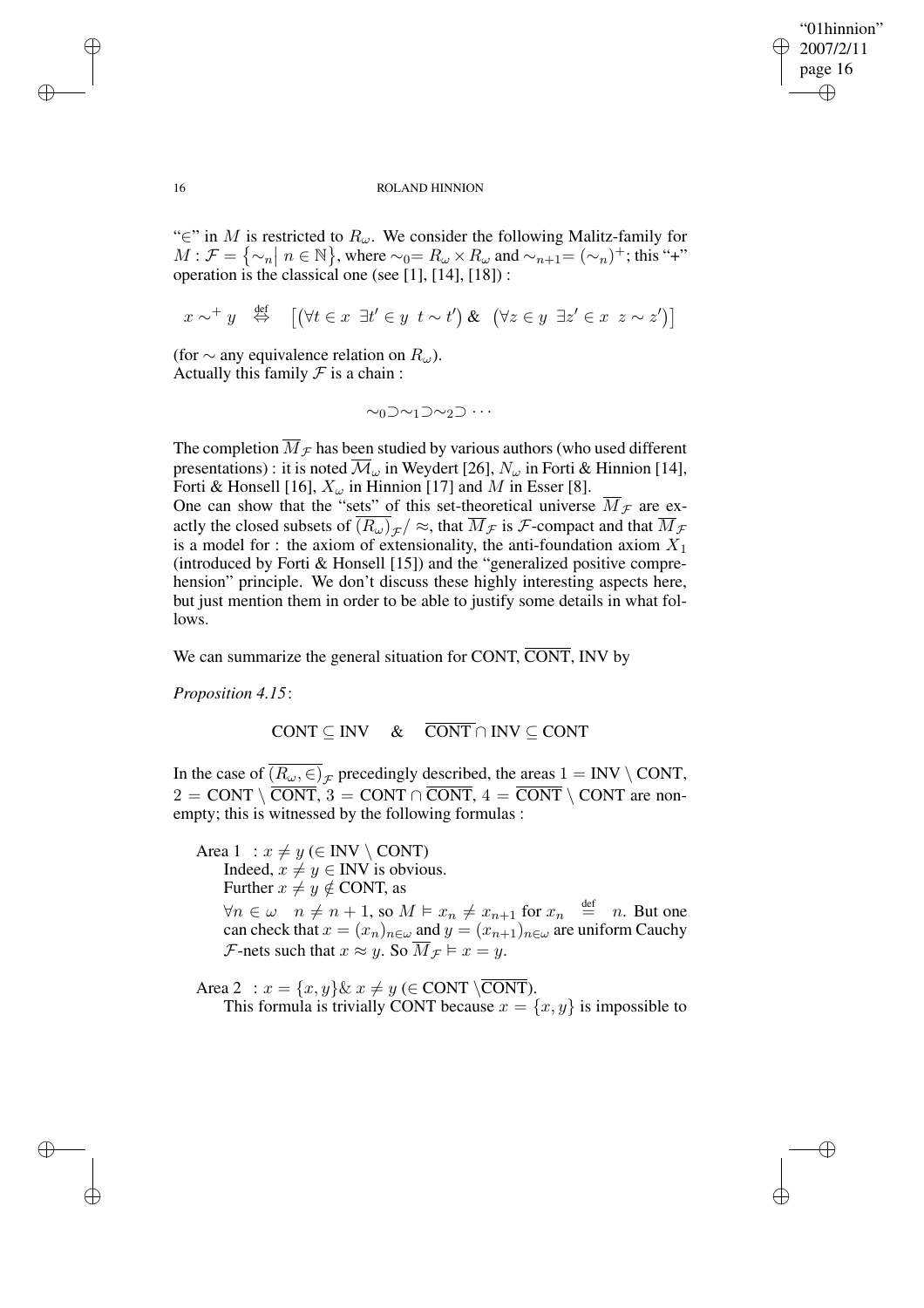"$\in$" in $M$ is restricted to $R_\omega$. We consider the following Malitz-family for $M : \mathcal{F} = \{\sim_n \mid n \in \mathbb{N}\}$, where $\sim_0 = R_\omega \times R_\omega$ and $\sim_{n+1} = (\sim_n)^+$; this "+" operation is the classical one (see [1], [14], [18]) :

$$x \sim^+ y \quad \overset{\text{def}}{\Leftrightarrow} \quad \left[\left(\forall t \in x \;\; \exists t' \in y \;\; t \sim t'\right) \,\&\, \left(\forall z \in y \;\; \exists z' \in x \;\; z \sim z'\right)\right]$$

(for $\sim$ any equivalence relation on $R_\omega$).
Actually this family $\mathcal{F}$ is a chain :

$$\sim_0 \supset \sim_1 \supset \sim_2 \supset \cdots$$

The completion $\overline{M}_{\mathcal{F}}$ has been studied by various authors (who used different presentations) : it is noted $\overline{\mathcal{M}}_\omega$ in Weydert [26], $N_\omega$ in Forti & Hinnion [14], Forti & Honsell [16], $X_\omega$ in Hinnion [17] and $M$ in Esser [8].
One can show that the "sets" of this set-theoretical universe $\overline{M}_{\mathcal{F}}$ are exactly the closed subsets of $\overline{(R_\omega)}_{\mathcal{F}}/\approx$, that $\overline{M}_{\mathcal{F}}$ is $\mathcal{F}$-compact and that $\overline{M}_{\mathcal{F}}$ is a model for : the axiom of extensionality, the anti-foundation axiom $X_1$ (introduced by Forti & Honsell [15]) and the "generalized positive comprehension" principle. We don't discuss these highly interesting aspects here, but just mention them in order to be able to justify some details in what follows.

We can summarize the general situation for CONT, $\overline{\text{CONT}}$, INV by

*Proposition 4.15*:

$$\text{CONT} \subseteq \text{INV} \quad \& \quad \overline{\text{CONT}} \cap \text{INV} \subseteq \text{CONT}$$

In the case of $\overline{(R_\omega, \in)}_{\mathcal{F}}$ precedingly described, the areas $1 = \text{INV} \setminus \text{CONT}$, $2 = \text{CONT} \setminus \overline{\text{CONT}}$, $3 = \text{CONT} \cap \overline{\text{CONT}}$, $4 = \overline{\text{CONT}} \setminus \text{CONT}$ are non-empty; this is witnessed by the following formulas :

Area 1 : $x \neq y$ ($\in$ INV $\setminus$ CONT)
Indeed, $x \neq y \in$ INV is obvious.
Further $x \neq y \notin$ CONT, as
$\forall n \in \omega \quad n \neq n+1$, so $M \models x_n \neq x_{n+1}$ for $x_n \overset{\text{def}}{=} n$. But one can check that $x = (x_n)_{n \in \omega}$ and $y = (x_{n+1})_{n \in \omega}$ are uniform Cauchy $\mathcal{F}$-nets such that $x \approx y$. So $\overline{M}_{\mathcal{F}} \models x = y$.

Area 2 : $x = \{x, y\} \,\&\, x \neq y$ ($\in$ CONT $\setminus \overline{\text{CONT}}$).
This formula is trivially CONT because $x = \{x, y\}$ is impossible to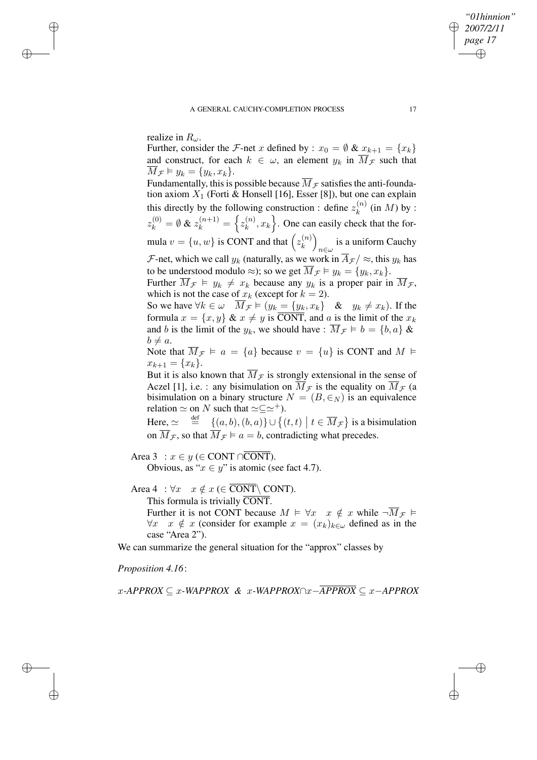realize in $R_\omega$.

Further, consider the $\mathcal{F}$-net $x$ defined by : $x_0 = \emptyset$ & $x_{k+1} = \{x_k\}$ and construct, for each $k \in \omega$, an element $y_k$ in $\overline{M}_{\mathcal{F}}$ such that $\overline{M}_{\mathcal{F}} \vDash y_k = \{y_k, x_k\}$.

Fundamentally, this is possible because $\overline{M}_{\mathcal{F}}$ satisfies the anti-foundation axiom $X_1$ (Forti & Honsell [16], Esser [8]), but one can explain this directly by the following construction : define $z_k^{(n)}$ (in $M$) by : $z_k^{(0)} = \emptyset$ & $z_k^{(n+1)} = \left\{z_k^{(n)}, x_k\right\}$. One can easily check that the formula $v = \{u, w\}$ is CONT and that $\left(z_k^{(n)}\right)_{n\in\omega}$ is a uniform Cauchy $\mathcal{F}$-net, which we call $y_k$ (naturally, as we work in $\overline{A}_{\mathcal{F}}/\approx$, this $y_k$ has to be understood modulo $\approx$); so we get $\overline{M}_{\mathcal{F}} \vDash y_k = \{y_k, x_k\}$.

Further $\overline{M}_{\mathcal{F}} \vDash y_k \neq x_k$ because any $y_k$ is a proper pair in $\overline{M}_{\mathcal{F}}$, which is not the case of $x_k$ (except for $k = 2$).

So we have $\forall k \in \omega \quad \overline{M}_{\mathcal{F}} \vDash (y_k = \{y_k, x_k\} \quad \& \quad y_k \neq x_k)$. If the formula $x = \{x, y\}$ & $x \neq y$ is $\overline{\text{CONT}}$, and $a$ is the limit of the $x_k$ and $b$ is the limit of the $y_k$, we should have : $\overline{M}_{\mathcal{F}} \vDash b = \{b, a\}$ & $b \neq a$.

Note that $\overline{M}_{\mathcal{F}} \vDash a = \{a\}$ because $v = \{u\}$ is CONT and $M \vDash x_{k+1} = \{x_k\}$.

But it is also known that $\overline{M}_{\mathcal{F}}$ is strongly extensional in the sense of Aczel [1], i.e. : any bisimulation on $\overline{M}_{\mathcal{F}}$ is the equality on $\overline{M}_{\mathcal{F}}$ (a bisimulation on a binary structure $N = (B, \in_N)$ is an equivalence relation $\simeq$ on $N$ such that $\simeq \subseteq \simeq^+$).

Here, $\simeq \overset{\text{def}}{=} \{(a,b),(b,a)\} \cup \left\{(t,t) \;\middle|\; t \in \overline{M}_{\mathcal{F}}\right\}$ is a bisimulation on $\overline{M}_{\mathcal{F}}$, so that $\overline{M}_{\mathcal{F}} \vDash a = b$, contradicting what precedes.

Area 3 : $x \in y$ ($\in$ CONT $\cap\overline{\text{CONT}}$).

Obvious, as "$x \in y$" is atomic (see fact 4.7).

Area 4 : $\forall x \quad x \notin x$ ($\in \overline{\text{CONT}} \setminus$ CONT).

This formula is trivially $\overline{\text{CONT}}$.

Further it is not CONT because $M \vDash \forall x \quad x \notin x$ while $\neg\overline{M}_{\mathcal{F}} \vDash \forall x \quad x \notin x$ (consider for example $x = (x_k)_{k\in\omega}$ defined as in the case "Area 2").

We can summarize the general situation for the "approx" classes by

*Proposition 4.16*:

$x$-*APPROX* $\subseteq$ $x$-*WAPPROX* & $x$-*WAPPROX*$\cap x-\overline{APPROX} \subseteq x-$*APPROX*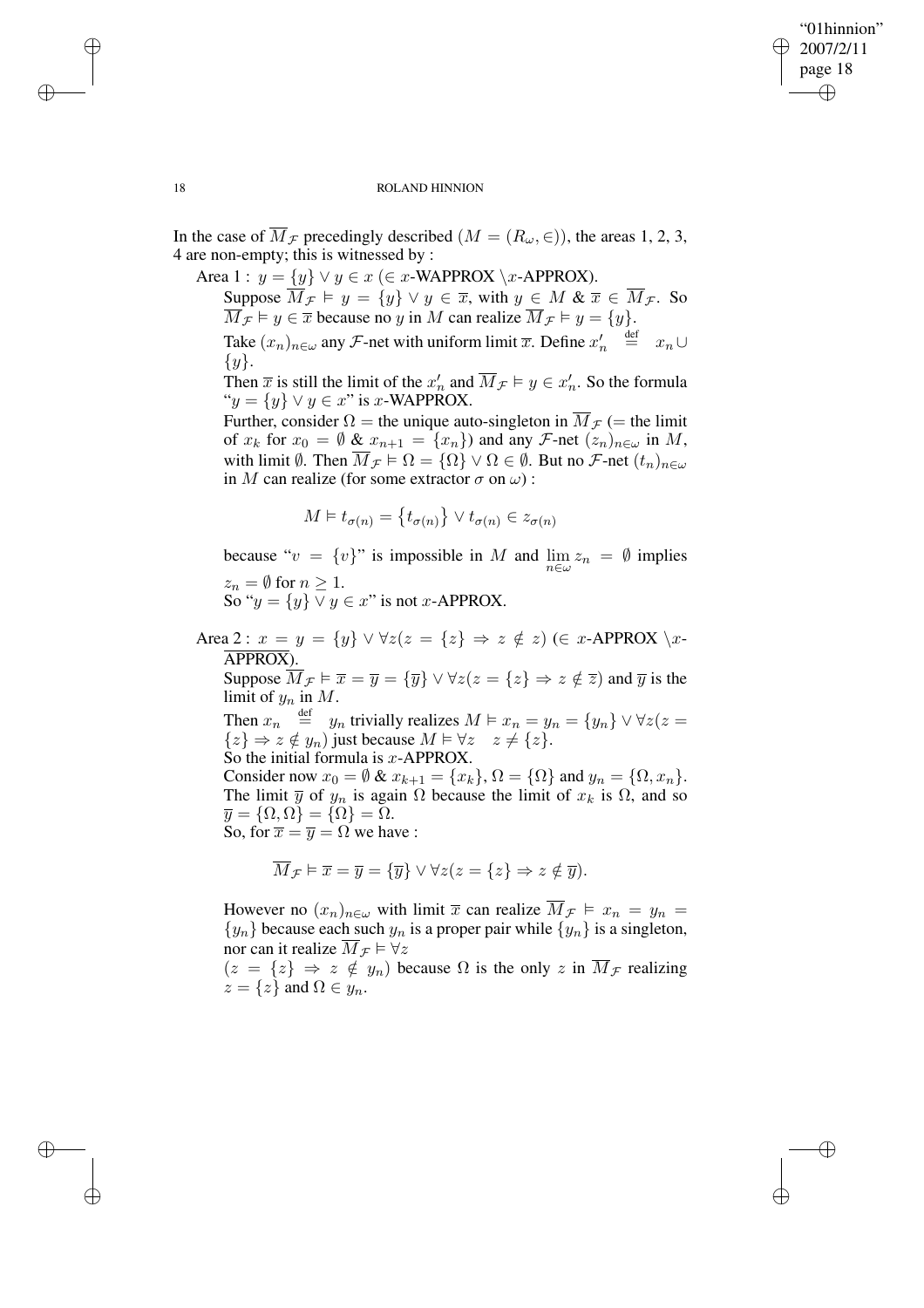In the case of $\overline{M}_{\mathcal{F}}$ precedingly described ($M = (R_\omega, \in)$), the areas 1, 2, 3, 4 are non-empty; this is witnessed by :

Area 1 : $y = \{y\} \vee y \in x$ ($\in$ $x$-WAPPROX $\setminus x$-APPROX).

Suppose $\overline{M}_{\mathcal{F}} \vDash y = \{y\} \vee y \in \overline{x}$, with $y \in M$ & $\overline{x} \in \overline{M}_{\mathcal{F}}$. So $\overline{M}_{\mathcal{F}} \vDash y \in \overline{x}$ because no $y$ in $M$ can realize $\overline{M}_{\mathcal{F}} \vDash y = \{y\}$.

Take $(x_n)_{n\in\omega}$ any $\mathcal{F}$-net with uniform limit $\overline{x}$. Define $x'_n \stackrel{\text{def}}{=} x_n \cup \{y\}$.

Then $\overline{x}$ is still the limit of the $x'_n$ and $\overline{M}_{\mathcal{F}} \vDash y \in x'_n$. So the formula "$y = \{y\} \vee y \in x$" is $x$-WAPPROX.

Further, consider $\Omega =$ the unique auto-singleton in $\overline{M}_{\mathcal{F}}$ (= the limit of $x_k$ for $x_0 = \emptyset$ & $x_{n+1} = \{x_n\}$) and any $\mathcal{F}$-net $(z_n)_{n\in\omega}$ in $M$, with limit $\emptyset$. Then $\overline{M}_{\mathcal{F}} \vDash \Omega = \{\Omega\} \vee \Omega \in \emptyset$. But no $\mathcal{F}$-net $(t_n)_{n\in\omega}$ in $M$ can realize (for some extractor $\sigma$ on $\omega$) :

$$M \vDash t_{\sigma(n)} = \{t_{\sigma(n)}\} \vee t_{\sigma(n)} \in z_{\sigma(n)}$$

because "$v = \{v\}$" is impossible in $M$ and $\lim\limits_{n\in\omega} z_n = \emptyset$ implies $z_n = \emptyset$ for $n \geq 1$.

So "$y = \{y\} \vee y \in x$" is not $x$-APPROX.

Area 2 : $x = y = \{y\} \vee \forall z (z = \{z\} \Rightarrow z \notin z)$ ($\in$ $x$-APPROX $\setminus \overline{x\text{-APPROX}}$).

Suppose $\overline{M}_{\mathcal{F}} \vDash \overline{x} = \overline{y} = \{\overline{y}\} \vee \forall z (z = \{z\} \Rightarrow z \notin \overline{z})$ and $\overline{y}$ is the limit of $y_n$ in $M$.

Then $x_n \stackrel{\text{def}}{=} y_n$ trivially realizes $M \vDash x_n = y_n = \{y_n\} \vee \forall z (z = \{z\} \Rightarrow z \notin y_n)$ just because $M \vDash \forall z \quad z \neq \{z\}$.

So the initial formula is $x$-APPROX.

Consider now $x_0 = \emptyset$ & $x_{k+1} = \{x_k\}$, $\Omega = \{\Omega\}$ and $y_n = \{\Omega, x_n\}$. The limit $\overline{y}$ of $y_n$ is again $\Omega$ because the limit of $x_k$ is $\Omega$, and so $\overline{y} = \{\Omega, \Omega\} = \{\Omega\} = \Omega$.

So, for $\overline{x} = \overline{y} = \Omega$ we have :

$$\overline{M}_{\mathcal{F}} \vDash \overline{x} = \overline{y} = \{\overline{y}\} \vee \forall z (z = \{z\} \Rightarrow z \notin \overline{y}).$$

However no $(x_n)_{n\in\omega}$ with limit $\overline{x}$ can realize $\overline{M}_{\mathcal{F}} \vDash x_n = y_n = \{y_n\}$ because each such $y_n$ is a proper pair while $\{y_n\}$ is a singleton, nor can it realize $\overline{M}_{\mathcal{F}} \vDash \forall z$ $(z = \{z\} \Rightarrow z \notin y_n)$ because $\Omega$ is the only $z$ in $\overline{M}_{\mathcal{F}}$ realizing $z = \{z\}$ and $\Omega \in y_n$.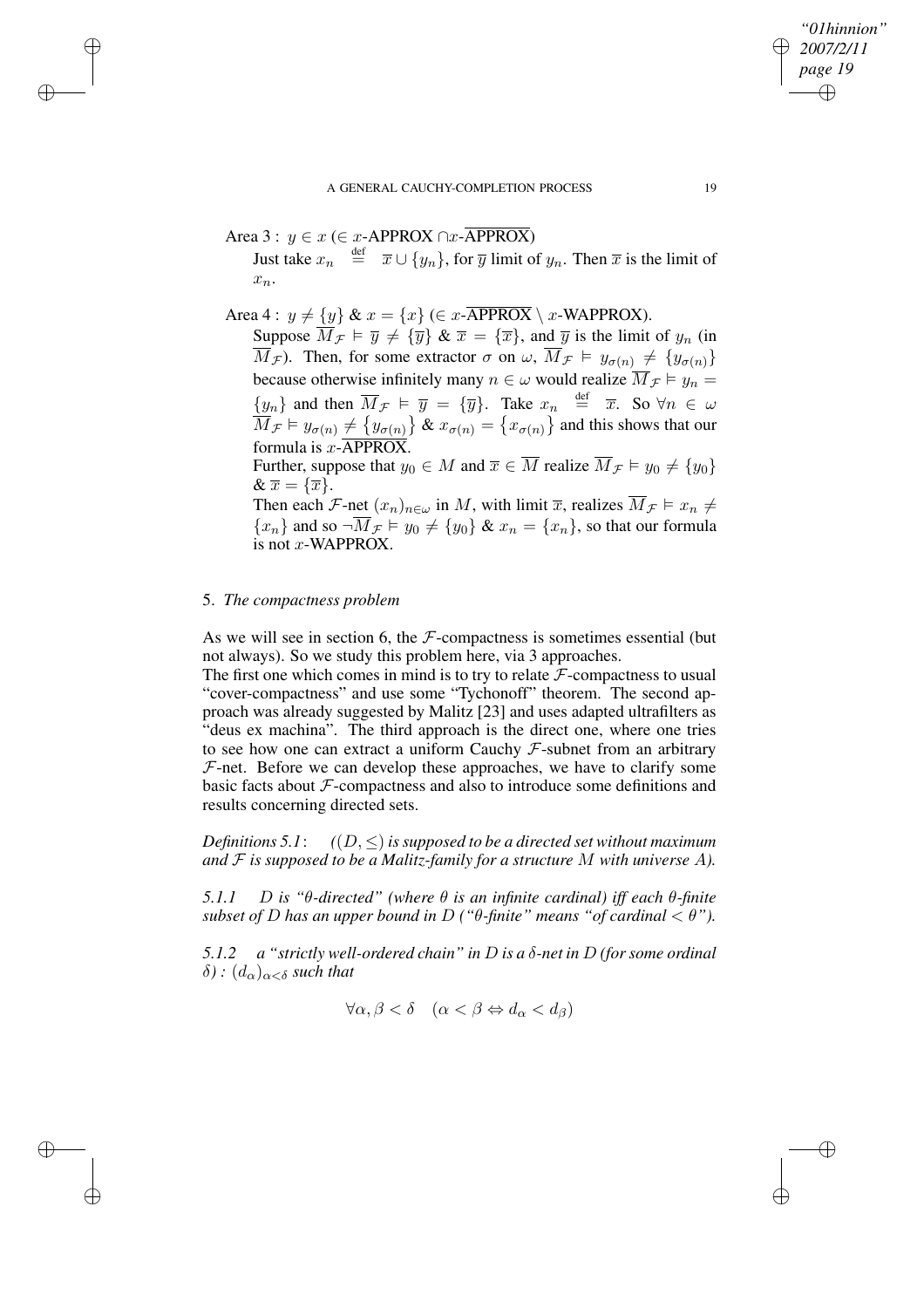Area 3 : $y \in x$ ($\in x$-APPROX $\cap x$-$\overline{\text{APPROX}}$)

Just take $x_n \stackrel{\text{def}}{=} \overline{x} \cup \{y_n\}$, for $\overline{y}$ limit of $y_n$. Then $\overline{x}$ is the limit of $x_n$.

Area 4 : $y \neq \{y\}$ & $x = \{x\}$ ($\in x$-$\overline{\text{APPROX}} \setminus x$-WAPPROX).

Suppose $\overline{M}_{\mathcal{F}} \vDash \overline{y} \neq \{\overline{y}\}$ & $\overline{x} = \{\overline{x}\}$, and $\overline{y}$ is the limit of $y_n$ (in $\overline{M}_{\mathcal{F}}$). Then, for some extractor $\sigma$ on $\omega$, $\overline{M}_{\mathcal{F}} \vDash y_{\sigma(n)} \neq \{y_{\sigma(n)}\}$ because otherwise infinitely many $n \in \omega$ would realize $\overline{M}_{\mathcal{F}} \vDash y_n = \{y_n\}$ and then $\overline{M}_{\mathcal{F}} \vDash \overline{y} = \{\overline{y}\}$. Take $x_n \stackrel{\text{def}}{=} \overline{x}$. So $\forall n \in \omega$ $\overline{M}_{\mathcal{F}} \vDash y_{\sigma(n)} \neq \{y_{\sigma(n)}\}$ & $x_{\sigma(n)} = \{x_{\sigma(n)}\}$ and this shows that our formula is $x$-$\overline{\text{APPROX}}$.

Further, suppose that $y_0 \in M$ and $\overline{x} \in \overline{M}$ realize $\overline{M}_{\mathcal{F}} \vDash y_0 \neq \{y_0\}$ & $\overline{x} = \{\overline{x}\}$.

Then each $\mathcal{F}$-net $(x_n)_{n \in \omega}$ in $M$, with limit $\overline{x}$, realizes $\overline{M}_{\mathcal{F}} \vDash x_n \neq \{x_n\}$ and so $\neg \overline{M}_{\mathcal{F}} \vDash y_0 \neq \{y_0\}$ & $x_n = \{x_n\}$, so that our formula is not $x$-WAPPROX.

## 5. *The compactness problem*

As we will see in section 6, the $\mathcal{F}$-compactness is sometimes essential (but not always). So we study this problem here, via 3 approaches.

The first one which comes in mind is to try to relate $\mathcal{F}$-compactness to usual "cover-compactness" and use some "Tychonoff" theorem. The second approach was already suggested by Malitz [23] and uses adapted ultrafilters as "deus ex machina". The third approach is the direct one, where one tries to see how one can extract a uniform Cauchy $\mathcal{F}$-subnet from an arbitrary $\mathcal{F}$-net. Before we can develop these approaches, we have to clarify some basic facts about $\mathcal{F}$-compactness and also to introduce some definitions and results concerning directed sets.

*Definitions 5.1*: *($(D, \leq)$ is supposed to be a directed set without maximum and $\mathcal{F}$ is supposed to be a Malitz-family for a structure $M$ with universe $A$).*

*5.1.1* *$D$ is "$\theta$-directed" (where $\theta$ is an infinite cardinal) iff each $\theta$-finite subset of $D$ has an upper bound in $D$ ("$\theta$-finite" means "of cardinal $< \theta$").*

*5.1.2* *a "strictly well-ordered chain" in $D$ is a $\delta$-net in $D$ (for some ordinal $\delta$) : $(d_\alpha)_{\alpha<\delta}$ such that*

$$\forall \alpha, \beta < \delta \quad (\alpha < \beta \Leftrightarrow d_\alpha < d_\beta)$$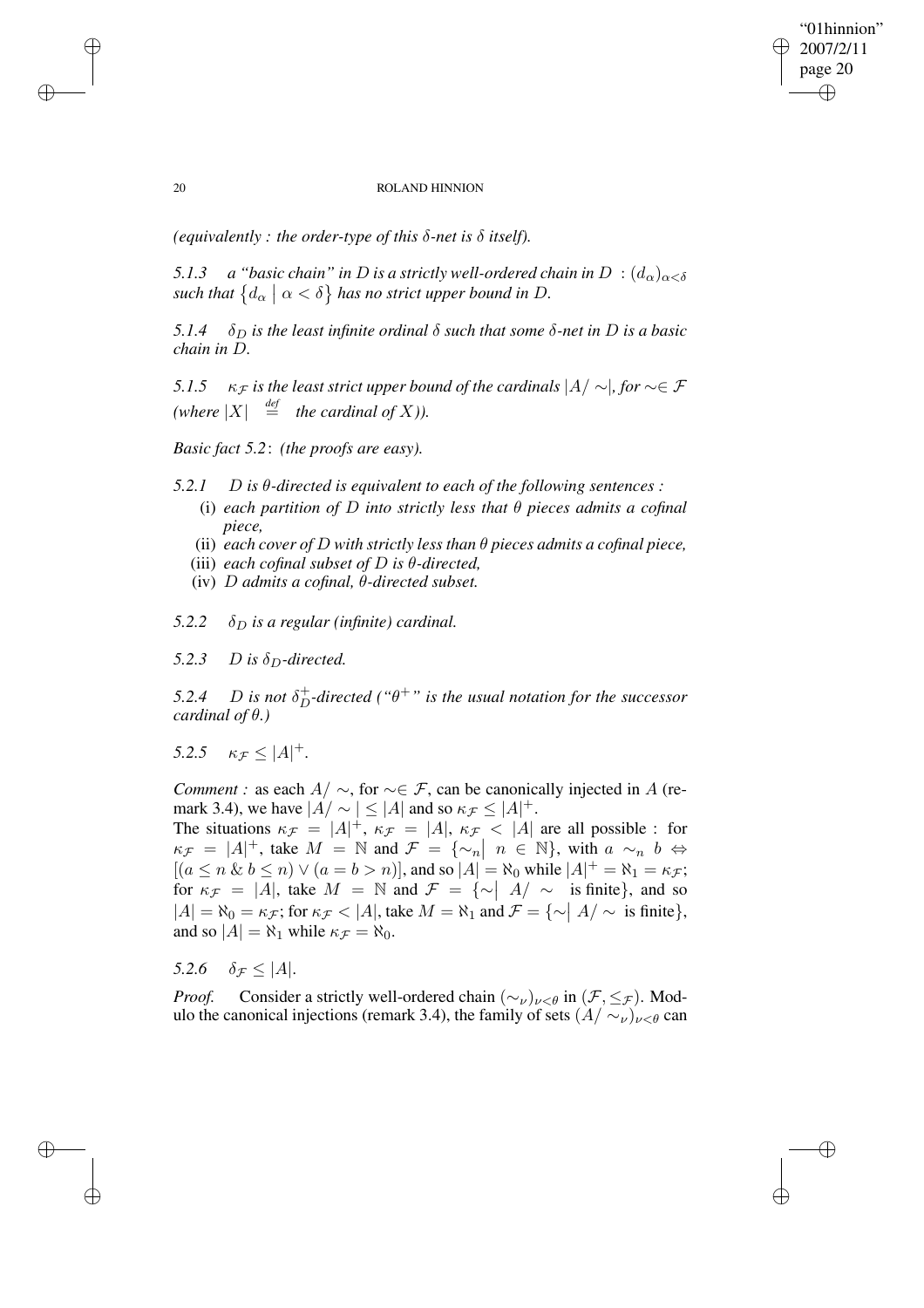*(equivalently : the order-type of this $\delta$-net is $\delta$ itself).*

*5.1.3 a "basic chain" in $D$ is a strictly well-ordered chain in $D$ : $(d_\alpha)_{\alpha<\delta}$ such that $\{d_\alpha \mid \alpha < \delta\}$ has no strict upper bound in $D$.*

*5.1.4 $\delta_D$ is the least infinite ordinal $\delta$ such that some $\delta$-net in $D$ is a basic chain in $D$.*

*5.1.5 $\kappa_{\mathcal{F}}$ is the least strict upper bound of the cardinals $|A/\sim|$, for $\sim \in \mathcal{F}$ (where $|X| \overset{def}{=}$ the cardinal of $X$)).*

*Basic fact 5.2*: *(the proofs are easy).*

*5.2.1 $D$ is $\theta$-directed is equivalent to each of the following sentences :*

- (i) *each partition of $D$ into strictly less that $\theta$ pieces admits a cofinal piece,*
- (ii) *each cover of $D$ with strictly less than $\theta$ pieces admits a cofinal piece,*
- (iii) *each cofinal subset of $D$ is $\theta$-directed,*
- (iv) *$D$ admits a cofinal, $\theta$-directed subset.*

*5.2.2 $\delta_D$ is a regular (infinite) cardinal.*

*5.2.3 $D$ is $\delta_D$-directed.*

*5.2.4 $D$ is not $\delta_D^+$-directed ("$\theta^+$" is the usual notation for the successor cardinal of $\theta$.)*

*5.2.5 $\kappa_{\mathcal{F}} \leq |A|^+$.*

*Comment :* as each $A/\sim$, for $\sim \in \mathcal{F}$, can be canonically injected in $A$ (remark 3.4), we have $|A/\sim| \leq |A|$ and so $\kappa_{\mathcal{F}} \leq |A|^+$.
The situations $\kappa_{\mathcal{F}} = |A|^+$, $\kappa_{\mathcal{F}} = |A|$, $\kappa_{\mathcal{F}} < |A|$ are all possible : for $\kappa_{\mathcal{F}} = |A|^+$, take $M = \mathbb{N}$ and $\mathcal{F} = \{\sim_n \mid n \in \mathbb{N}\}$, with $a \sim_n b \Leftrightarrow [(a \leq n \;\&\; b \leq n) \vee (a = b > n)]$, and so $|A| = \aleph_0$ while $|A|^+ = \aleph_1 = \kappa_{\mathcal{F}}$; for $\kappa_{\mathcal{F}} = |A|$, take $M = \mathbb{N}$ and $\mathcal{F} = \{\sim \mid A/\sim$ is finite$\}$, and so $|A| = \aleph_0 = \kappa_{\mathcal{F}}$; for $\kappa_{\mathcal{F}} < |A|$, take $M = \aleph_1$ and $\mathcal{F} = \{\sim \mid A/\sim$ is finite$\}$, and so $|A| = \aleph_1$ while $\kappa_{\mathcal{F}} = \aleph_0$.

*5.2.6 $\delta_{\mathcal{F}} \leq |A|$.*

*Proof.* Consider a strictly well-ordered chain $(\sim_\nu)_{\nu<\theta}$ in $(\mathcal{F}, \leq_{\mathcal{F}})$. Modulo the canonical injections (remark 3.4), the family of sets $(A/\sim_\nu)_{\nu<\theta}$ can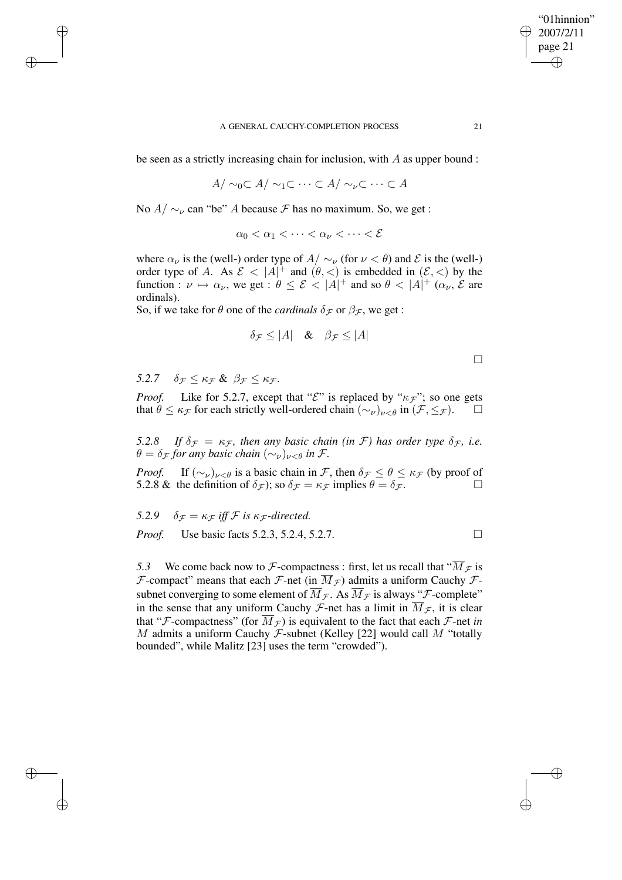be seen as a strictly increasing chain for inclusion, with $A$ as upper bound :

$$A/\sim_0 \subset A/\sim_1 \subset \cdots \subset A/\sim_\nu \subset \cdots \subset A$$

No $A/\sim_\nu$ can "be" $A$ because $\mathcal{F}$ has no maximum. So, we get :

$$\alpha_0 < \alpha_1 < \cdots < \alpha_\nu < \cdots < \mathcal{E}$$

where $\alpha_\nu$ is the (well-) order type of $A/\sim_\nu$ (for $\nu < \theta$) and $\mathcal{E}$ is the (well-) order type of $A$. As $\mathcal{E} < |A|^+$ and $(\theta, <)$ is embedded in $(\mathcal{E}, <)$ by the function : $\nu \mapsto \alpha_\nu$, we get : $\theta \leq \mathcal{E} < |A|^+$ and so $\theta < |A|^+$ ($\alpha_\nu$, $\mathcal{E}$ are ordinals).

So, if we take for $\theta$ one of the *cardinals* $\delta_\mathcal{F}$ or $\beta_\mathcal{F}$, we get :

$$\delta_\mathcal{F} \leq |A| \quad \& \quad \beta_\mathcal{F} \leq |A|$$

□

*5.2.7* $\quad \delta_\mathcal{F} \leq \kappa_\mathcal{F}$ & $\beta_\mathcal{F} \leq \kappa_\mathcal{F}$.

*Proof.* Like for 5.2.7, except that "$\mathcal{E}$" is replaced by "$\kappa_\mathcal{F}$"; so one gets that $\theta \leq \kappa_\mathcal{F}$ for each strictly well-ordered chain $(\sim_\nu)_{\nu<\theta}$ in $(\mathcal{F}, \leq_\mathcal{F})$. □

*5.2.8* $\quad$ *If $\delta_\mathcal{F} = \kappa_\mathcal{F}$, then any basic chain (in $\mathcal{F}$) has order type $\delta_\mathcal{F}$, i.e. $\theta = \delta_\mathcal{F}$ for any basic chain $(\sim_\nu)_{\nu<\theta}$ in $\mathcal{F}$.*

*Proof.* If $(\sim_\nu)_{\nu<\theta}$ is a basic chain in $\mathcal{F}$, then $\delta_\mathcal{F} \leq \theta \leq \kappa_\mathcal{F}$ (by proof of 5.2.8 & the definition of $\delta_\mathcal{F}$); so $\delta_\mathcal{F} = \kappa_\mathcal{F}$ implies $\theta = \delta_\mathcal{F}$. □

*5.2.9* $\quad \delta_\mathcal{F} = \kappa_\mathcal{F}$ *iff $\mathcal{F}$ is $\kappa_\mathcal{F}$-directed.*

*Proof.* Use basic facts 5.2.3, 5.2.4, 5.2.7. □

*5.3* We come back now to $\mathcal{F}$-compactness : first, let us recall that "$\overline{M}_\mathcal{F}$ is $\mathcal{F}$-compact" means that each $\mathcal{F}$-net (in $\overline{M}_\mathcal{F}$) admits a uniform Cauchy $\mathcal{F}$-subnet converging to some element of $\overline{M}_\mathcal{F}$. As $\overline{M}_\mathcal{F}$ is always "$\mathcal{F}$-complete" in the sense that any uniform Cauchy $\mathcal{F}$-net has a limit in $\overline{M}_\mathcal{F}$, it is clear that "$\mathcal{F}$-compactness" (for $\overline{M}_\mathcal{F}$) is equivalent to the fact that each $\mathcal{F}$-net *in* $M$ admits a uniform Cauchy $\mathcal{F}$-subnet (Kelley [22] would call $M$ "totally bounded", while Malitz [23] uses the term "crowded").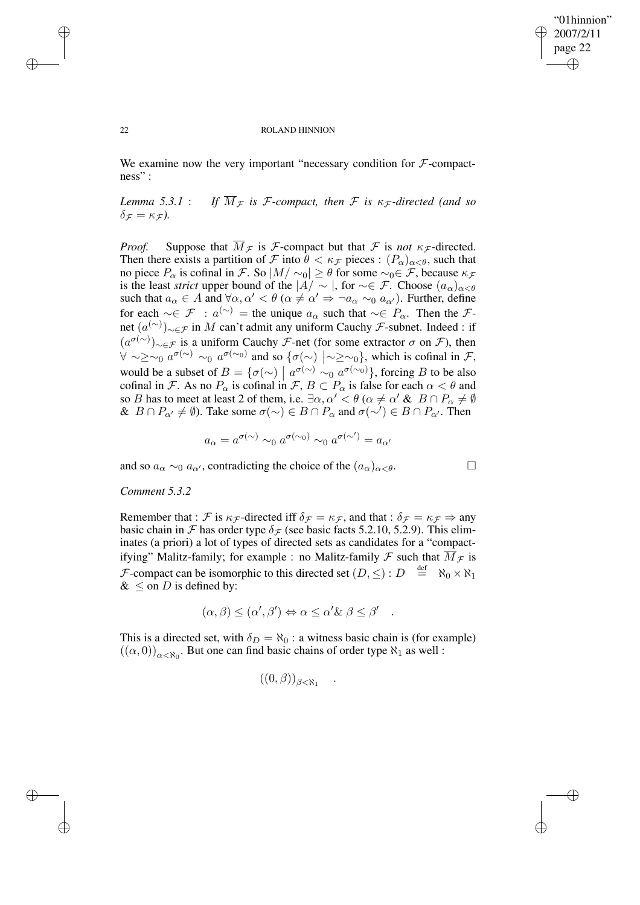We examine now the very important "necessary condition for $\mathcal{F}$-compactness" :

*Lemma 5.3.1* : *If $\overline{M}_{\mathcal{F}}$ is $\mathcal{F}$-compact, then $\mathcal{F}$ is $\kappa_{\mathcal{F}}$-directed (and so $\delta_{\mathcal{F}} = \kappa_{\mathcal{F}}$).*

*Proof.* Suppose that $\overline{M}_{\mathcal{F}}$ is $\mathcal{F}$-compact but that $\mathcal{F}$ is *not* $\kappa_{\mathcal{F}}$-directed. Then there exists a partition of $\mathcal{F}$ into $\theta < \kappa_{\mathcal{F}}$ pieces : $(P_\alpha)_{\alpha<\theta}$, such that no piece $P_\alpha$ is cofinal in $\mathcal{F}$. So $|M/\sim_0| \geq \theta$ for some $\sim_0 \in \mathcal{F}$, because $\kappa_{\mathcal{F}}$ is the least *strict* upper bound of the $|A/\sim|$, for $\sim \in \mathcal{F}$. Choose $(a_\alpha)_{\alpha<\theta}$ such that $a_\alpha \in A$ and $\forall \alpha, \alpha' < \theta$ $(\alpha \neq \alpha' \Rightarrow \neg a_\alpha \sim_0 a_{\alpha'})$. Further, define for each $\sim \in \mathcal{F}$ : $a^{(\sim)}$ = the unique $a_\alpha$ such that $\sim \in P_\alpha$. Then the $\mathcal{F}$-net $(a^{(\sim)})_{\sim\in\mathcal{F}}$ in $M$ can't admit any uniform Cauchy $\mathcal{F}$-subnet. Indeed : if $(a^{\sigma(\sim)})_{\sim\in\mathcal{F}}$ is a uniform Cauchy $\mathcal{F}$-net (for some extractor $\sigma$ on $\mathcal{F}$), then $\forall \sim \geq \sim_0$ $a^{\sigma(\sim)} \sim_0 a^{\sigma(\sim_0)}$ and so $\{\sigma(\sim) \mid \sim \geq \sim_0\}$, which is cofinal in $\mathcal{F}$, would be a subset of $B = \{\sigma(\sim) \mid a^{\sigma(\sim)} \sim_0 a^{\sigma(\sim_0)}\}$, forcing $B$ to be also cofinal in $\mathcal{F}$. As no $P_\alpha$ is cofinal in $\mathcal{F}$, $B \subset P_\alpha$ is false for each $\alpha < \theta$ and so $B$ has to meet at least 2 of them, i.e. $\exists \alpha, \alpha' < \theta$ $(\alpha \neq \alpha'$ & $B \cap P_\alpha \neq \emptyset$ & $B \cap P_{\alpha'} \neq \emptyset)$. Take some $\sigma(\sim) \in B \cap P_\alpha$ and $\sigma(\sim') \in B \cap P_{\alpha'}$. Then

$$a_\alpha = a^{\sigma(\sim)} \sim_0 a^{\sigma(\sim_0)} \sim_0 a^{\sigma(\sim')} = a_{\alpha'}$$

and so $a_\alpha \sim_0 a_{\alpha'}$, contradicting the choice of the $(a_\alpha)_{\alpha<\theta}$. □

*Comment 5.3.2*

Remember that : $\mathcal{F}$ is $\kappa_{\mathcal{F}}$-directed iff $\delta_{\mathcal{F}} = \kappa_{\mathcal{F}}$, and that : $\delta_{\mathcal{F}} = \kappa_{\mathcal{F}} \Rightarrow$ any basic chain in $\mathcal{F}$ has order type $\delta_{\mathcal{F}}$ (see basic facts 5.2.10, 5.2.9). This eliminates (a priori) a lot of types of directed sets as candidates for a "compactifying" Malitz-family; for example : no Malitz-family $\mathcal{F}$ such that $\overline{M}_{\mathcal{F}}$ is $\mathcal{F}$-compact can be isomorphic to this directed set $(D, \leq) : D \overset{\text{def}}{=} \aleph_0 \times \aleph_1$ & $\leq$ on $D$ is defined by:

$$(\alpha, \beta) \leq (\alpha', \beta') \Leftrightarrow \alpha \leq \alpha' \,\&\, \beta \leq \beta' \quad .$$

This is a directed set, with $\delta_D = \aleph_0$ : a witness basic chain is (for example) $((\alpha, 0))_{\alpha<\aleph_0}$. But one can find basic chains of order type $\aleph_1$ as well :

$$((0, \beta))_{\beta<\aleph_1} \quad .$$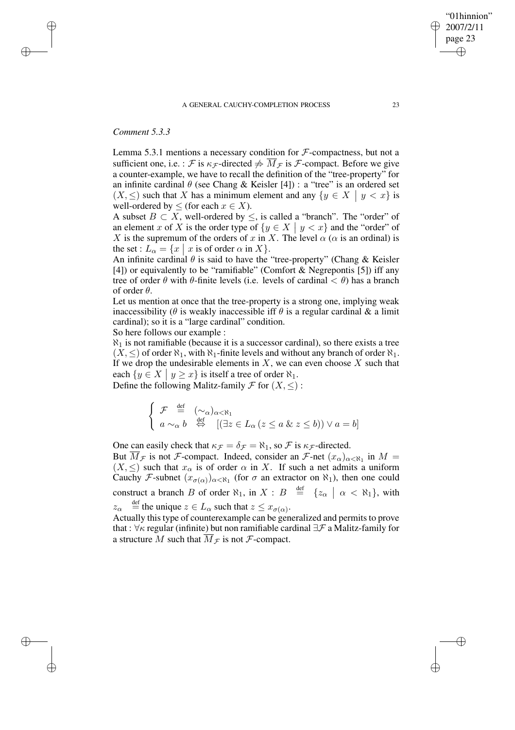*Comment 5.3.3*

Lemma 5.3.1 mentions a necessary condition for $\mathcal{F}$-compactness, but not a sufficient one, i.e. : $\mathcal{F}$ is $\kappa_{\mathcal{F}}$-directed $\not\Rightarrow \overline{M}_{\mathcal{F}}$ is $\mathcal{F}$-compact. Before we give a counter-example, we have to recall the definition of the "tree-property" for an infinite cardinal $\theta$ (see Chang & Keisler [4]) : a "tree" is an ordered set $(X, \leq)$ such that $X$ has a minimum element and any $\{y \in X \mid y < x\}$ is well-ordered by $\leq$ (for each $x \in X$).

A subset $B \subset X$, well-ordered by $\leq$, is called a "branch". The "order" of an element $x$ of $X$ is the order type of $\{y \in X \mid y < x\}$ and the "order" of $X$ is the supremum of the orders of $x$ in $X$. The level $\alpha$ ($\alpha$ is an ordinal) is the set : $L_\alpha = \{x \mid x \text{ is of order } \alpha \text{ in } X\}$.

An infinite cardinal $\theta$ is said to have the "tree-property" (Chang & Keisler [4]) or equivalently to be "ramifiable" (Comfort & Negrepontis [5]) iff any tree of order $\theta$ with $\theta$-finite levels (i.e. levels of cardinal $< \theta$) has a branch of order $\theta$.

Let us mention at once that the tree-property is a strong one, implying weak inaccessibility ($\theta$ is weakly inaccessible iff $\theta$ is a regular cardinal & a limit cardinal); so it is a "large cardinal" condition.

So here follows our example :

$\aleph_1$ is not ramifiable (because it is a successor cardinal), so there exists a tree $(X, \leq)$ of order $\aleph_1$, with $\aleph_1$-finite levels and without any branch of order $\aleph_1$. If we drop the undesirable elements in $X$, we can even choose $X$ such that each $\{y \in X \mid y \geq x\}$ is itself a tree of order $\aleph_1$.

Define the following Malitz-family $\mathcal{F}$ for $(X, \leq)$ :

$$\begin{cases} \mathcal{F} \stackrel{\text{def}}{=} (\sim_\alpha)_{\alpha < \aleph_1} \\ a \sim_\alpha b \stackrel{\text{def}}{\Leftrightarrow} [(\exists z \in L_\alpha \, (z \leq a \,\&\, z \leq b)) \vee a = b] \end{cases}$$

One can easily check that $\kappa_{\mathcal{F}} = \delta_{\mathcal{F}} = \aleph_1$, so $\mathcal{F}$ is $\kappa_{\mathcal{F}}$-directed.

But $\overline{M}_{\mathcal{F}}$ is not $\mathcal{F}$-compact. Indeed, consider an $\mathcal{F}$-net $(x_\alpha)_{\alpha < \aleph_1}$ in $M = (X, \leq)$ such that $x_\alpha$ is of order $\alpha$ in $X$. If such a net admits a uniform Cauchy $\mathcal{F}$-subnet $(x_{\sigma(\alpha)})_{\alpha < \aleph_1}$ (for $\sigma$ an extractor on $\aleph_1$), then one could construct a branch $B$ of order $\aleph_1$, in $X$ : $B \stackrel{\text{def}}{=} \{z_\alpha \mid \alpha < \aleph_1\}$, with $z_\alpha \stackrel{\text{def}}{=}$ the unique $z \in L_\alpha$ such that $z \leq x_{\sigma(\alpha)}$.

Actually this type of counterexample can be generalized and permits to prove that : $\forall \kappa$ regular (infinite) but non ramifiable cardinal $\exists \mathcal{F}$ a Malitz-family for a structure $M$ such that $\overline{M}_{\mathcal{F}}$ is not $\mathcal{F}$-compact.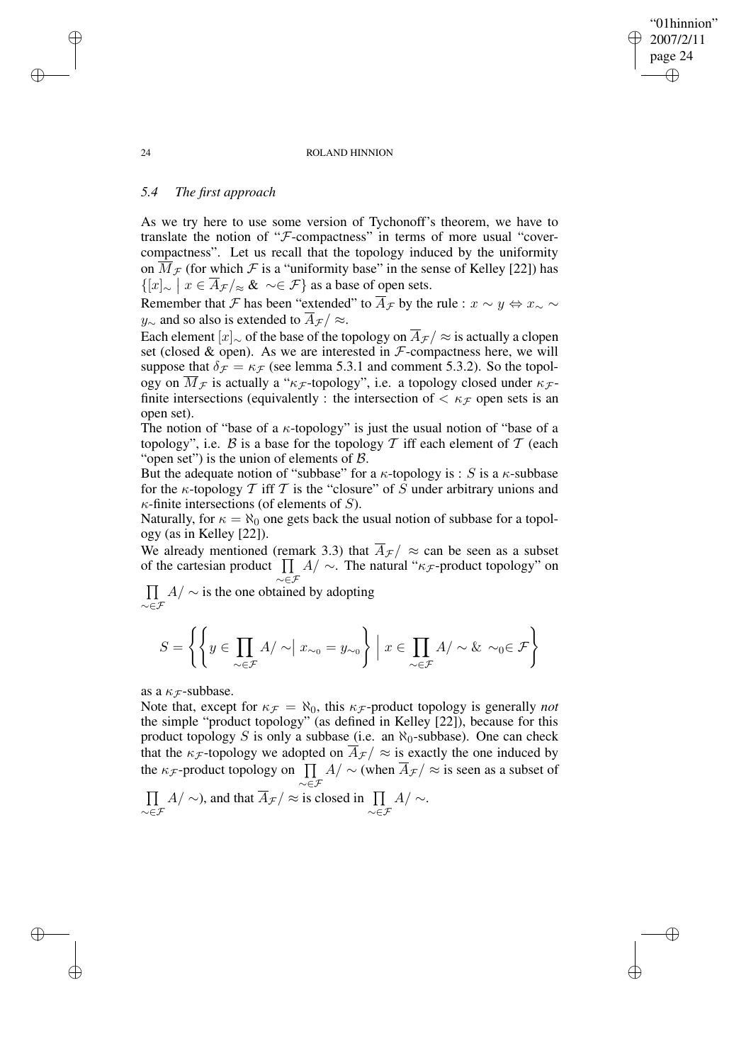### 5.4 *The first approach*

As we try here to use some version of Tychonoff's theorem, we have to translate the notion of "$\mathcal{F}$-compactness" in terms of more usual "cover-compactness". Let us recall that the topology induced by the uniformity on $\overline{M}_{\mathcal{F}}$ (for which $\mathcal{F}$ is a "uniformity base" in the sense of Kelley [22]) has $\{[x]_\sim \mid x \in \overline{A}_{\mathcal{F}}/_\approx \ \& \ \sim \in \mathcal{F}\}$ as a base of open sets.

Remember that $\mathcal{F}$ has been "extended" to $\overline{A}_{\mathcal{F}}$ by the rule : $x \sim y \Leftrightarrow x_\sim \sim y_\sim$ and so also is extended to $\overline{A}_{\mathcal{F}}/\approx$.

Each element $[x]_\sim$ of the base of the topology on $\overline{A}_{\mathcal{F}}/\approx$ is actually a clopen set (closed & open). As we are interested in $\mathcal{F}$-compactness here, we will suppose that $\delta_{\mathcal{F}} = \kappa_{\mathcal{F}}$ (see lemma 5.3.1 and comment 5.3.2). So the topology on $\overline{M}_{\mathcal{F}}$ is actually a "$\kappa_{\mathcal{F}}$-topology", i.e. a topology closed under $\kappa_{\mathcal{F}}$-finite intersections (equivalently : the intersection of $< \kappa_{\mathcal{F}}$ open sets is an open set).

The notion of "base of a $\kappa$-topology" is just the usual notion of "base of a topology", i.e. $\mathcal{B}$ is a base for the topology $\mathcal{T}$ iff each element of $\mathcal{T}$ (each "open set") is the union of elements of $\mathcal{B}$.

But the adequate notion of "subbase" for a $\kappa$-topology is : $S$ is a $\kappa$-subbase for the $\kappa$-topology $\mathcal{T}$ iff $\mathcal{T}$ is the "closure" of $S$ under arbitrary unions and $\kappa$-finite intersections (of elements of $S$).

Naturally, for $\kappa = \aleph_0$ one gets back the usual notion of subbase for a topology (as in Kelley [22]).

We already mentioned (remark 3.3) that $\overline{A}_{\mathcal{F}}/\approx$ can be seen as a subset of the cartesian product $\prod_{\sim\in\mathcal{F}} A/\sim$. The natural "$\kappa_{\mathcal{F}}$-product topology" on $\prod_{\sim\in\mathcal{F}} A/\sim$ is the one obtained by adopting

$$S = \left\{ \left\{ y \in \prod_{\sim\in\mathcal{F}} A/\sim \Big| \ x_{\sim_0} = y_{\sim_0} \right\} \Big| \ x \in \prod_{\sim\in\mathcal{F}} A/\sim \ \& \ \sim_0 \in \mathcal{F} \right\}$$

as a $\kappa_{\mathcal{F}}$-subbase.

Note that, except for $\kappa_{\mathcal{F}} = \aleph_0$, this $\kappa_{\mathcal{F}}$-product topology is generally *not* the simple "product topology" (as defined in Kelley [22]), because for this product topology $S$ is only a subbase (i.e. an $\aleph_0$-subbase). One can check that the $\kappa_{\mathcal{F}}$-topology we adopted on $\overline{A}_{\mathcal{F}}/\approx$ is exactly the one induced by the $\kappa_{\mathcal{F}}$-product topology on $\prod_{\sim\in\mathcal{F}} A/\sim$ (when $\overline{A}_{\mathcal{F}}/\approx$ is seen as a subset of $\prod_{\sim\in\mathcal{F}} A/\sim$), and that $\overline{A}_{\mathcal{F}}/\approx$ is closed in $\prod_{\sim\in\mathcal{F}} A/\sim$.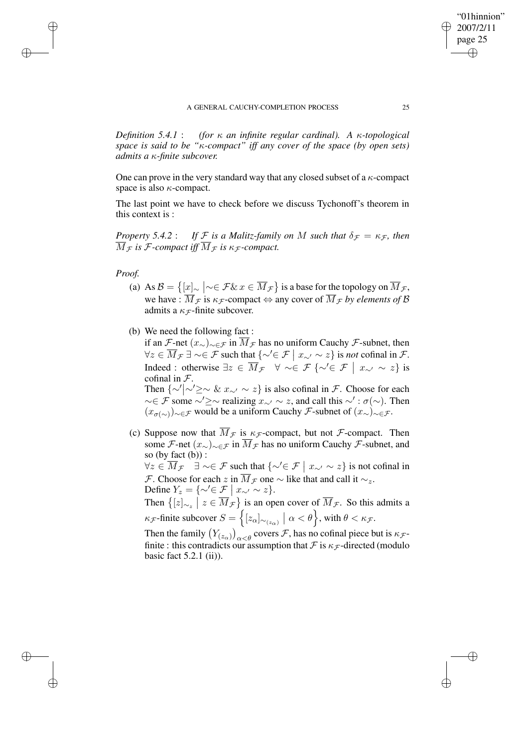*Definition 5.4.1* : *(for $\kappa$ an infinite regular cardinal). A $\kappa$-topological space is said to be "$\kappa$-compact" iff any cover of the space (by open sets) admits a $\kappa$-finite subcover.*

One can prove in the very standard way that any closed subset of a $\kappa$-compact space is also $\kappa$-compact.

The last point we have to check before we discuss Tychonoff's theorem in this context is :

*Property 5.4.2* : *If $\mathcal{F}$ is a Malitz-family on $M$ such that $\delta_{\mathcal{F}} = \kappa_{\mathcal{F}}$, then $\overline{M}_{\mathcal{F}}$ is $\mathcal{F}$-compact iff $\overline{M}_{\mathcal{F}}$ is $\kappa_{\mathcal{F}}$-compact.*

*Proof.*

(a) As $\mathcal{B} = \left\{ [x]_\sim \,\middle|\, \sim \in \mathcal{F} \,\&\, x \in \overline{M}_{\mathcal{F}} \right\}$ is a base for the topology on $\overline{M}_{\mathcal{F}}$, we have : $\overline{M}_{\mathcal{F}}$ is $\kappa_{\mathcal{F}}$-compact $\Leftrightarrow$ any cover of $\overline{M}_{\mathcal{F}}$ *by elements of $\mathcal{B}$* admits a $\kappa_{\mathcal{F}}$-finite subcover.

(b) We need the following fact :
if an $\mathcal{F}$-net $(x_\sim)_{\sim\in\mathcal{F}}$ in $\overline{M}_{\mathcal{F}}$ has no uniform Cauchy $\mathcal{F}$-subnet, then $\forall z \in \overline{M}_{\mathcal{F}}\ \exists \sim \in \mathcal{F}$ such that $\{\sim' \in \mathcal{F} \mid x_{\sim'} \sim z\}$ is *not* cofinal in $\mathcal{F}$.
Indeed : otherwise $\exists z \in \overline{M}_{\mathcal{F}}\quad \forall \sim \in \mathcal{F}\ \{\sim' \in \mathcal{F} \mid x_{\sim'} \sim z\}$ is cofinal in $\mathcal{F}$.
Then $\{\sim' \mid \sim' \geq \sim \;\&\; x_{\sim'} \sim z\}$ is also cofinal in $\mathcal{F}$. Choose for each $\sim \in \mathcal{F}$ some $\sim' \geq \sim$ realizing $x_{\sim'} \sim z$, and call this $\sim' : \sigma(\sim)$. Then $(x_{\sigma(\sim)})_{\sim\in\mathcal{F}}$ would be a uniform Cauchy $\mathcal{F}$-subnet of $(x_\sim)_{\sim\in\mathcal{F}}$.

(c) Suppose now that $\overline{M}_{\mathcal{F}}$ is $\kappa_{\mathcal{F}}$-compact, but not $\mathcal{F}$-compact. Then some $\mathcal{F}$-net $(x_\sim)_{\sim\in\mathcal{F}}$ in $\overline{M}_{\mathcal{F}}$ has no uniform Cauchy $\mathcal{F}$-subnet, and so (by fact (b)) :
$\forall z \in \overline{M}_{\mathcal{F}}\quad \exists \sim \in \mathcal{F}$ such that $\{\sim' \in \mathcal{F} \mid x_{\sim'} \sim z\}$ is not cofinal in $\mathcal{F}$. Choose for each $z$ in $\overline{M}_{\mathcal{F}}$ one $\sim$ like that and call it $\sim_z$.
Define $Y_z = \{\sim' \in \mathcal{F} \mid x_{\sim'} \sim z\}$.
Then $\left\{ [z]_{\sim_z} \mid z \in \overline{M}_{\mathcal{F}} \right\}$ is an open cover of $\overline{M}_{\mathcal{F}}$. So this admits a $\kappa_{\mathcal{F}}$-finite subcover $S = \left\{ [z_\alpha]_{\sim_{(z_\alpha)}} \mid \alpha < \theta \right\}$, with $\theta < \kappa_{\mathcal{F}}$.
Then the family $\left(Y_{(z_\alpha)}\right)_{\alpha<\theta}$ covers $\mathcal{F}$, has no cofinal piece but is $\kappa_{\mathcal{F}}$-finite : this contradicts our assumption that $\mathcal{F}$ is $\kappa_{\mathcal{F}}$-directed (modulo basic fact 5.2.1 (ii)).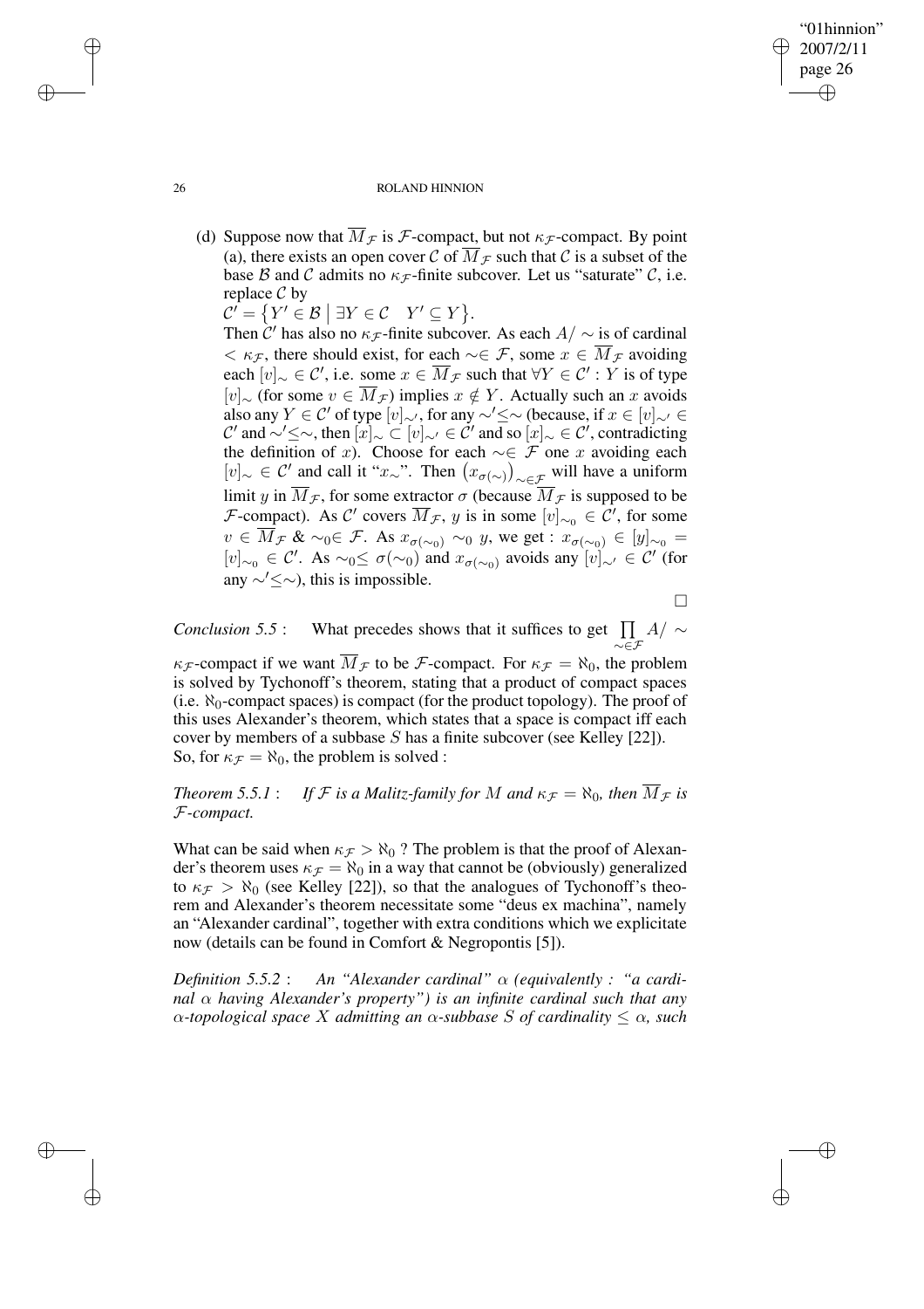(d) Suppose now that $\overline{M}_{\mathcal{F}}$ is $\mathcal{F}$-compact, but not $\kappa_{\mathcal{F}}$-compact. By point (a), there exists an open cover $\mathcal{C}$ of $\overline{M}_{\mathcal{F}}$ such that $\mathcal{C}$ is a subset of the base $\mathcal{B}$ and $\mathcal{C}$ admits no $\kappa_{\mathcal{F}}$-finite subcover. Let us "saturate" $\mathcal{C}$, i.e. replace $\mathcal{C}$ by
$\mathcal{C}' = \{Y' \in \mathcal{B} \mid \exists Y \in \mathcal{C} \quad Y' \subseteq Y\}$.
Then $\mathcal{C}'$ has also no $\kappa_{\mathcal{F}}$-finite subcover. As each $A/\sim$ is of cardinal $< \kappa_{\mathcal{F}}$, there should exist, for each $\sim \in \mathcal{F}$, some $x \in \overline{M}_{\mathcal{F}}$ avoiding each $[v]_\sim \in \mathcal{C}'$, i.e. some $x \in \overline{M}_{\mathcal{F}}$ such that $\forall Y \in \mathcal{C}'$ : $Y$ is of type $[v]_\sim$ (for some $v \in \overline{M}_{\mathcal{F}}$) implies $x \notin Y$. Actually such an $x$ avoids also any $Y \in \mathcal{C}'$ of type $[v]_{\sim'}$, for any $\sim' \leq \sim$ (because, if $x \in [v]_{\sim'} \in \mathcal{C}'$ and $\sim' \leq \sim$, then $[x]_\sim \subset [v]_{\sim'} \in \mathcal{C}'$ and so $[x]_\sim \in \mathcal{C}'$, contradicting the definition of $x$). Choose for each $\sim \in \mathcal{F}$ one $x$ avoiding each $[v]_\sim \in \mathcal{C}'$ and call it "$x_\sim$". Then $\left(x_{\sigma(\sim)}\right)_{\sim \in \mathcal{F}}$ will have a uniform limit $y$ in $\overline{M}_{\mathcal{F}}$, for some extractor $\sigma$ (because $\overline{M}_{\mathcal{F}}$ is supposed to be $\mathcal{F}$-compact). As $\mathcal{C}'$ covers $\overline{M}_{\mathcal{F}}$, $y$ is in some $[v]_{\sim_0} \in \mathcal{C}'$, for some $v \in \overline{M}_{\mathcal{F}}$ & $\sim_0 \in \mathcal{F}$. As $x_{\sigma(\sim_0)} \sim_0 y$, we get : $x_{\sigma(\sim_0)} \in [y]_{\sim_0} = [v]_{\sim_0} \in \mathcal{C}'$. As $\sim_0 \leq \sigma(\sim_0)$ and $x_{\sigma(\sim_0)}$ avoids any $[v]_{\sim'} \in \mathcal{C}'$ (for any $\sim' \leq \sim$), this is impossible.

□

*Conclusion 5.5* : What precedes shows that it suffices to get $\prod_{\sim \in \mathcal{F}} A/\sim$ $\kappa_{\mathcal{F}}$-compact if we want $\overline{M}_{\mathcal{F}}$ to be $\mathcal{F}$-compact. For $\kappa_{\mathcal{F}} = \aleph_0$, the problem is solved by Tychonoff's theorem, stating that a product of compact spaces (i.e. $\aleph_0$-compact spaces) is compact (for the product topology). The proof of this uses Alexander's theorem, which states that a space is compact iff each cover by members of a subbase $S$ has a finite subcover (see Kelley [22]). So, for $\kappa_{\mathcal{F}} = \aleph_0$, the problem is solved :

*Theorem 5.5.1* : *If $\mathcal{F}$ is a Malitz-family for $M$ and $\kappa_{\mathcal{F}} = \aleph_0$, then $\overline{M}_{\mathcal{F}}$ is $\mathcal{F}$-compact.*

What can be said when $\kappa_{\mathcal{F}} > \aleph_0$ ? The problem is that the proof of Alexander's theorem uses $\kappa_{\mathcal{F}} = \aleph_0$ in a way that cannot be (obviously) generalized to $\kappa_{\mathcal{F}} > \aleph_0$ (see Kelley [22]), so that the analogues of Tychonoff's theorem and Alexander's theorem necessitate some "deus ex machina", namely an "Alexander cardinal", together with extra conditions which we explicitate now (details can be found in Comfort & Negropontis [5]).

*Definition 5.5.2* : *An "Alexander cardinal" $\alpha$ (equivalently : "a cardinal $\alpha$ having Alexander's property") is an infinite cardinal such that any $\alpha$-topological space $X$ admitting an $\alpha$-subbase $S$ of cardinality $\leq \alpha$, such*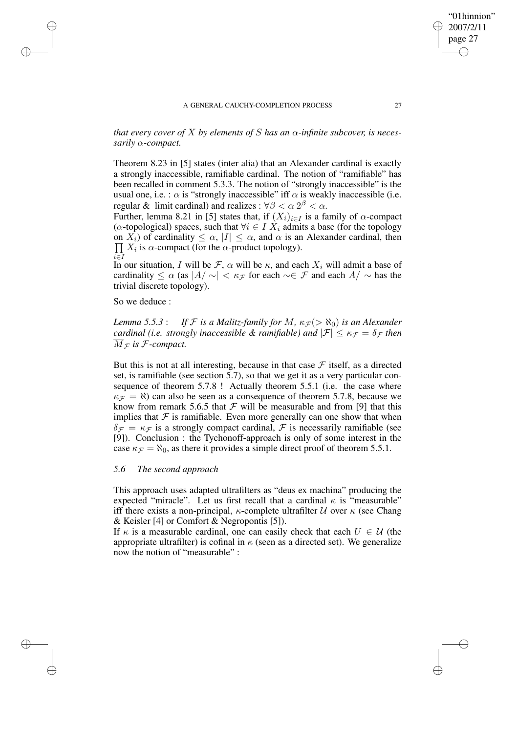*that every cover of $X$ by elements of $S$ has an $\alpha$-infinite subcover, is necessarily $\alpha$-compact.*

Theorem 8.23 in [5] states (inter alia) that an Alexander cardinal is exactly a strongly inaccessible, ramifiable cardinal. The notion of "ramifiable" has been recalled in comment 5.3.3. The notion of "strongly inaccessible" is the usual one, i.e. : $\alpha$ is "strongly inaccessible" iff $\alpha$ is weakly inaccessible (i.e. regular & limit cardinal) and realizes : $\forall \beta < \alpha\ 2^\beta < \alpha$.

Further, lemma 8.21 in [5] states that, if $(X_i)_{i \in I}$ is a family of $\alpha$-compact ($\alpha$-topological) spaces, such that $\forall i \in I\ X_i$ admits a base (for the topology on $X_i$) of cardinality $\leq \alpha$, $|I| \leq \alpha$, and $\alpha$ is an Alexander cardinal, then $\prod_{i \in I} X_i$ is $\alpha$-compact (for the $\alpha$-product topology).

In our situation, $I$ will be $\mathcal{F}$, $\alpha$ will be $\kappa$, and each $X_i$ will admit a base of cardinality $\leq \alpha$ (as $|A/\sim| < \kappa_{\mathcal{F}}$ for each $\sim \in \mathcal{F}$ and each $A/\sim$ has the trivial discrete topology).

So we deduce :

*Lemma 5.5.3* : *If $\mathcal{F}$ is a Malitz-family for $M$, $\kappa_{\mathcal{F}} (> \aleph_0)$ is an Alexander cardinal (i.e. strongly inaccessible & ramifiable) and $|\mathcal{F}| \leq \kappa_{\mathcal{F}} = \delta_{\mathcal{F}}$ then $\overline{M}_{\mathcal{F}}$ is $\mathcal{F}$-compact.*

But this is not at all interesting, because in that case $\mathcal{F}$ itself, as a directed set, is ramifiable (see section 5.7), so that we get it as a very particular consequence of theorem 5.7.8 ! Actually theorem 5.5.1 (i.e. the case where $\kappa_{\mathcal{F}} = \aleph$) can also be seen as a consequence of theorem 5.7.8, because we know from remark 5.6.5 that $\mathcal{F}$ will be measurable and from [9] that this implies that $\mathcal{F}$ is ramifiable. Even more generally can one show that when $\delta_{\mathcal{F}} = \kappa_{\mathcal{F}}$ is a strongly compact cardinal, $\mathcal{F}$ is necessarily ramifiable (see [9]). Conclusion : the Tychonoff-approach is only of some interest in the case $\kappa_{\mathcal{F}} = \aleph_0$, as there it provides a simple direct proof of theorem 5.5.1.

### 5.6 The second approach

This approach uses adapted ultrafilters as "deus ex machina" producing the expected "miracle". Let us first recall that a cardinal $\kappa$ is "measurable" iff there exists a non-principal, $\kappa$-complete ultrafilter $\mathcal{U}$ over $\kappa$ (see Chang & Keisler [4] or Comfort & Negropontis [5]).

If $\kappa$ is a measurable cardinal, one can easily check that each $U \in \mathcal{U}$ (the appropriate ultrafilter) is cofinal in $\kappa$ (seen as a directed set). We generalize now the notion of "measurable" :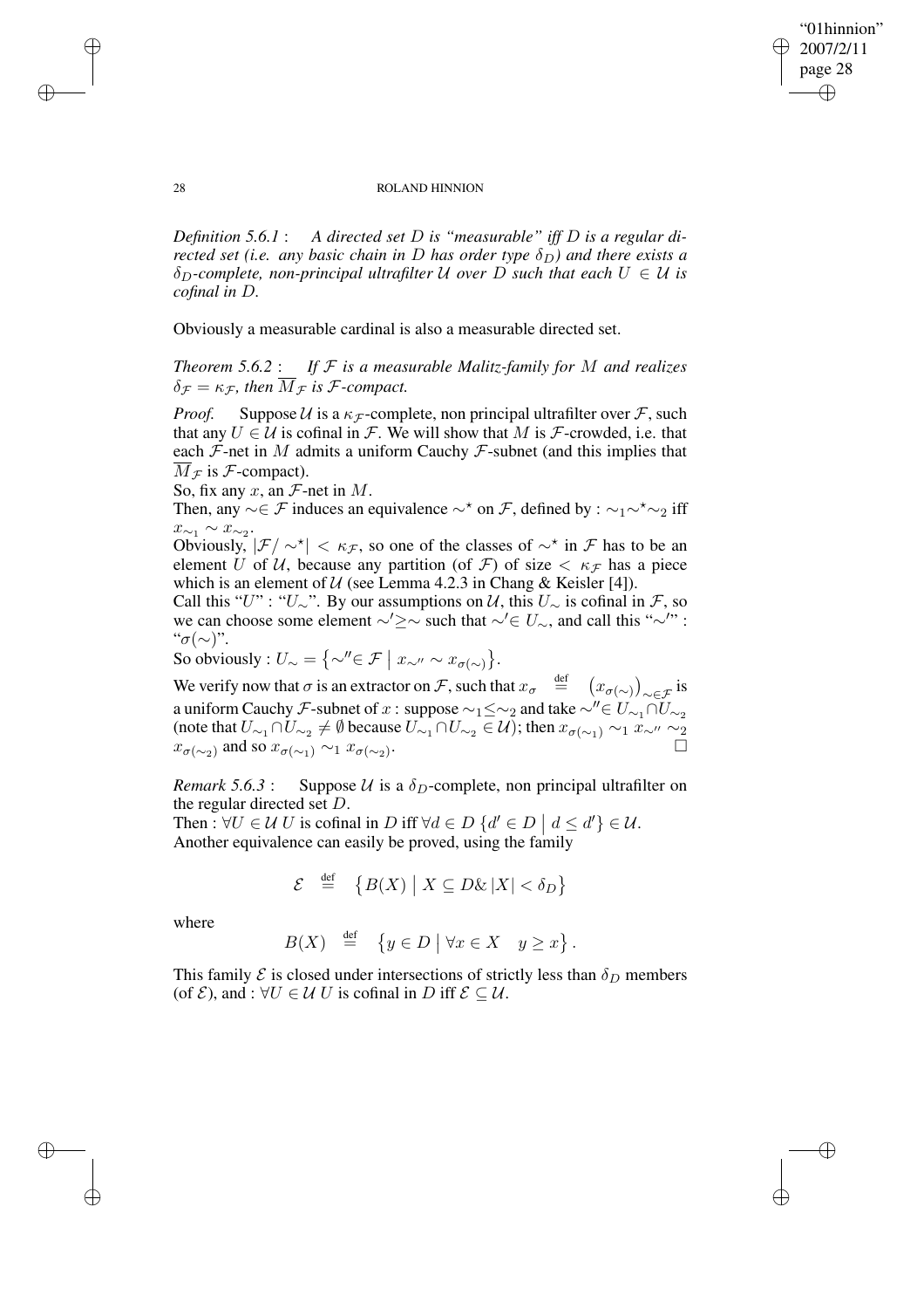*Definition 5.6.1* : *A directed set $D$ is "measurable" iff $D$ is a regular directed set (i.e. any basic chain in $D$ has order type $\delta_D$) and there exists a $\delta_D$-complete, non-principal ultrafilter $\mathcal{U}$ over $D$ such that each $U \in \mathcal{U}$ is cofinal in $D$.*

Obviously a measurable cardinal is also a measurable directed set.

*Theorem 5.6.2* : *If $\mathcal{F}$ is a measurable Malitz-family for $M$ and realizes $\delta_{\mathcal{F}} = \kappa_{\mathcal{F}}$, then $\overline{M}_{\mathcal{F}}$ is $\mathcal{F}$-compact.*

*Proof.* Suppose $\mathcal{U}$ is a $\kappa_{\mathcal{F}}$-complete, non principal ultrafilter over $\mathcal{F}$, such that any $U \in \mathcal{U}$ is cofinal in $\mathcal{F}$. We will show that $M$ is $\mathcal{F}$-crowded, i.e. that each $\mathcal{F}$-net in $M$ admits a uniform Cauchy $\mathcal{F}$-subnet (and this implies that $\overline{M}_{\mathcal{F}}$ is $\mathcal{F}$-compact).

So, fix any $x$, an $\mathcal{F}$-net in $M$.

Then, any $\sim \in \mathcal{F}$ induces an equivalence $\sim^\star$ on $\mathcal{F}$, defined by : $\sim_1 \sim^\star \sim_2$ iff $x_{\sim_1} \sim x_{\sim_2}$.

Obviously, $|\mathcal{F}/\sim^\star| < \kappa_{\mathcal{F}}$, so one of the classes of $\sim^\star$ in $\mathcal{F}$ has to be an element $U$ of $\mathcal{U}$, because any partition (of $\mathcal{F}$) of size $< \kappa_{\mathcal{F}}$ has a piece which is an element of $\mathcal{U}$ (see Lemma 4.2.3 in Chang & Keisler [4]).

Call this "$U$" : "$U_\sim$". By our assumptions on $\mathcal{U}$, this $U_\sim$ is cofinal in $\mathcal{F}$, so we can choose some element $\sim' \geq \sim$ such that $\sim' \in U_\sim$, and call this "$\sim'$" : "$\sigma(\sim)$".

So obviously : $U_\sim = \left\{ \sim'' \in \mathcal{F} \mid x_{\sim''} \sim x_{\sigma(\sim)} \right\}$.

We verify now that $\sigma$ is an extractor on $\mathcal{F}$, such that $x_\sigma \stackrel{\text{def}}{=} \left( x_{\sigma(\sim)} \right)_{\sim \in \mathcal{F}}$ is a uniform Cauchy $\mathcal{F}$-subnet of $x$ : suppose $\sim_1 \leq \sim_2$ and take $\sim'' \in U_{\sim_1} \cap U_{\sim_2}$ (note that $U_{\sim_1} \cap U_{\sim_2} \neq \emptyset$ because $U_{\sim_1} \cap U_{\sim_2} \in \mathcal{U}$); then $x_{\sigma(\sim_1)} \sim_1 x_{\sim''} \sim_2 x_{\sigma(\sim_2)}$ and so $x_{\sigma(\sim_1)} \sim_1 x_{\sigma(\sim_2)}$. $\square$

*Remark 5.6.3* : Suppose $\mathcal{U}$ is a $\delta_D$-complete, non principal ultrafilter on the regular directed set $D$.

Then : $\forall U \in \mathcal{U}\ U$ is cofinal in $D$ iff $\forall d \in D\ \{d' \in D \mid d \leq d'\} \in \mathcal{U}$.

Another equivalence can easily be proved, using the family

$$\mathcal{E} \stackrel{\text{def}}{=} \left\{ B(X) \mid X \subseteq D \,\&\, |X| < \delta_D \right\}$$

where

$$B(X) \stackrel{\text{def}}{=} \left\{ y \in D \mid \forall x \in X \quad y \geq x \right\}.$$

This family $\mathcal{E}$ is closed under intersections of strictly less than $\delta_D$ members (of $\mathcal{E}$), and : $\forall U \in \mathcal{U}\ U$ is cofinal in $D$ iff $\mathcal{E} \subseteq \mathcal{U}$.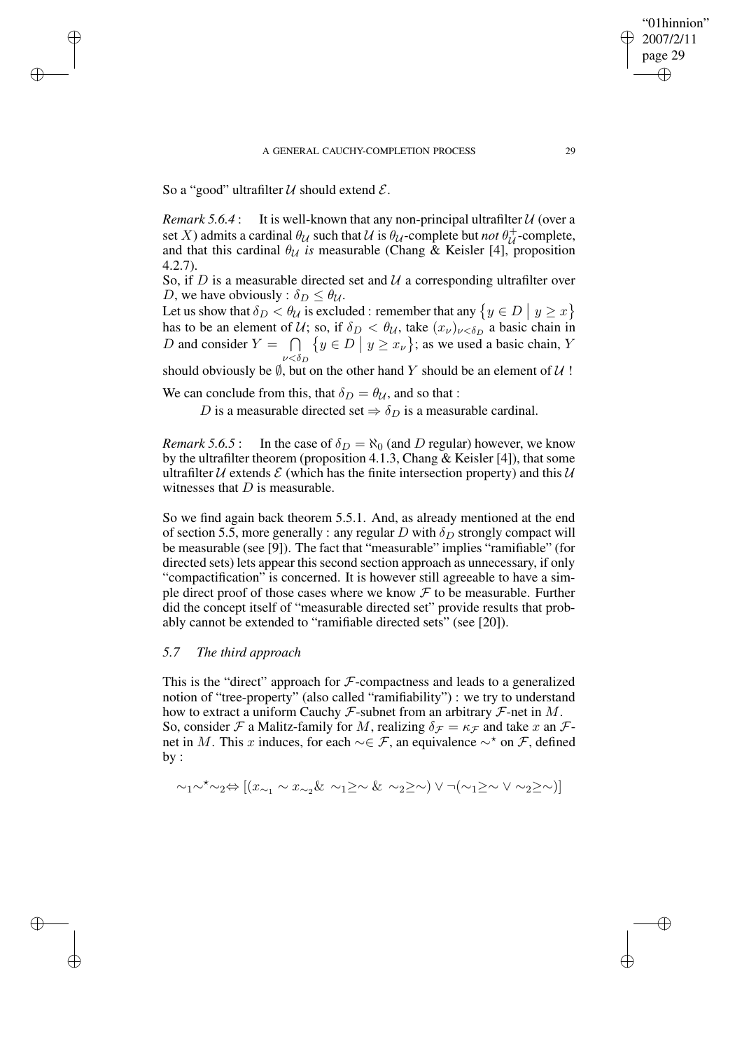So a "good" ultrafilter $\mathcal{U}$ should extend $\mathcal{E}$.

*Remark 5.6.4* : It is well-known that any non-principal ultrafilter $\mathcal{U}$ (over a set $X$) admits a cardinal $\theta_{\mathcal{U}}$ such that $\mathcal{U}$ is $\theta_{\mathcal{U}}$-complete but *not* $\theta_{\mathcal{U}}^{+}$-complete, and that this cardinal $\theta_{\mathcal{U}}$ *is* measurable (Chang & Keisler [4], proposition 4.2.7).

So, if $D$ is a measurable directed set and $\mathcal{U}$ a corresponding ultrafilter over $D$, we have obviously : $\delta_D \leq \theta_{\mathcal{U}}$.

Let us show that $\delta_D < \theta_{\mathcal{U}}$ is excluded : remember that any $\{y \in D \mid y \geq x\}$ has to be an element of $\mathcal{U}$; so, if $\delta_D < \theta_{\mathcal{U}}$, take $(x_\nu)_{\nu<\delta_D}$ a basic chain in $D$ and consider $Y = \bigcap\limits_{\nu<\delta_D} \{y \in D \mid y \geq x_\nu\}$; as we used a basic chain, $Y$ should obviously be $\emptyset$, but on the other hand $Y$ should be an element of $\mathcal{U}$ !

We can conclude from this, that $\delta_D = \theta_{\mathcal{U}}$, and so that :

$D$ is a measurable directed set $\Rightarrow$ $\delta_D$ is a measurable cardinal.

*Remark 5.6.5* : In the case of $\delta_D = \aleph_0$ (and $D$ regular) however, we know by the ultrafilter theorem (proposition 4.1.3, Chang & Keisler [4]), that some ultrafilter $\mathcal{U}$ extends $\mathcal{E}$ (which has the finite intersection property) and this $\mathcal{U}$ witnesses that $D$ is measurable.

So we find again back theorem 5.5.1. And, as already mentioned at the end of section 5.5, more generally : any regular $D$ with $\delta_D$ strongly compact will be measurable (see [9]). The fact that "measurable" implies "ramifiable" (for directed sets) lets appear this second section approach as unnecessary, if only "compactification" is concerned. It is however still agreeable to have a simple direct proof of those cases where we know $\mathcal{F}$ to be measurable. Further did the concept itself of "measurable directed set" provide results that probably cannot be extended to "ramifiable directed sets" (see [20]).

### *5.7 The third approach*

This is the "direct" approach for $\mathcal{F}$-compactness and leads to a generalized notion of "tree-property" (also called "ramifiability") : we try to understand how to extract a uniform Cauchy $\mathcal{F}$-subnet from an arbitrary $\mathcal{F}$-net in $M$. So, consider $\mathcal{F}$ a Malitz-family for $M$, realizing $\delta_{\mathcal{F}} = \kappa_{\mathcal{F}}$ and take $x$ an $\mathcal{F}$-net in $M$. This $x$ induces, for each $\sim \in \mathcal{F}$, an equivalence $\sim^\star$ on $\mathcal{F}$, defined by :

$$\sim_1 \sim^\star \sim_2 \Leftrightarrow [(x_{\sim_1} \sim x_{\sim_2} \& \sim_1 \geq \sim \& \sim_2 \geq \sim) \vee \neg(\sim_1 \geq \sim \vee \sim_2 \geq \sim)]$$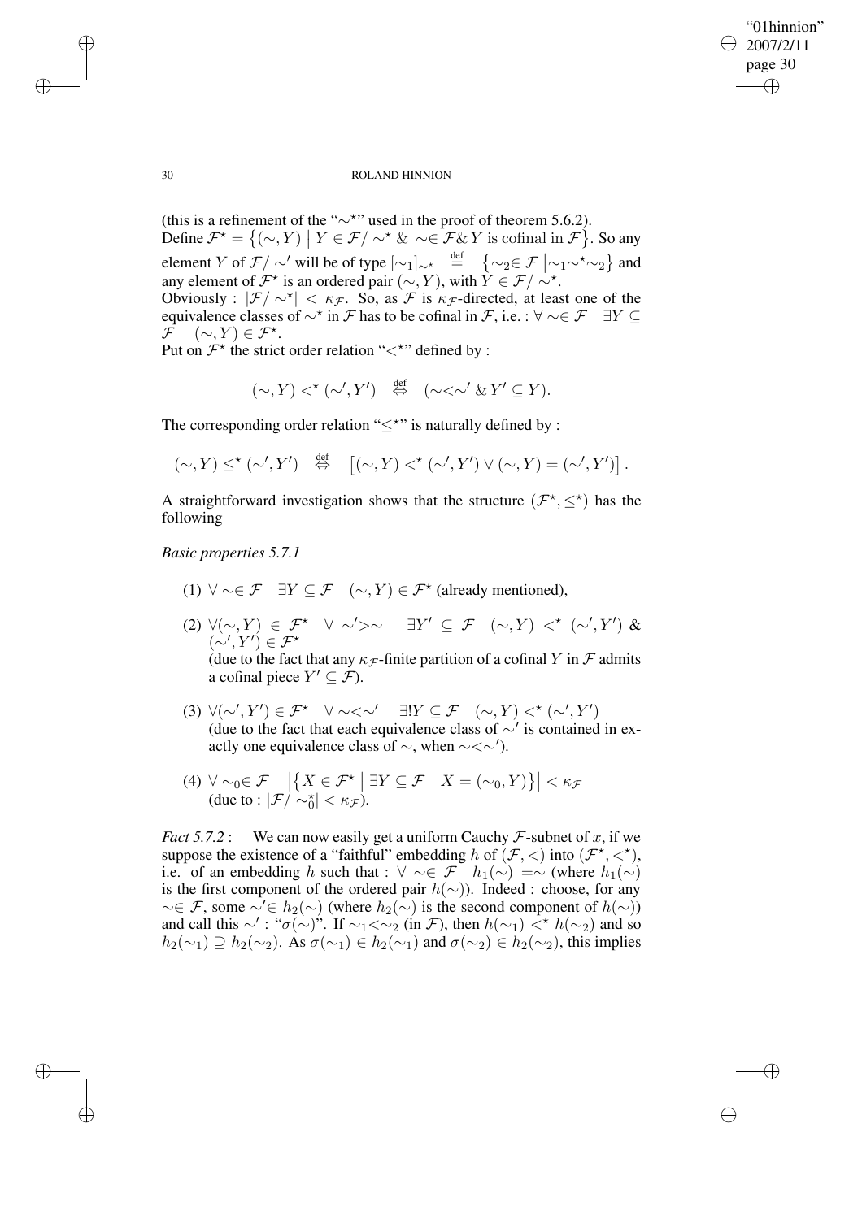(this is a refinement of the "$\sim^\star$" used in the proof of theorem 5.6.2).
Define $\mathcal{F}^\star = \{(\sim, Y) \mid Y \in \mathcal{F}/\sim^\star \;\&\; \sim \in \mathcal{F} \& Y \text{ is cofinal in } \mathcal{F}\}$. So any element $Y$ of $\mathcal{F}/\sim'$ will be of type $[\sim_1]_{\sim^\star} \overset{\text{def}}{=} \{\sim_2 \in \mathcal{F} \mid \sim_1 \sim^\star \sim_2\}$ and any element of $\mathcal{F}^\star$ is an ordered pair $(\sim, Y)$, with $Y \in \mathcal{F}/\sim^\star$.
Obviously : $|\mathcal{F}/\sim^\star| < \kappa_{\mathcal{F}}$. So, as $\mathcal{F}$ is $\kappa_{\mathcal{F}}$-directed, at least one of the equivalence classes of $\sim^\star$ in $\mathcal{F}$ has to be cofinal in $\mathcal{F}$, i.e. : $\forall \sim \in \mathcal{F} \quad \exists Y \subseteq \mathcal{F} \quad (\sim, Y) \in \mathcal{F}^\star$.
Put on $\mathcal{F}^\star$ the strict order relation "$<^\star$" defined by :

$$(\sim, Y) <^\star (\sim', Y') \overset{\text{def}}{\Leftrightarrow} (\sim < \sim' \;\&\; Y' \subseteq Y).$$

The corresponding order relation "$\leq^\star$" is naturally defined by :

$$(\sim, Y) \leq^\star (\sim', Y') \overset{\text{def}}{\Leftrightarrow} \left[(\sim, Y) <^\star (\sim', Y') \vee (\sim, Y) = (\sim', Y')\right].$$

A straightforward investigation shows that the structure $(\mathcal{F}^\star, \leq^\star)$ has the following

*Basic properties 5.7.1*

(1) $\forall \sim \in \mathcal{F} \quad \exists Y \subseteq \mathcal{F} \quad (\sim, Y) \in \mathcal{F}^\star$ (already mentioned),

(2) $\forall (\sim, Y) \in \mathcal{F}^\star \quad \forall \sim' > \sim \quad \exists Y' \subseteq \mathcal{F} \quad (\sim, Y) <^\star (\sim', Y')$ & $(\sim', Y') \in \mathcal{F}^\star$
(due to the fact that any $\kappa_{\mathcal{F}}$-finite partition of a cofinal $Y$ in $\mathcal{F}$ admits a cofinal piece $Y' \subseteq \mathcal{F}$).

(3) $\forall (\sim', Y') \in \mathcal{F}^\star \quad \forall \sim < \sim' \quad \exists! Y \subseteq \mathcal{F} \quad (\sim, Y) <^\star (\sim', Y')$
(due to the fact that each equivalence class of $\sim'$ is contained in exactly one equivalence class of $\sim$, when $\sim < \sim'$).

(4) $\forall \sim_0 \in \mathcal{F} \quad \left|\{X \in \mathcal{F}^\star \mid \exists Y \subseteq \mathcal{F} \quad X = (\sim_0, Y)\}\right| < \kappa_{\mathcal{F}}$
(due to : $|\mathcal{F}/\sim_0^\star| < \kappa_{\mathcal{F}}$).

*Fact 5.7.2* : We can now easily get a uniform Cauchy $\mathcal{F}$-subnet of $x$, if we suppose the existence of a "faithful" embedding $h$ of $(\mathcal{F}, <)$ into $(\mathcal{F}^\star, <^\star)$, i.e. of an embedding $h$ such that : $\forall \sim \in \mathcal{F} \quad h_1(\sim) = \sim$ (where $h_1(\sim)$ is the first component of the ordered pair $h(\sim)$). Indeed : choose, for any $\sim \in \mathcal{F}$, some $\sim' \in h_2(\sim)$ (where $h_2(\sim)$ is the second component of $h(\sim)$) and call this $\sim'$ : "$\sigma(\sim)$". If $\sim_1 < \sim_2$ (in $\mathcal{F}$), then $h(\sim_1) <^\star h(\sim_2)$ and so $h_2(\sim_1) \supseteq h_2(\sim_2)$. As $\sigma(\sim_1) \in h_2(\sim_1)$ and $\sigma(\sim_2) \in h_2(\sim_2)$, this implies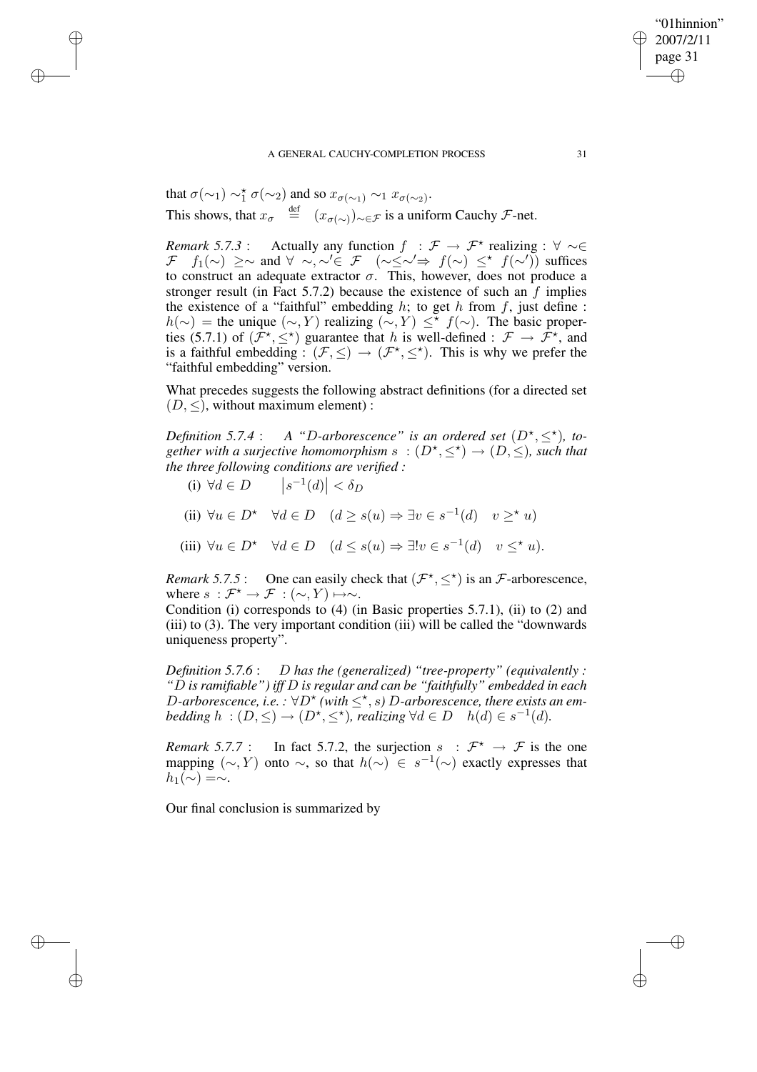that $\sigma(\sim_1) \sim_1^\star \sigma(\sim_2)$ and so $x_{\sigma(\sim_1)} \sim_1 x_{\sigma(\sim_2)}$.

This shows, that $x_\sigma \stackrel{\text{def}}{=} (x_{\sigma(\sim)})_{\sim \in \mathcal{F}}$ is a uniform Cauchy $\mathcal{F}$-net.

*Remark 5.7.3* : Actually any function $f : \mathcal{F} \to \mathcal{F}^\star$ realizing : $\forall \sim \in \mathcal{F} \quad f_1(\sim) \geq \sim$ and $\forall \sim, \sim' \in \mathcal{F} \quad (\sim \leq \sim' \Rightarrow f(\sim) \leq^\star f(\sim'))$ suffices to construct an adequate extractor $\sigma$. This, however, does not produce a stronger result (in Fact 5.7.2) because the existence of such an $f$ implies the existence of a "faithful" embedding $h$; to get $h$ from $f$, just define : $h(\sim) =$ the unique $(\sim, Y)$ realizing $(\sim, Y) \leq^\star f(\sim)$. The basic properties (5.7.1) of $(\mathcal{F}^\star, \leq^\star)$ guarantee that $h$ is well-defined : $\mathcal{F} \to \mathcal{F}^\star$, and is a faithful embedding : $(\mathcal{F}, \leq) \to (\mathcal{F}^\star, \leq^\star)$. This is why we prefer the "faithful embedding" version.

What precedes suggests the following abstract definitions (for a directed set $(D, \leq)$, without maximum element) :

*Definition 5.7.4* : *A "$D$-arborescence" is an ordered set $(D^\star, \leq^\star)$, together with a surjective homomorphism $s : (D^\star, \leq^\star) \to (D, \leq)$, such that the three following conditions are verified :*

(i) $\forall d \in D \qquad \left| s^{-1}(d) \right| < \delta_D$

(ii) $\forall u \in D^\star \quad \forall d \in D \quad (d \geq s(u) \Rightarrow \exists v \in s^{-1}(d) \quad v \geq^\star u)$

(iii) $\forall u \in D^\star \quad \forall d \in D \quad (d \leq s(u) \Rightarrow \exists! v \in s^{-1}(d) \quad v \leq^\star u)$.

*Remark 5.7.5* : One can easily check that $(\mathcal{F}^\star, \leq^\star)$ is an $\mathcal{F}$-arborescence, where $s : \mathcal{F}^\star \to \mathcal{F} : (\sim, Y) \mapsto \sim$.

Condition (i) corresponds to (4) (in Basic properties 5.7.1), (ii) to (2) and (iii) to (3). The very important condition (iii) will be called the "downwards uniqueness property".

*Definition 5.7.6* : *$D$ has the (generalized) "tree-property" (equivalently : "$D$ is ramifiable") iff $D$ is regular and can be "faithfully" embedded in each $D$-arborescence, i.e. : $\forall D^\star$ (with $\leq^\star$, $s$) $D$-arborescence, there exists an embedding $h : (D, \leq) \to (D^\star, \leq^\star)$, realizing $\forall d \in D \quad h(d) \in s^{-1}(d)$.*

*Remark 5.7.7* : In fact 5.7.2, the surjection $s : \mathcal{F}^\star \to \mathcal{F}$ is the one mapping $(\sim, Y)$ onto $\sim$, so that $h(\sim) \in s^{-1}(\sim)$ exactly expresses that $h_1(\sim) = \sim$.

Our final conclusion is summarized by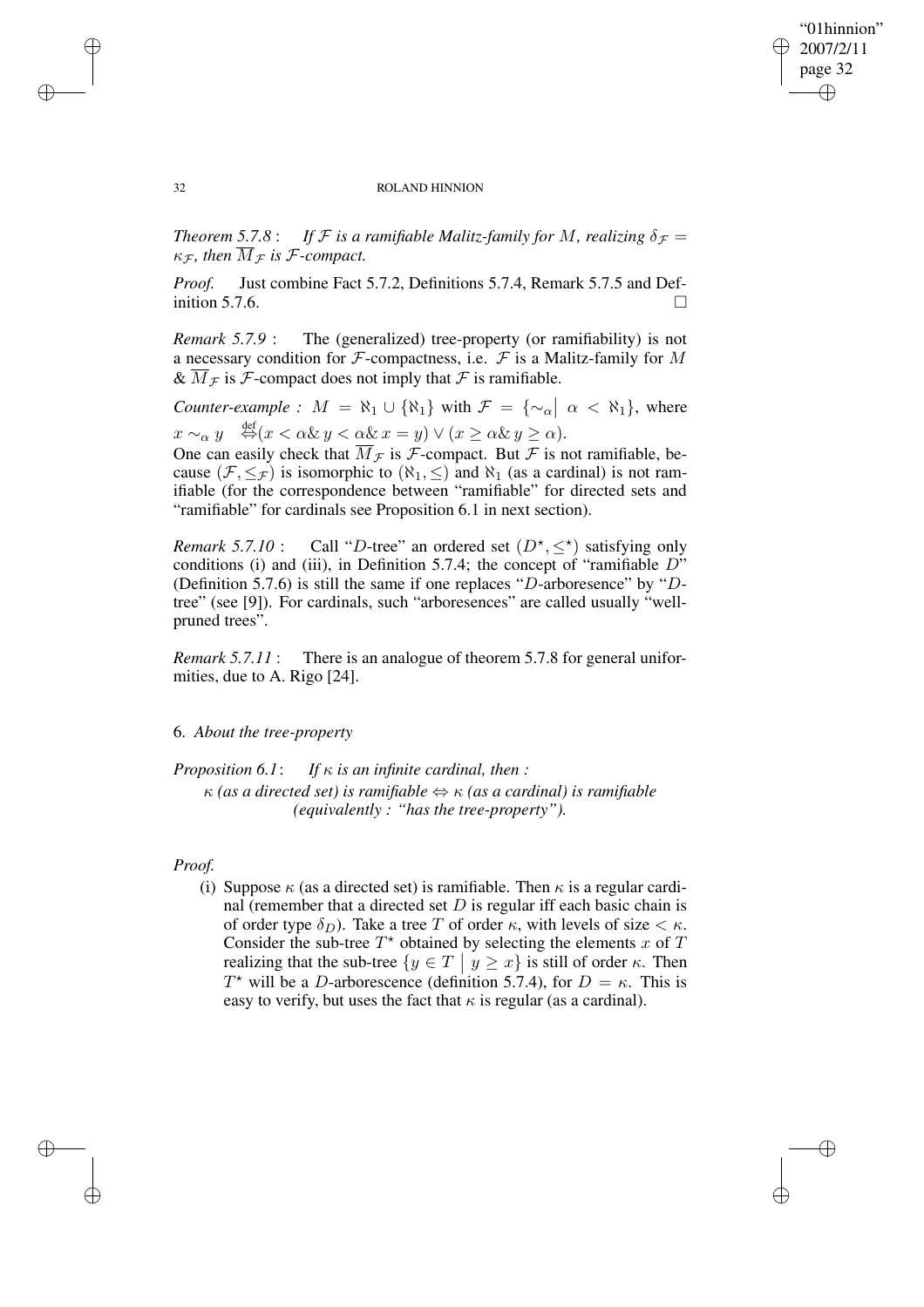*Theorem 5.7.8* : *If $\mathcal{F}$ is a ramifiable Malitz-family for $M$, realizing $\delta_{\mathcal{F}} = \kappa_{\mathcal{F}}$, then $\overline{M}_{\mathcal{F}}$ is $\mathcal{F}$-compact.*

*Proof.* Just combine Fact 5.7.2, Definitions 5.7.4, Remark 5.7.5 and Definition 5.7.6. $\square$

*Remark 5.7.9* : The (generalized) tree-property (or ramifiability) is not a necessary condition for $\mathcal{F}$-compactness, i.e. $\mathcal{F}$ is a Malitz-family for $M$ & $\overline{M}_{\mathcal{F}}$ is $\mathcal{F}$-compact does not imply that $\mathcal{F}$ is ramifiable.

*Counter-example :* $M = \aleph_1 \cup \{\aleph_1\}$ with $\mathcal{F} = \{\sim_\alpha \big| \ \alpha < \aleph_1\}$, where $x \sim_\alpha y \overset{\text{def}}{\Leftrightarrow} (x < \alpha \,\&\, y < \alpha \,\&\, x = y) \vee (x \geq \alpha \,\&\, y \geq \alpha)$.
One can easily check that $\overline{M}_{\mathcal{F}}$ is $\mathcal{F}$-compact. But $\mathcal{F}$ is not ramifiable, because $(\mathcal{F}, \leq_{\mathcal{F}})$ is isomorphic to $(\aleph_1, \leq)$ and $\aleph_1$ (as a cardinal) is not ramifiable (for the correspondence between "ramifiable" for directed sets and "ramifiable" for cardinals see Proposition 6.1 in next section).

*Remark 5.7.10* : Call "$D$-tree" an ordered set $(D^\star, \leq^\star)$ satisfying only conditions (i) and (iii), in Definition 5.7.4; the concept of "ramifiable $D$" (Definition 5.7.6) is still the same if one replaces "$D$-arboresence" by "$D$-tree" (see [9]). For cardinals, such "arboresences" are called usually "well-pruned trees".

*Remark 5.7.11* : There is an analogue of theorem 5.7.8 for general uniformities, due to A. Rigo [24].

## 6. *About the tree-property*

*Proposition 6.1*: *If $\kappa$ is an infinite cardinal, then :*
*$\kappa$ (as a directed set) is ramifiable $\Leftrightarrow$ $\kappa$ (as a cardinal) is ramifiable (equivalently : "has the tree-property").*

*Proof.*

(i) Suppose $\kappa$ (as a directed set) is ramifiable. Then $\kappa$ is a regular cardinal (remember that a directed set $D$ is regular iff each basic chain is of order type $\delta_D$). Take a tree $T$ of order $\kappa$, with levels of size $< \kappa$. Consider the sub-tree $T^\star$ obtained by selecting the elements $x$ of $T$ realizing that the sub-tree $\{y \in T \mid y \geq x\}$ is still of order $\kappa$. Then $T^\star$ will be a $D$-arborescence (definition 5.7.4), for $D = \kappa$. This is easy to verify, but uses the fact that $\kappa$ is regular (as a cardinal).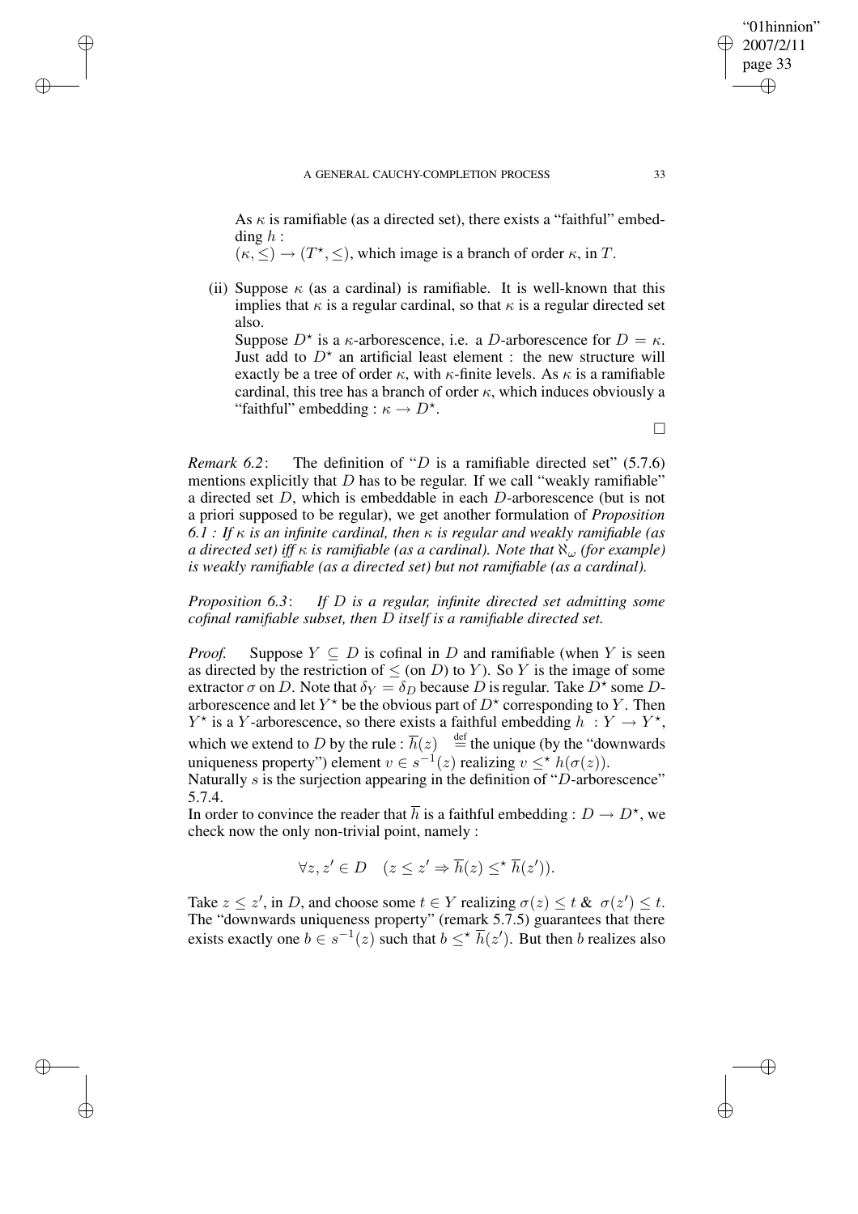As $\kappa$ is ramifiable (as a directed set), there exists a "faithful" embedding $h$ :
$(\kappa, \leq) \to (T^\star, \leq)$, which image is a branch of order $\kappa$, in $T$.

(ii) Suppose $\kappa$ (as a cardinal) is ramifiable. It is well-known that this implies that $\kappa$ is a regular cardinal, so that $\kappa$ is a regular directed set also.
Suppose $D^\star$ is a $\kappa$-arborescence, i.e. a $D$-arborescence for $D = \kappa$. Just add to $D^\star$ an artificial least element : the new structure will exactly be a tree of order $\kappa$, with $\kappa$-finite levels. As $\kappa$ is a ramifiable cardinal, this tree has a branch of order $\kappa$, which induces obviously a "faithful" embedding : $\kappa \to D^\star$.

$\square$

*Remark 6.2*: The definition of "$D$ is a ramifiable directed set" (5.7.6) mentions explicitly that $D$ has to be regular. If we call "weakly ramifiable" a directed set $D$, which is embeddable in each $D$-arborescence (but is not a priori supposed to be regular), we get another formulation of *Proposition 6.1 : If $\kappa$ is an infinite cardinal, then $\kappa$ is regular and weakly ramifiable (as a directed set) iff $\kappa$ is ramifiable (as a cardinal). Note that $\aleph_\omega$ (for example) is weakly ramifiable (as a directed set) but not ramifiable (as a cardinal).*

*Proposition 6.3*: *If $D$ is a regular, infinite directed set admitting some cofinal ramifiable subset, then $D$ itself is a ramifiable directed set.*

*Proof.* Suppose $Y \subseteq D$ is cofinal in $D$ and ramifiable (when $Y$ is seen as directed by the restriction of $\leq$ (on $D$) to $Y$). So $Y$ is the image of some extractor $\sigma$ on $D$. Note that $\delta_Y = \delta_D$ because $D$ is regular. Take $D^\star$ some $D$-arborescence and let $Y^\star$ be the obvious part of $D^\star$ corresponding to $Y$. Then $Y^\star$ is a $Y$-arborescence, so there exists a faithful embedding $h : Y \to Y^\star$, which we extend to $D$ by the rule : $\overline{h}(z) \stackrel{\text{def}}{=}$ the unique (by the "downwards uniqueness property") element $v \in s^{-1}(z)$ realizing $v \leq^\star h(\sigma(z))$.
Naturally $s$ is the surjection appearing in the definition of "$D$-arborescence" 5.7.4.
In order to convince the reader that $\overline{h}$ is a faithful embedding : $D \to D^\star$, we check now the only non-trivial point, namely :

$$\forall z, z' \in D \quad (z \leq z' \Rightarrow \overline{h}(z) \leq^\star \overline{h}(z')).$$

Take $z \leq z'$, in $D$, and choose some $t \in Y$ realizing $\sigma(z) \leq t$ & $\sigma(z') \leq t$. The "downwards uniqueness property" (remark 5.7.5) guarantees that there exists exactly one $b \in s^{-1}(z)$ such that $b \leq^\star \overline{h}(z')$. But then $b$ realizes also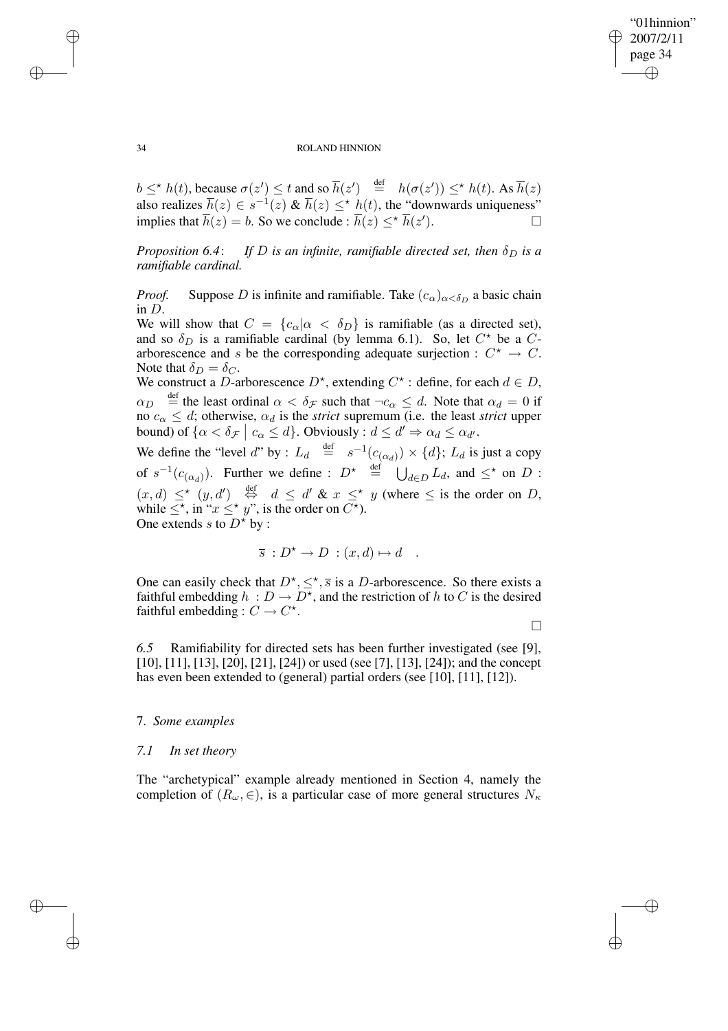$b \leq^\star h(t)$, because $\sigma(z') \leq t$ and so $\overline{h}(z') \stackrel{\text{def}}{=} h(\sigma(z')) \leq^\star h(t)$. As $\overline{h}(z)$ also realizes $\overline{h}(z) \in s^{-1}(z)$ & $\overline{h}(z) \leq^\star h(t)$, the "downwards uniqueness" implies that $\overline{h}(z) = b$. So we conclude : $\overline{h}(z) \leq^\star \overline{h}(z')$. $\square$

*Proposition 6.4*: *If $D$ is an infinite, ramifiable directed set, then $\delta_D$ is a ramifiable cardinal.*

*Proof.* Suppose $D$ is infinite and ramifiable. Take $(c_\alpha)_{\alpha<\delta_D}$ a basic chain in $D$.
We will show that $C = \{c_\alpha | \alpha < \delta_D\}$ is ramifiable (as a directed set), and so $\delta_D$ is a ramifiable cardinal (by lemma 6.1). So, let $C^\star$ be a $C$-arborescence and $s$ be the corresponding adequate surjection : $C^\star \to C$. Note that $\delta_D = \delta_C$.
We construct a $D$-arborescence $D^\star$, extending $C^\star$ : define, for each $d \in D$, $\alpha_D \stackrel{\text{def}}{=}$ the least ordinal $\alpha < \delta_{\mathcal{F}}$ such that $\neg c_\alpha \leq d$. Note that $\alpha_d = 0$ if no $c_\alpha \leq d$; otherwise, $\alpha_d$ is the *strict* supremum (i.e. the least *strict* upper bound) of $\{\alpha < \delta_{\mathcal{F}} \mid c_\alpha \leq d\}$. Obviously : $d \leq d' \Rightarrow \alpha_d \leq \alpha_{d'}$.
We define the "level $d$" by : $L_d \stackrel{\text{def}}{=} s^{-1}(c_{(\alpha_d)}) \times \{d\}$; $L_d$ is just a copy of $s^{-1}(c_{(\alpha_d)})$. Further we define : $D^\star \stackrel{\text{def}}{=} \bigcup_{d\in D} L_d$, and $\leq^\star$ on $D$ : $(x, d) \leq^\star (y, d') \stackrel{\text{def}}{\Leftrightarrow} d \leq d'$ & $x \leq^\star y$ (where $\leq$ is the order on $D$, while $\leq^\star$, in "$x \leq^\star y$", is the order on $C^\star$).
One extends $s$ to $D^\star$ by :

$$\overline{s} : D^\star \to D : (x, d) \mapsto d \quad .$$

One can easily check that $D^\star, \leq^\star, \overline{s}$ is a $D$-arborescence. So there exists a faithful embedding $h : D \to D^\star$, and the restriction of $h$ to $C$ is the desired faithful embedding : $C \to C^\star$.

$\square$

*6.5* Ramifiability for directed sets has been further investigated (see [9], [10], [11], [13], [20], [21], [24]) or used (see [7], [13], [24]); and the concept has even been extended to (general) partial orders (see [10], [11], [12]).

## 7. *Some examples*

### *7.1 In set theory*

The "archetypical" example already mentioned in Section 4, namely the completion of $(R_\omega, \in)$, is a particular case of more general structures $N_\kappa$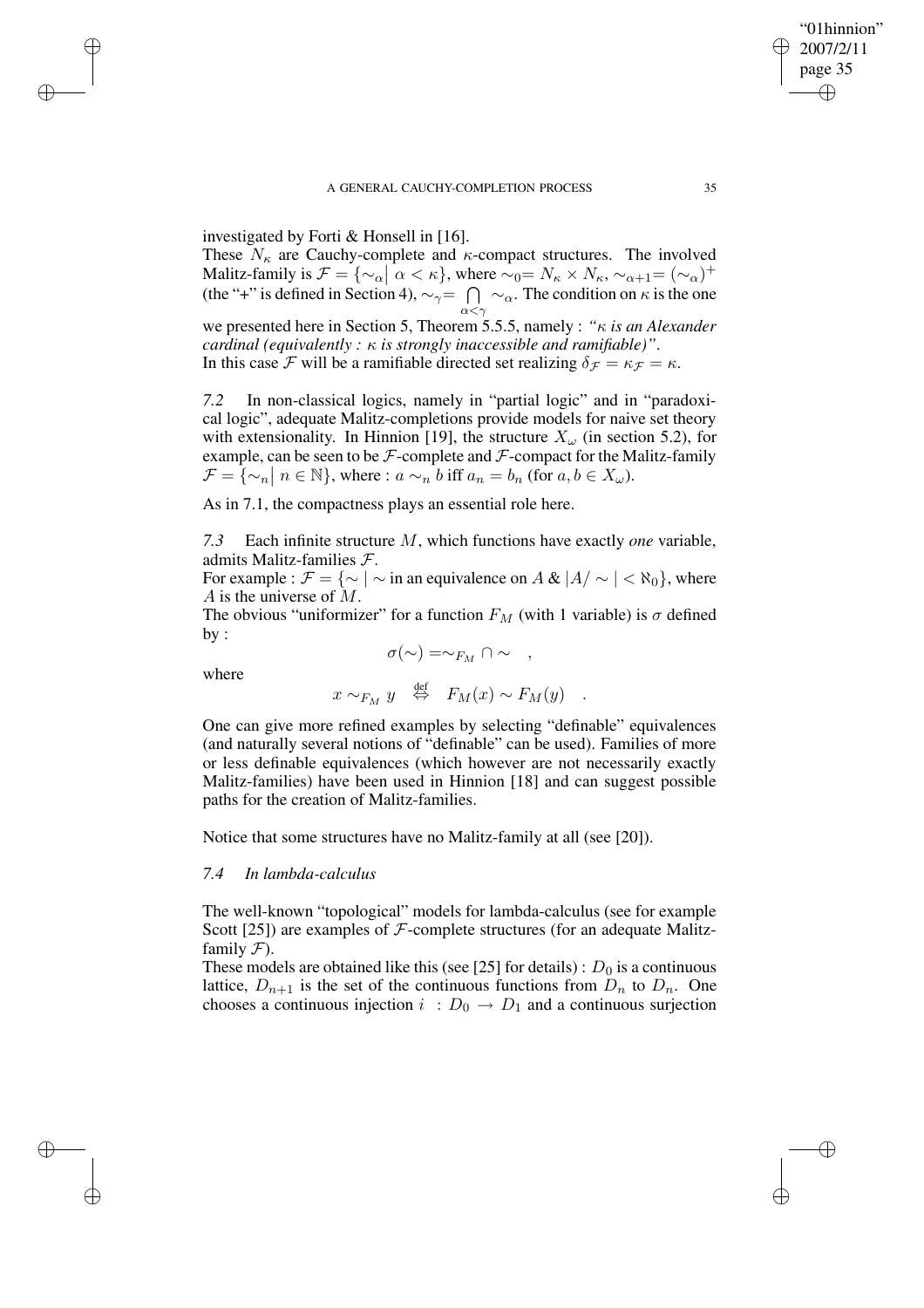investigated by Forti & Honsell in [16].

These $N_\kappa$ are Cauchy-complete and $\kappa$-compact structures. The involved Malitz-family is $\mathcal{F} = \{\sim_\alpha | \; \alpha < \kappa\}$, where $\sim_0 = N_\kappa \times N_\kappa$, $\sim_{\alpha+1} = (\sim_\alpha)^+$ (the "+" is defined in Section 4), $\sim_\gamma = \bigcap_{\alpha<\gamma} \sim_\alpha$. The condition on $\kappa$ is the one we presented here in Section 5, Theorem 5.5.5, namely : *"$\kappa$ is an Alexander cardinal (equivalently : $\kappa$ is strongly inaccessible and ramifiable)"*.

In this case $\mathcal{F}$ will be a ramifiable directed set realizing $\delta_{\mathcal{F}} = \kappa_{\mathcal{F}} = \kappa$.

*7.2* In non-classical logics, namely in "partial logic" and in "paradoxical logic", adequate Malitz-completions provide models for naive set theory with extensionality. In Hinnion [19], the structure $X_\omega$ (in section 5.2), for example, can be seen to be $\mathcal{F}$-complete and $\mathcal{F}$-compact for the Malitz-family $\mathcal{F} = \{\sim_n | \; n \in \mathbb{N}\}$, where : $a \sim_n b$ iff $a_n = b_n$ (for $a, b \in X_\omega$).

As in 7.1, the compactness plays an essential role here.

*7.3* Each infinite structure $M$, which functions have exactly *one* variable, admits Malitz-families $\mathcal{F}$.

For example : $\mathcal{F} = \{\sim | \sim$ in an equivalence on $A$ & $|A/\sim| < \aleph_0\}$, where $A$ is the universe of $M$.

The obvious "uniformizer" for a function $F_M$ (with 1 variable) is $\sigma$ defined by :

$$\sigma(\sim) = \sim_{F_M} \cap \sim \quad ,$$

where

$$x \sim_{F_M} y \quad \overset{\text{def}}{\Leftrightarrow} \quad F_M(x) \sim F_M(y) \quad .$$

One can give more refined examples by selecting "definable" equivalences (and naturally several notions of "definable" can be used). Families of more or less definable equivalences (which however are not necessarily exactly Malitz-families) have been used in Hinnion [18] and can suggest possible paths for the creation of Malitz-families.

Notice that some structures have no Malitz-family at all (see [20]).

*7.4 In lambda-calculus*

The well-known "topological" models for lambda-calculus (see for example Scott [25]) are examples of $\mathcal{F}$-complete structures (for an adequate Malitz-family $\mathcal{F}$).

These models are obtained like this (see [25] for details) : $D_0$ is a continuous lattice, $D_{n+1}$ is the set of the continuous functions from $D_n$ to $D_n$. One chooses a continuous injection $i : D_0 \to D_1$ and a continuous surjection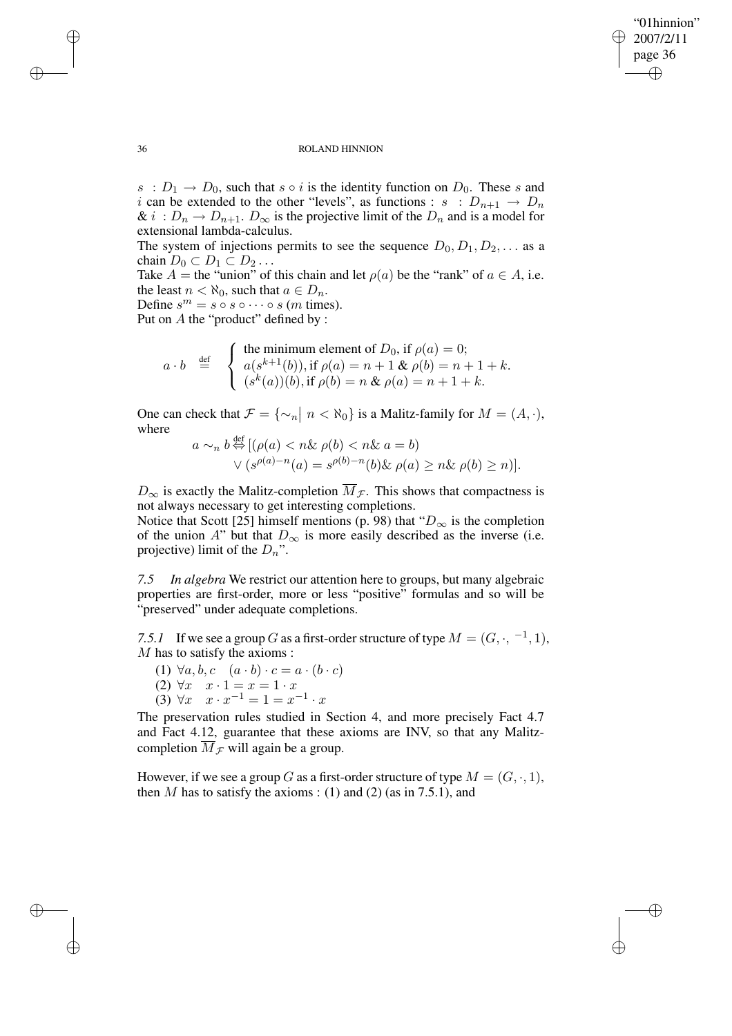$s : D_1 \to D_0$, such that $s \circ i$ is the identity function on $D_0$. These $s$ and $i$ can be extended to the other "levels", as functions : $s : D_{n+1} \to D_n$ & $i : D_n \to D_{n+1}$. $D_\infty$ is the projective limit of the $D_n$ and is a model for extensional lambda-calculus.

The system of injections permits to see the sequence $D_0, D_1, D_2, \ldots$ as a chain $D_0 \subset D_1 \subset D_2 \ldots$

Take $A =$ the "union" of this chain and let $\rho(a)$ be the "rank" of $a \in A$, i.e. the least $n < \aleph_0$, such that $a \in D_n$.

Define $s^m = s \circ s \circ \cdots \circ s$ ($m$ times).

Put on $A$ the "product" defined by :

$$a \cdot b \stackrel{\text{def}}{=} \begin{cases} \text{the minimum element of } D_0, \text{ if } \rho(a) = 0; \\ a(s^{k+1}(b)), \text{ if } \rho(a) = n+1 \;\&\; \rho(b) = n+1+k. \\ (s^k(a))(b), \text{ if } \rho(b) = n \;\&\; \rho(a) = n+1+k. \end{cases}$$

One can check that $\mathcal{F} = \{\sim_n \big| \; n < \aleph_0\}$ is a Malitz-family for $M = (A, \cdot)$, where

$$a \sim_n b \stackrel{\text{def}}{\Leftrightarrow} [(\rho(a) < n \& \; \rho(b) < n \& \; a = b) \\ \vee (s^{\rho(a)-n}(a) = s^{\rho(b)-n}(b) \& \; \rho(a) \geq n \& \; \rho(b) \geq n)].$$

$D_\infty$ is exactly the Malitz-completion $\overline{M}_{\mathcal{F}}$. This shows that compactness is not always necessary to get interesting completions.

Notice that Scott [25] himself mentions (p. 98) that "$D_\infty$ is the completion of the union $A$" but that $D_\infty$ is more easily described as the inverse (i.e. projective) limit of the $D_n$".

*7.5 In algebra* We restrict our attention here to groups, but many algebraic properties are first-order, more or less "positive" formulas and so will be "preserved" under adequate completions.

*7.5.1* If we see a group $G$ as a first-order structure of type $M = (G, \cdot, {}^{-1}, 1)$, $M$ has to satisfy the axioms :

(1) $\forall a, b, c \quad (a \cdot b) \cdot c = a \cdot (b \cdot c)$

(2) $\forall x \quad x \cdot 1 = x = 1 \cdot x$

(3) $\forall x \quad x \cdot x^{-1} = 1 = x^{-1} \cdot x$

The preservation rules studied in Section 4, and more precisely Fact 4.7 and Fact 4.12, guarantee that these axioms are INV, so that any Malitz-completion $\overline{M}_{\mathcal{F}}$ will again be a group.

However, if we see a group $G$ as a first-order structure of type $M = (G, \cdot, 1)$, then $M$ has to satisfy the axioms : (1) and (2) (as in 7.5.1), and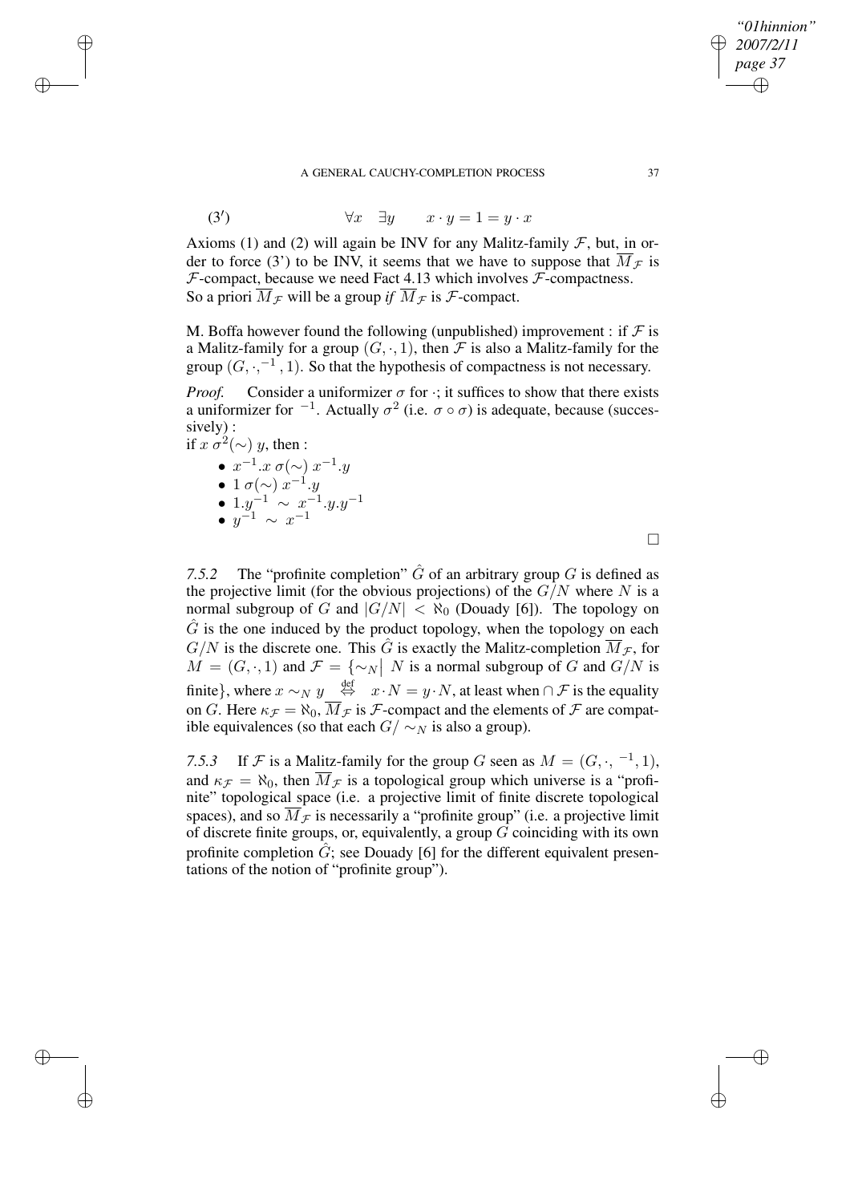$$(3') \qquad \forall x \quad \exists y \qquad x \cdot y = 1 = y \cdot x$$

Axioms (1) and (2) will again be INV for any Malitz-family $\mathcal{F}$, but, in order to force (3') to be INV, it seems that we have to suppose that $\overline{M}_{\mathcal{F}}$ is $\mathcal{F}$-compact, because we need Fact 4.13 which involves $\mathcal{F}$-compactness. So a priori $\overline{M}_{\mathcal{F}}$ will be a group *if* $\overline{M}_{\mathcal{F}}$ is $\mathcal{F}$-compact.

M. Boffa however found the following (unpublished) improvement : if $\mathcal{F}$ is a Malitz-family for a group $(G, \cdot, 1)$, then $\mathcal{F}$ is also a Malitz-family for the group $(G, \cdot, ^{-1}, 1)$. So that the hypothesis of compactness is not necessary.

*Proof.* Consider a uniformizer $\sigma$ for $\cdot$; it suffices to show that there exists a uniformizer for $^{-1}$. Actually $\sigma^2$ (i.e. $\sigma \circ \sigma$) is adequate, because (successively) :
if $x\ \sigma^2(\sim)\ y$, then :

- $x^{-1}.x\ \sigma(\sim)\ x^{-1}.y$
- $1\ \sigma(\sim)\ x^{-1}.y$
- $1.y^{-1}\ \sim\ x^{-1}.y.y^{-1}$
- $y^{-1}\ \sim\ x^{-1}$

□

*7.5.2* The "profinite completion" $\hat{G}$ of an arbitrary group $G$ is defined as the projective limit (for the obvious projections) of the $G/N$ where $N$ is a normal subgroup of $G$ and $|G/N| < \aleph_0$ (Douady [6]). The topology on $\hat{G}$ is the one induced by the product topology, when the topology on each $G/N$ is the discrete one. This $\hat{G}$ is exactly the Malitz-completion $\overline{M}_{\mathcal{F}}$, for $M = (G, \cdot, 1)$ and $\mathcal{F} = \{\sim_N |\ N$ is a normal subgroup of $G$ and $G/N$ is finite$\}$, where $x \sim_N y \overset{\text{def}}{\Leftrightarrow} x \cdot N = y \cdot N$, at least when $\cap\, \mathcal{F}$ is the equality on $G$. Here $\kappa_{\mathcal{F}} = \aleph_0$, $\overline{M}_{\mathcal{F}}$ is $\mathcal{F}$-compact and the elements of $\mathcal{F}$ are compatible equivalences (so that each $G/\sim_N$ is also a group).

*7.5.3* If $\mathcal{F}$ is a Malitz-family for the group $G$ seen as $M = (G, \cdot, ^{-1}, 1)$, and $\kappa_{\mathcal{F}} = \aleph_0$, then $\overline{M}_{\mathcal{F}}$ is a topological group which universe is a "profinite" topological space (i.e. a projective limit of finite discrete topological spaces), and so $\overline{M}_{\mathcal{F}}$ is necessarily a "profinite group" (i.e. a projective limit of discrete finite groups, or, equivalently, a group $G$ coinciding with its own profinite completion $\hat{G}$; see Douady [6] for the different equivalent presentations of the notion of "profinite group").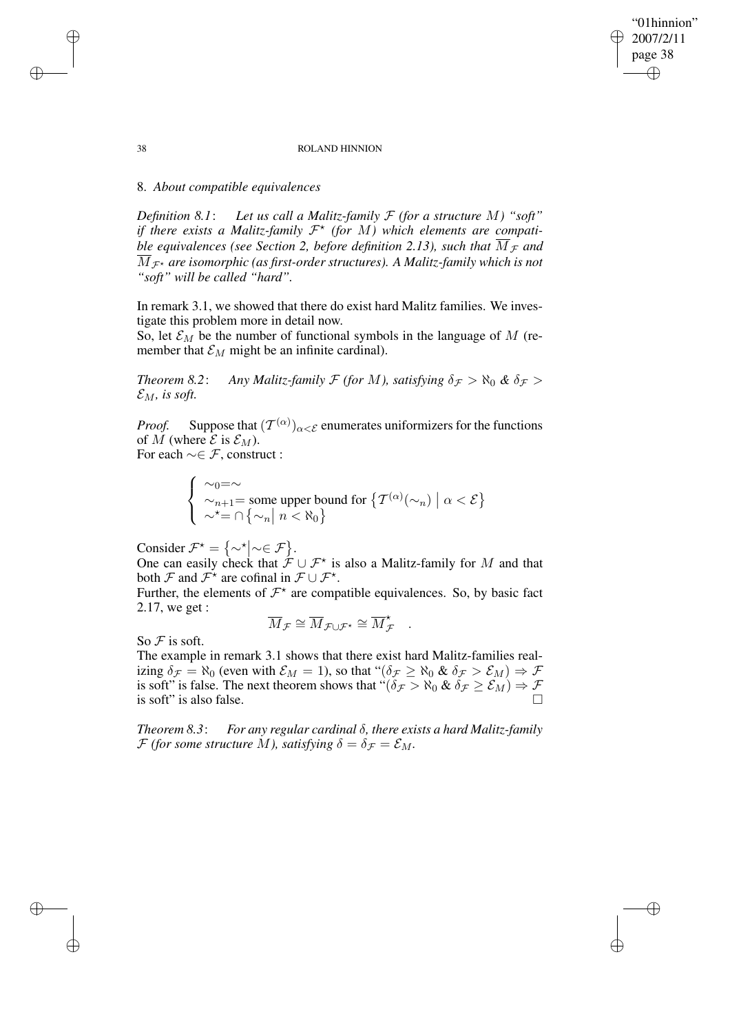## 8. *About compatible equivalences*

*Definition 8.1*: *Let us call a Malitz-family $\mathcal{F}$ (for a structure $M$) "soft" if there exists a Malitz-family $\mathcal{F}^\star$ (for $M$) which elements are compatible equivalences (see Section 2, before definition 2.13), such that $\overline{M}_{\mathcal{F}}$ and $\overline{M}_{\mathcal{F}^\star}$ are isomorphic (as first-order structures). A Malitz-family which is not "soft" will be called "hard".*

In remark 3.1, we showed that there do exist hard Malitz families. We investigate this problem more in detail now.
So, let $\mathcal{E}_M$ be the number of functional symbols in the language of $M$ (remember that $\mathcal{E}_M$ might be an infinite cardinal).

*Theorem 8.2*: *Any Malitz-family $\mathcal{F}$ (for $M$), satisfying $\delta_{\mathcal{F}} > \aleph_0$ & $\delta_{\mathcal{F}} > \mathcal{E}_M$, is soft.*

*Proof.* Suppose that $(\mathcal{T}^{(\alpha)})_{\alpha<\mathcal{E}}$ enumerates uniformizers for the functions of $M$ (where $\mathcal{E}$ is $\mathcal{E}_M$).
For each $\sim\in\mathcal{F}$, construct :

$$\begin{cases} \sim_0=\sim \\ \sim_{n+1}= \text{some upper bound for } \left\{\mathcal{T}^{(\alpha)}(\sim_n) \;\middle|\; \alpha<\mathcal{E}\right\} \\ \sim^\star= \cap\left\{\sim_n \middle|\; n<\aleph_0\right\} \end{cases}$$

Consider $\mathcal{F}^\star = \left\{\sim^\star \middle| \sim\in\mathcal{F}\right\}$.
One can easily check that $\mathcal{F}\cup\mathcal{F}^\star$ is also a Malitz-family for $M$ and that both $\mathcal{F}$ and $\mathcal{F}^\star$ are cofinal in $\mathcal{F}\cup\mathcal{F}^\star$.
Further, the elements of $\mathcal{F}^\star$ are compatible equivalences. So, by basic fact 2.17, we get :

$$\overline{M}_{\mathcal{F}} \cong \overline{M}_{\mathcal{F}\cup\mathcal{F}^\star} \cong \overline{M}^\star_{\mathcal{F}} \quad .$$

So $\mathcal{F}$ is soft.
The example in remark 3.1 shows that there exist hard Malitz-families realizing $\delta_{\mathcal{F}} = \aleph_0$ (even with $\mathcal{E}_M = 1$), so that "$(\delta_{\mathcal{F}} \geq \aleph_0$ & $\delta_{\mathcal{F}} > \mathcal{E}_M) \Rightarrow \mathcal{F}$ is soft" is false. The next theorem shows that "$(\delta_{\mathcal{F}} > \aleph_0$ & $\delta_{\mathcal{F}} \geq \mathcal{E}_M) \Rightarrow \mathcal{F}$ is soft" is also false. □

*Theorem 8.3*: *For any regular cardinal $\delta$, there exists a hard Malitz-family $\mathcal{F}$ (for some structure $M$), satisfying $\delta = \delta_{\mathcal{F}} = \mathcal{E}_M$.*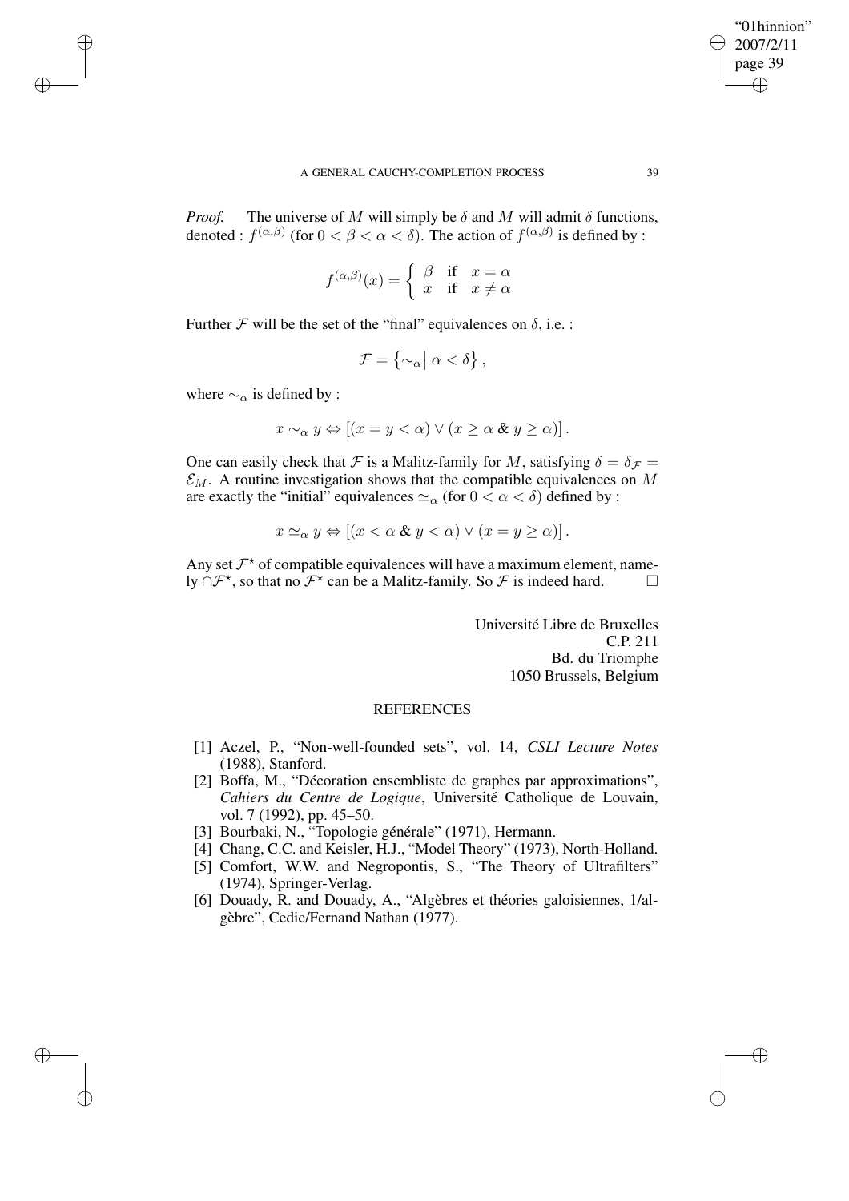*Proof.* The universe of $M$ will simply be $\delta$ and $M$ will admit $\delta$ functions, denoted : $f^{(\alpha,\beta)}$ (for $0 < \beta < \alpha < \delta$). The action of $f^{(\alpha,\beta)}$ is defined by :

$$f^{(\alpha,\beta)}(x) = \begin{cases} \beta & \text{if} \quad x = \alpha \\ x & \text{if} \quad x \neq \alpha \end{cases}$$

Further $\mathcal{F}$ will be the set of the "final" equivalences on $\delta$, i.e. :

$$\mathcal{F} = \left\{ \sim_\alpha \middle| \, \alpha < \delta \right\},$$

where $\sim_\alpha$ is defined by :

$$x \sim_\alpha y \Leftrightarrow [(x = y < \alpha) \vee (x \geq \alpha \;\&\; y \geq \alpha)].$$

One can easily check that $\mathcal{F}$ is a Malitz-family for $M$, satisfying $\delta = \delta_{\mathcal{F}} = \mathcal{E}_M$. A routine investigation shows that the compatible equivalences on $M$ are exactly the "initial" equivalences $\simeq_\alpha$ (for $0 < \alpha < \delta$) defined by :

$$x \simeq_\alpha y \Leftrightarrow [(x < \alpha \;\&\; y < \alpha) \vee (x = y \geq \alpha)].$$

Any set $\mathcal{F}^\star$ of compatible equivalences will have a maximum element, namely $\cap\mathcal{F}^\star$, so that no $\mathcal{F}^\star$ can be a Malitz-family. So $\mathcal{F}$ is indeed hard. $\square$

Université Libre de Bruxelles
C.P. 211
Bd. du Triomphe
1050 Brussels, Belgium

## REFERENCES

[1] Aczel, P., "Non-well-founded sets", vol. 14, *CSLI Lecture Notes* (1988), Stanford.

[2] Boffa, M., "Décoration ensembliste de graphes par approximations", *Cahiers du Centre de Logique*, Université Catholique de Louvain, vol. 7 (1992), pp. 45–50.

[3] Bourbaki, N., "Topologie générale" (1971), Hermann.

[4] Chang, C.C. and Keisler, H.J., "Model Theory" (1973), North-Holland.

[5] Comfort, W.W. and Negropontis, S., "The Theory of Ultrafilters" (1974), Springer-Verlag.

[6] Douady, R. and Douady, A., "Algèbres et théories galoisiennes, 1/algèbre", Cedic/Fernand Nathan (1977).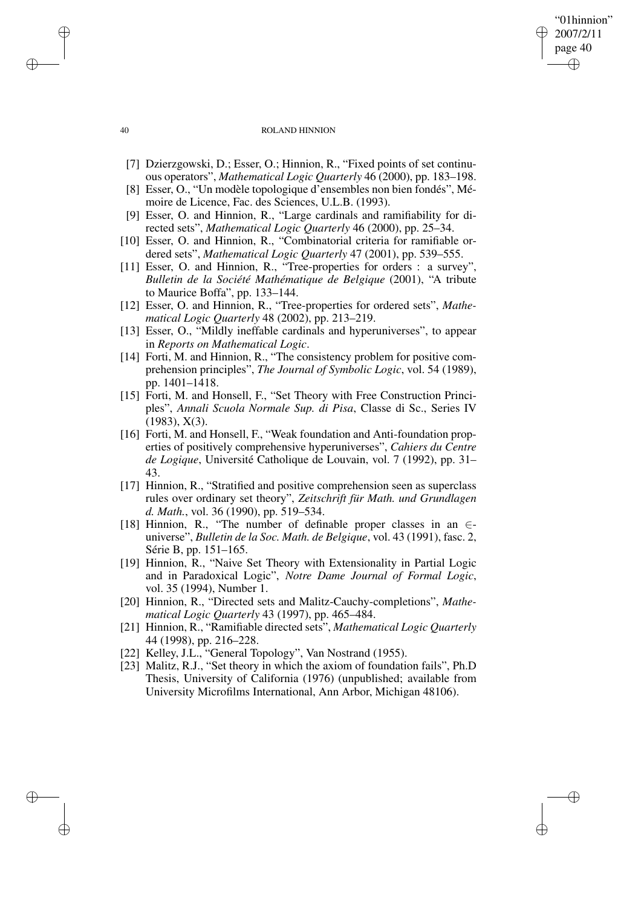[7] Dzierzgowski, D.; Esser, O.; Hinnion, R., "Fixed points of set continuous operators", *Mathematical Logic Quarterly* 46 (2000), pp. 183–198.

[8] Esser, O., "Un modèle topologique d'ensembles non bien fondés", Mémoire de Licence, Fac. des Sciences, U.L.B. (1993).

[9] Esser, O. and Hinnion, R., "Large cardinals and ramifiability for directed sets", *Mathematical Logic Quarterly* 46 (2000), pp. 25–34.

[10] Esser, O. and Hinnion, R., "Combinatorial criteria for ramifiable ordered sets", *Mathematical Logic Quarterly* 47 (2001), pp. 539–555.

[11] Esser, O. and Hinnion, R., "Tree-properties for orders : a survey", *Bulletin de la Société Mathématique de Belgique* (2001), "A tribute to Maurice Boffa", pp. 133–144.

[12] Esser, O. and Hinnion, R., "Tree-properties for ordered sets", *Mathematical Logic Quarterly* 48 (2002), pp. 213–219.

[13] Esser, O., "Mildly ineffable cardinals and hyperuniverses", to appear in *Reports on Mathematical Logic*.

[14] Forti, M. and Hinnion, R., "The consistency problem for positive comprehension principles", *The Journal of Symbolic Logic*, vol. 54 (1989), pp. 1401–1418.

[15] Forti, M. and Honsell, F., "Set Theory with Free Construction Principles", *Annali Scuola Normale Sup. di Pisa*, Classe di Sc., Series IV (1983), X(3).

[16] Forti, M. and Honsell, F., "Weak foundation and Anti-foundation properties of positively comprehensive hyperuniverses", *Cahiers du Centre de Logique*, Université Catholique de Louvain, vol. 7 (1992), pp. 31–43.

[17] Hinnion, R., "Stratified and positive comprehension seen as superclass rules over ordinary set theory", *Zeitschrift für Math. und Grundlagen d. Math.*, vol. 36 (1990), pp. 519–534.

[18] Hinnion, R., "The number of definable proper classes in an $\in$-universe", *Bulletin de la Soc. Math. de Belgique*, vol. 43 (1991), fasc. 2, Série B, pp. 151–165.

[19] Hinnion, R., "Naive Set Theory with Extensionality in Partial Logic and in Paradoxical Logic", *Notre Dame Journal of Formal Logic*, vol. 35 (1994), Number 1.

[20] Hinnion, R., "Directed sets and Malitz-Cauchy-completions", *Mathematical Logic Quarterly* 43 (1997), pp. 465–484.

[21] Hinnion, R., "Ramifiable directed sets", *Mathematical Logic Quarterly* 44 (1998), pp. 216–228.

[22] Kelley, J.L., "General Topology", Van Nostrand (1955).

[23] Malitz, R.J., "Set theory in which the axiom of foundation fails", Ph.D Thesis, University of California (1976) (unpublished; available from University Microfilms International, Ann Arbor, Michigan 48106).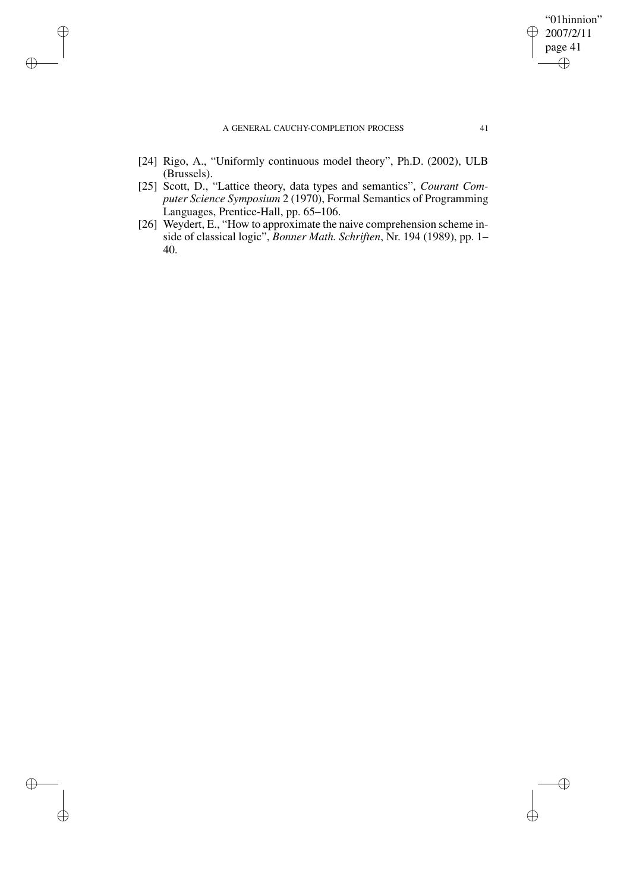[24] Rigo, A., "Uniformly continuous model theory", Ph.D. (2002), ULB (Brussels).

[25] Scott, D., "Lattice theory, data types and semantics", *Courant Computer Science Symposium* 2 (1970), Formal Semantics of Programming Languages, Prentice-Hall, pp. 65–106.

[26] Weydert, E., "How to approximate the naive comprehension scheme inside of classical logic", *Bonner Math. Schriften*, Nr. 194 (1989), pp. 1–40.